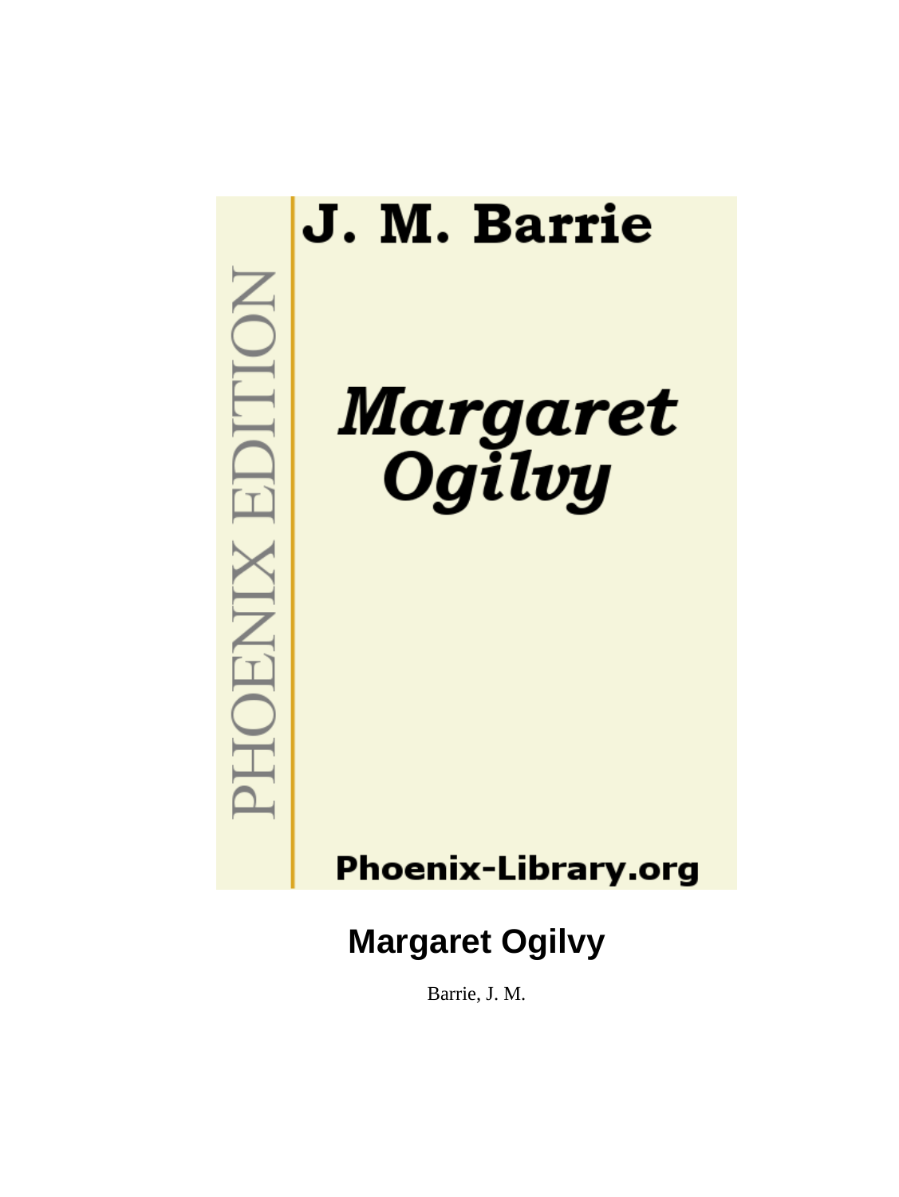J. M. Barrie

PHOENIX EDITION

*Margaret Ogilvy*

Phoenix-Library.org

# Margaret Ogilvy

Barrie, J. M.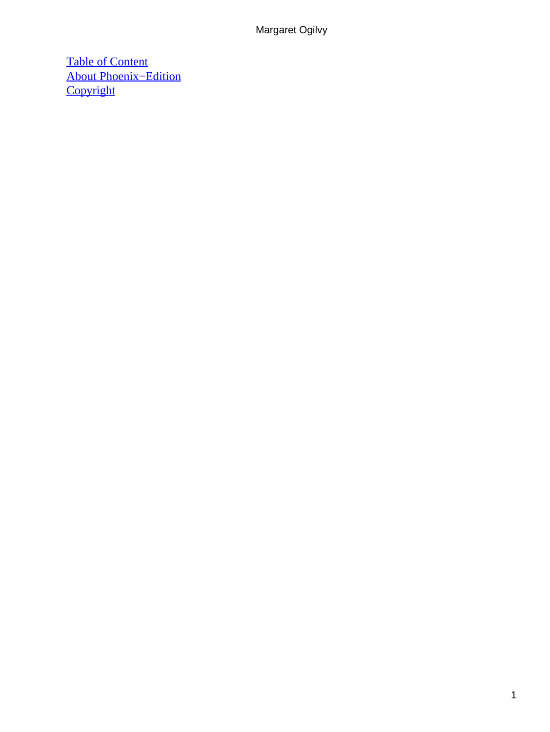[Table of Content](#)
[About Phoenix−Edition](#)
[Copyright](#)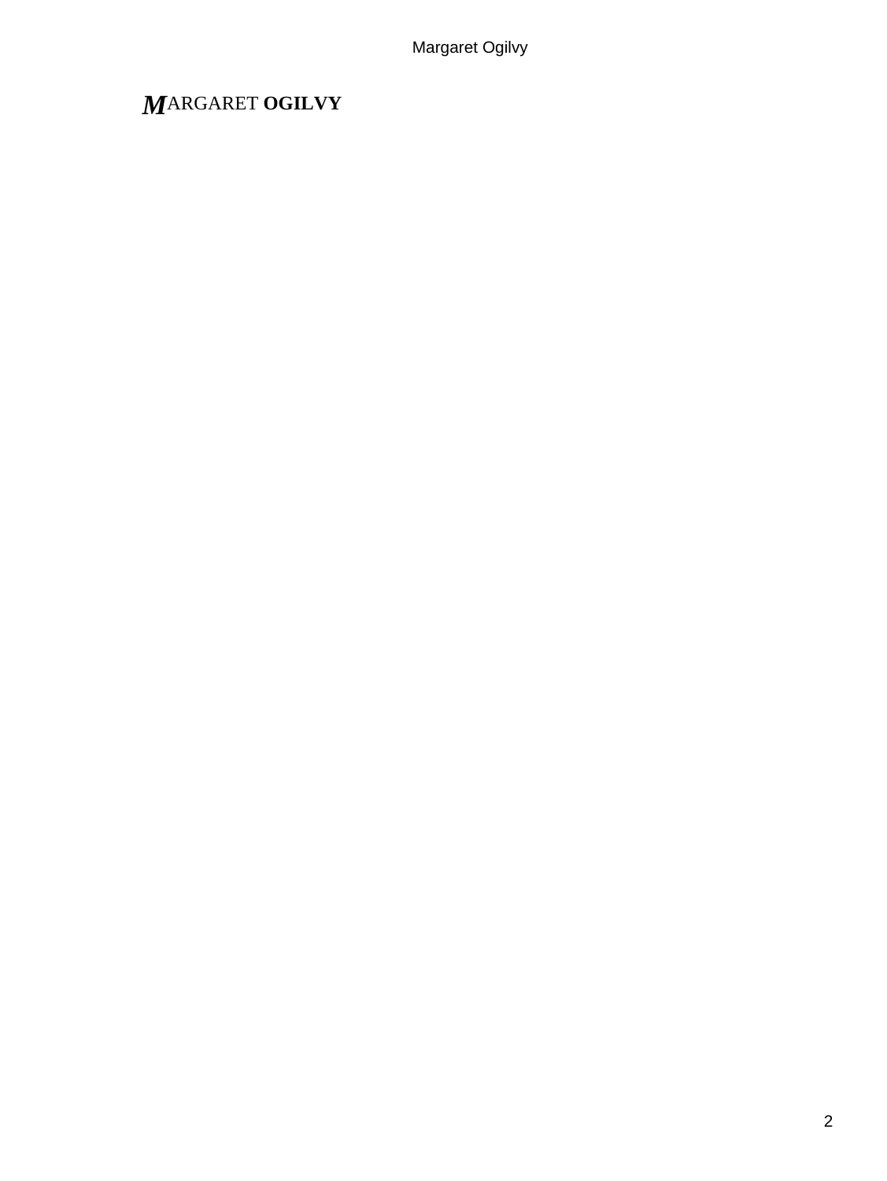# MARGARET OGILVY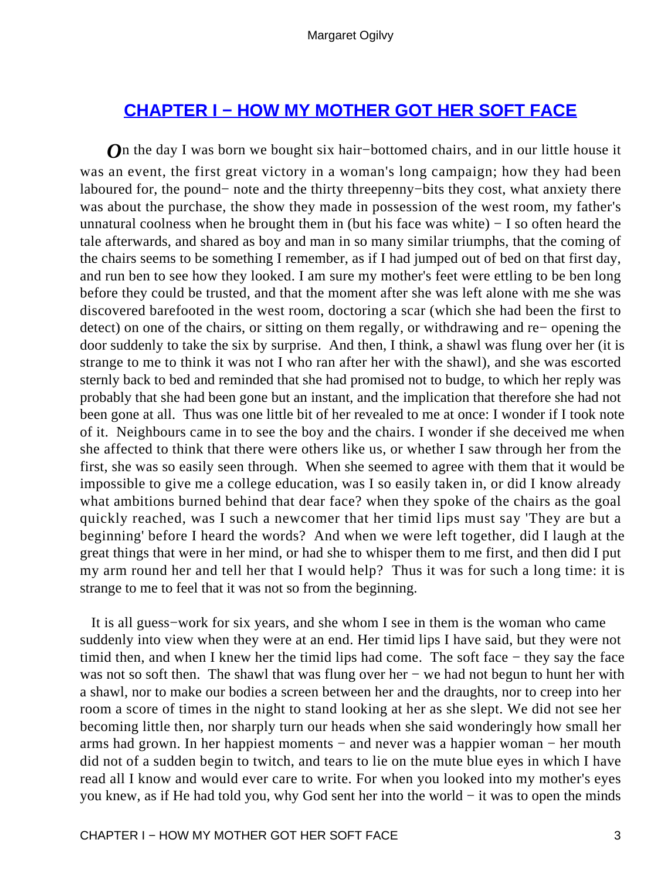## [CHAPTER I − HOW MY MOTHER GOT HER SOFT FACE]()

*O*n the day I was born we bought six hair−bottomed chairs, and in our little house it was an event, the first great victory in a woman's long campaign; how they had been laboured for, the pound− note and the thirty threepenny−bits they cost, what anxiety there was about the purchase, the show they made in possession of the west room, my father's unnatural coolness when he brought them in (but his face was white) − I so often heard the tale afterwards, and shared as boy and man in so many similar triumphs, that the coming of the chairs seems to be something I remember, as if I had jumped out of bed on that first day, and run ben to see how they looked. I am sure my mother's feet were ettling to be ben long before they could be trusted, and that the moment after she was left alone with me she was discovered barefooted in the west room, doctoring a scar (which she had been the first to detect) on one of the chairs, or sitting on them regally, or withdrawing and re− opening the door suddenly to take the six by surprise. And then, I think, a shawl was flung over her (it is strange to me to think it was not I who ran after her with the shawl), and she was escorted sternly back to bed and reminded that she had promised not to budge, to which her reply was probably that she had been gone but an instant, and the implication that therefore she had not been gone at all. Thus was one little bit of her revealed to me at once: I wonder if I took note of it. Neighbours came in to see the boy and the chairs. I wonder if she deceived me when she affected to think that there were others like us, or whether I saw through her from the first, she was so easily seen through. When she seemed to agree with them that it would be impossible to give me a college education, was I so easily taken in, or did I know already what ambitions burned behind that dear face? when they spoke of the chairs as the goal quickly reached, was I such a newcomer that her timid lips must say 'They are but a beginning' before I heard the words? And when we were left together, did I laugh at the great things that were in her mind, or had she to whisper them to me first, and then did I put my arm round her and tell her that I would help? Thus it was for such a long time: it is strange to me to feel that it was not so from the beginning.

It is all guess−work for six years, and she whom I see in them is the woman who came suddenly into view when they were at an end. Her timid lips I have said, but they were not timid then, and when I knew her the timid lips had come. The soft face − they say the face was not so soft then. The shawl that was flung over her − we had not begun to hunt her with a shawl, nor to make our bodies a screen between her and the draughts, nor to creep into her room a score of times in the night to stand looking at her as she slept. We did not see her becoming little then, nor sharply turn our heads when she said wonderingly how small her arms had grown. In her happiest moments − and never was a happier woman − her mouth did not of a sudden begin to twitch, and tears to lie on the mute blue eyes in which I have read all I know and would ever care to write. For when you looked into my mother's eyes you knew, as if He had told you, why God sent her into the world − it was to open the minds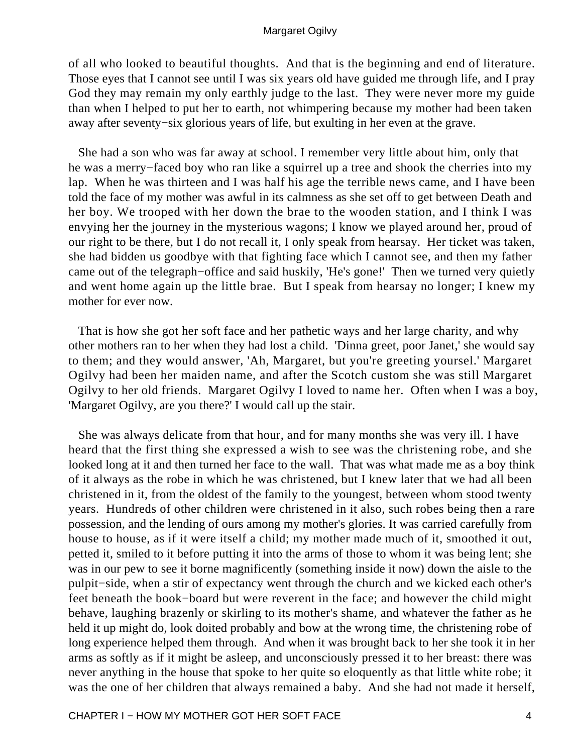of all who looked to beautiful thoughts. And that is the beginning and end of literature. Those eyes that I cannot see until I was six years old have guided me through life, and I pray God they may remain my only earthly judge to the last. They were never more my guide than when I helped to put her to earth, not whimpering because my mother had been taken away after seventy−six glorious years of life, but exulting in her even at the grave.

She had a son who was far away at school. I remember very little about him, only that he was a merry−faced boy who ran like a squirrel up a tree and shook the cherries into my lap. When he was thirteen and I was half his age the terrible news came, and I have been told the face of my mother was awful in its calmness as she set off to get between Death and her boy. We trooped with her down the brae to the wooden station, and I think I was envying her the journey in the mysterious wagons; I know we played around her, proud of our right to be there, but I do not recall it, I only speak from hearsay. Her ticket was taken, she had bidden us goodbye with that fighting face which I cannot see, and then my father came out of the telegraph−office and said huskily, 'He's gone!' Then we turned very quietly and went home again up the little brae. But I speak from hearsay no longer; I knew my mother for ever now.

That is how she got her soft face and her pathetic ways and her large charity, and why other mothers ran to her when they had lost a child. 'Dinna greet, poor Janet,' she would say to them; and they would answer, 'Ah, Margaret, but you're greeting yoursel.' Margaret Ogilvy had been her maiden name, and after the Scotch custom she was still Margaret Ogilvy to her old friends. Margaret Ogilvy I loved to name her. Often when I was a boy, 'Margaret Ogilvy, are you there?' I would call up the stair.

She was always delicate from that hour, and for many months she was very ill. I have heard that the first thing she expressed a wish to see was the christening robe, and she looked long at it and then turned her face to the wall. That was what made me as a boy think of it always as the robe in which he was christened, but I knew later that we had all been christened in it, from the oldest of the family to the youngest, between whom stood twenty years. Hundreds of other children were christened in it also, such robes being then a rare possession, and the lending of ours among my mother's glories. It was carried carefully from house to house, as if it were itself a child; my mother made much of it, smoothed it out, petted it, smiled to it before putting it into the arms of those to whom it was being lent; she was in our pew to see it borne magnificently (something inside it now) down the aisle to the pulpit−side, when a stir of expectancy went through the church and we kicked each other's feet beneath the book−board but were reverent in the face; and however the child might behave, laughing brazenly or skirling to its mother's shame, and whatever the father as he held it up might do, look doited probably and bow at the wrong time, the christening robe of long experience helped them through. And when it was brought back to her she took it in her arms as softly as if it might be asleep, and unconsciously pressed it to her breast: there was never anything in the house that spoke to her quite so eloquently as that little white robe; it was the one of her children that always remained a baby. And she had not made it herself,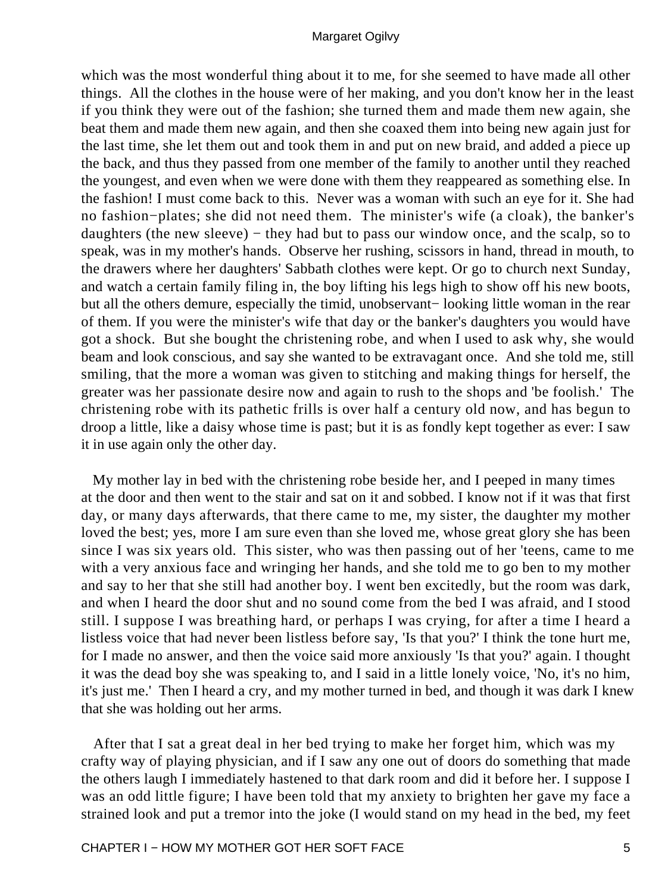which was the most wonderful thing about it to me, for she seemed to have made all other things. All the clothes in the house were of her making, and you don't know her in the least if you think they were out of the fashion; she turned them and made them new again, she beat them and made them new again, and then she coaxed them into being new again just for the last time, she let them out and took them in and put on new braid, and added a piece up the back, and thus they passed from one member of the family to another until they reached the youngest, and even when we were done with them they reappeared as something else. In the fashion! I must come back to this. Never was a woman with such an eye for it. She had no fashion−plates; she did not need them. The minister's wife (a cloak), the banker's daughters (the new sleeve) − they had but to pass our window once, and the scalp, so to speak, was in my mother's hands. Observe her rushing, scissors in hand, thread in mouth, to the drawers where her daughters' Sabbath clothes were kept. Or go to church next Sunday, and watch a certain family filing in, the boy lifting his legs high to show off his new boots, but all the others demure, especially the timid, unobservant− looking little woman in the rear of them. If you were the minister's wife that day or the banker's daughters you would have got a shock. But she bought the christening robe, and when I used to ask why, she would beam and look conscious, and say she wanted to be extravagant once. And she told me, still smiling, that the more a woman was given to stitching and making things for herself, the greater was her passionate desire now and again to rush to the shops and 'be foolish.' The christening robe with its pathetic frills is over half a century old now, and has begun to droop a little, like a daisy whose time is past; but it is as fondly kept together as ever: I saw it in use again only the other day.

My mother lay in bed with the christening robe beside her, and I peeped in many times at the door and then went to the stair and sat on it and sobbed. I know not if it was that first day, or many days afterwards, that there came to me, my sister, the daughter my mother loved the best; yes, more I am sure even than she loved me, whose great glory she has been since I was six years old. This sister, who was then passing out of her 'teens, came to me with a very anxious face and wringing her hands, and she told me to go ben to my mother and say to her that she still had another boy. I went ben excitedly, but the room was dark, and when I heard the door shut and no sound come from the bed I was afraid, and I stood still. I suppose I was breathing hard, or perhaps I was crying, for after a time I heard a listless voice that had never been listless before say, 'Is that you?' I think the tone hurt me, for I made no answer, and then the voice said more anxiously 'Is that you?' again. I thought it was the dead boy she was speaking to, and I said in a little lonely voice, 'No, it's no him, it's just me.' Then I heard a cry, and my mother turned in bed, and though it was dark I knew that she was holding out her arms.

After that I sat a great deal in her bed trying to make her forget him, which was my crafty way of playing physician, and if I saw any one out of doors do something that made the others laugh I immediately hastened to that dark room and did it before her. I suppose I was an odd little figure; I have been told that my anxiety to brighten her gave my face a strained look and put a tremor into the joke (I would stand on my head in the bed, my feet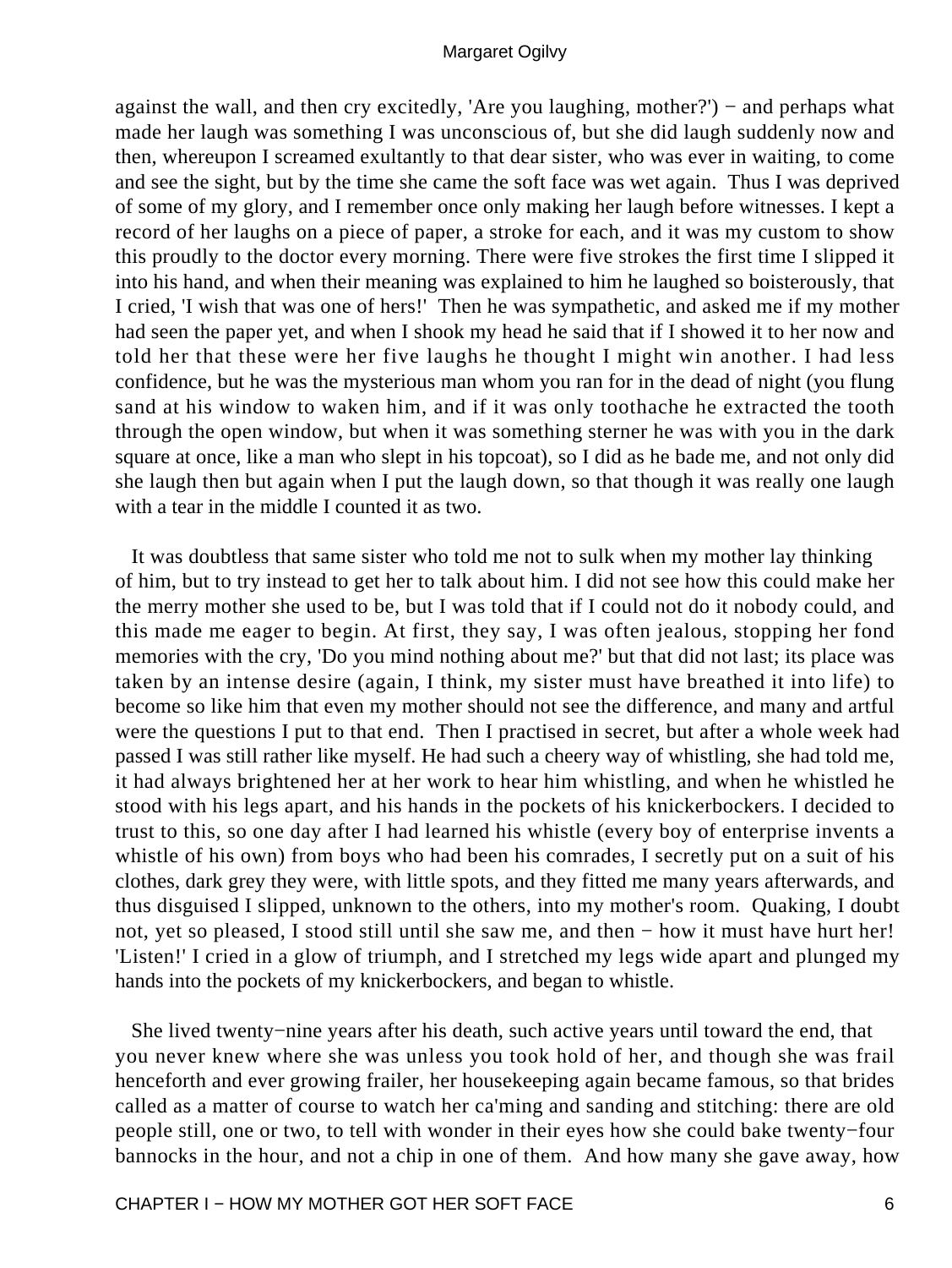against the wall, and then cry excitedly, 'Are you laughing, mother?') − and perhaps what made her laugh was something I was unconscious of, but she did laugh suddenly now and then, whereupon I screamed exultantly to that dear sister, who was ever in waiting, to come and see the sight, but by the time she came the soft face was wet again. Thus I was deprived of some of my glory, and I remember once only making her laugh before witnesses. I kept a record of her laughs on a piece of paper, a stroke for each, and it was my custom to show this proudly to the doctor every morning. There were five strokes the first time I slipped it into his hand, and when their meaning was explained to him he laughed so boisterously, that I cried, 'I wish that was one of hers!' Then he was sympathetic, and asked me if my mother had seen the paper yet, and when I shook my head he said that if I showed it to her now and told her that these were her five laughs he thought I might win another. I had less confidence, but he was the mysterious man whom you ran for in the dead of night (you flung sand at his window to waken him, and if it was only toothache he extracted the tooth through the open window, but when it was something sterner he was with you in the dark square at once, like a man who slept in his topcoat), so I did as he bade me, and not only did she laugh then but again when I put the laugh down, so that though it was really one laugh with a tear in the middle I counted it as two.

It was doubtless that same sister who told me not to sulk when my mother lay thinking of him, but to try instead to get her to talk about him. I did not see how this could make her the merry mother she used to be, but I was told that if I could not do it nobody could, and this made me eager to begin. At first, they say, I was often jealous, stopping her fond memories with the cry, 'Do you mind nothing about me?' but that did not last; its place was taken by an intense desire (again, I think, my sister must have breathed it into life) to become so like him that even my mother should not see the difference, and many and artful were the questions I put to that end. Then I practised in secret, but after a whole week had passed I was still rather like myself. He had such a cheery way of whistling, she had told me, it had always brightened her at her work to hear him whistling, and when he whistled he stood with his legs apart, and his hands in the pockets of his knickerbockers. I decided to trust to this, so one day after I had learned his whistle (every boy of enterprise invents a whistle of his own) from boys who had been his comrades, I secretly put on a suit of his clothes, dark grey they were, with little spots, and they fitted me many years afterwards, and thus disguised I slipped, unknown to the others, into my mother's room. Quaking, I doubt not, yet so pleased, I stood still until she saw me, and then − how it must have hurt her! 'Listen!' I cried in a glow of triumph, and I stretched my legs wide apart and plunged my hands into the pockets of my knickerbockers, and began to whistle.

She lived twenty−nine years after his death, such active years until toward the end, that you never knew where she was unless you took hold of her, and though she was frail henceforth and ever growing frailer, her housekeeping again became famous, so that brides called as a matter of course to watch her ca'ming and sanding and stitching: there are old people still, one or two, to tell with wonder in their eyes how she could bake twenty−four bannocks in the hour, and not a chip in one of them. And how many she gave away, how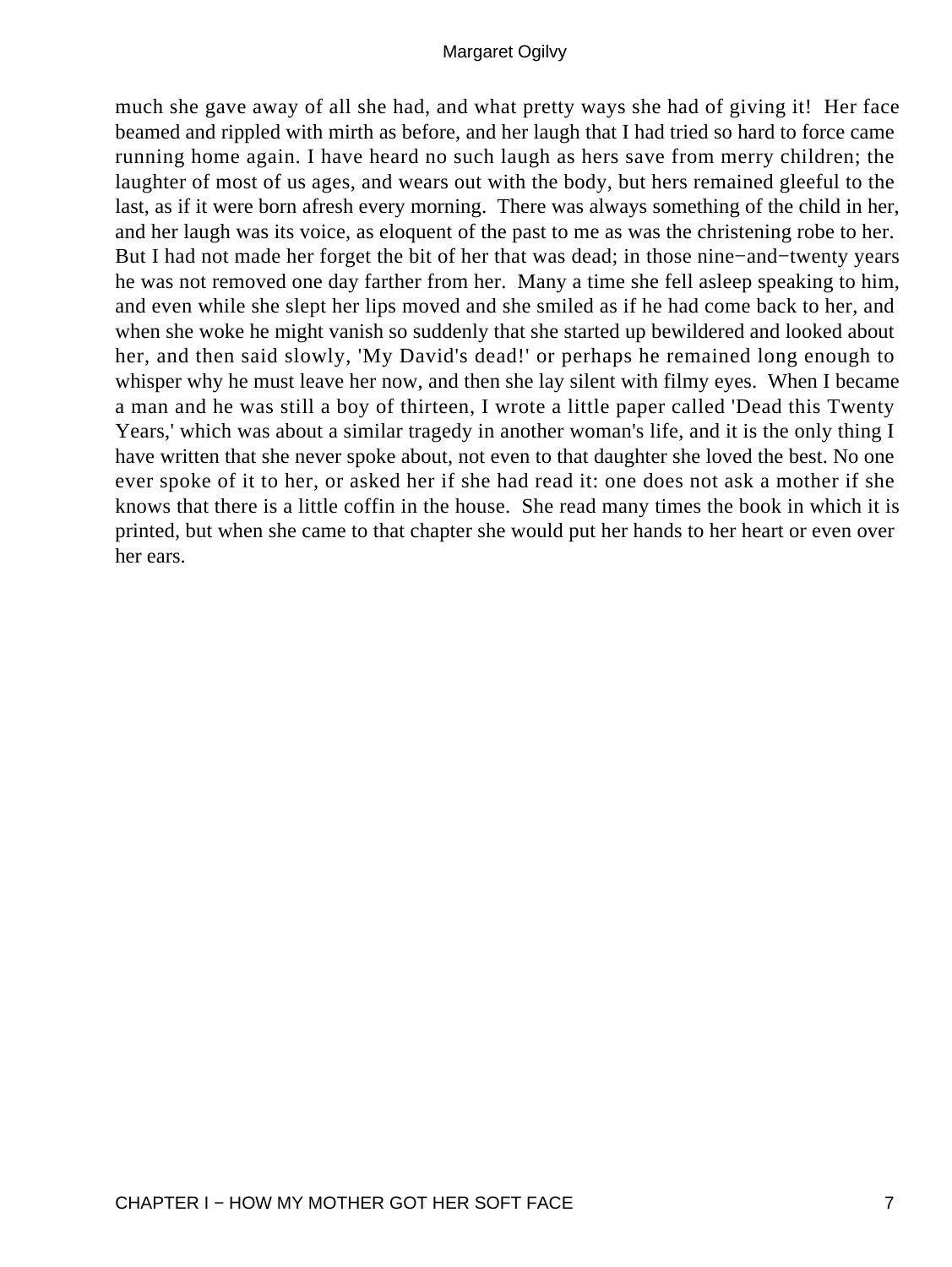much she gave away of all she had, and what pretty ways she had of giving it! Her face beamed and rippled with mirth as before, and her laugh that I had tried so hard to force came running home again. I have heard no such laugh as hers save from merry children; the laughter of most of us ages, and wears out with the body, but hers remained gleeful to the last, as if it were born afresh every morning. There was always something of the child in her, and her laugh was its voice, as eloquent of the past to me as was the christening robe to her. But I had not made her forget the bit of her that was dead; in those nine−and−twenty years he was not removed one day farther from her. Many a time she fell asleep speaking to him, and even while she slept her lips moved and she smiled as if he had come back to her, and when she woke he might vanish so suddenly that she started up bewildered and looked about her, and then said slowly, 'My David's dead!' or perhaps he remained long enough to whisper why he must leave her now, and then she lay silent with filmy eyes. When I became a man and he was still a boy of thirteen, I wrote a little paper called 'Dead this Twenty Years,' which was about a similar tragedy in another woman's life, and it is the only thing I have written that she never spoke about, not even to that daughter she loved the best. No one ever spoke of it to her, or asked her if she had read it: one does not ask a mother if she knows that there is a little coffin in the house. She read many times the book in which it is printed, but when she came to that chapter she would put her hands to her heart or even over her ears.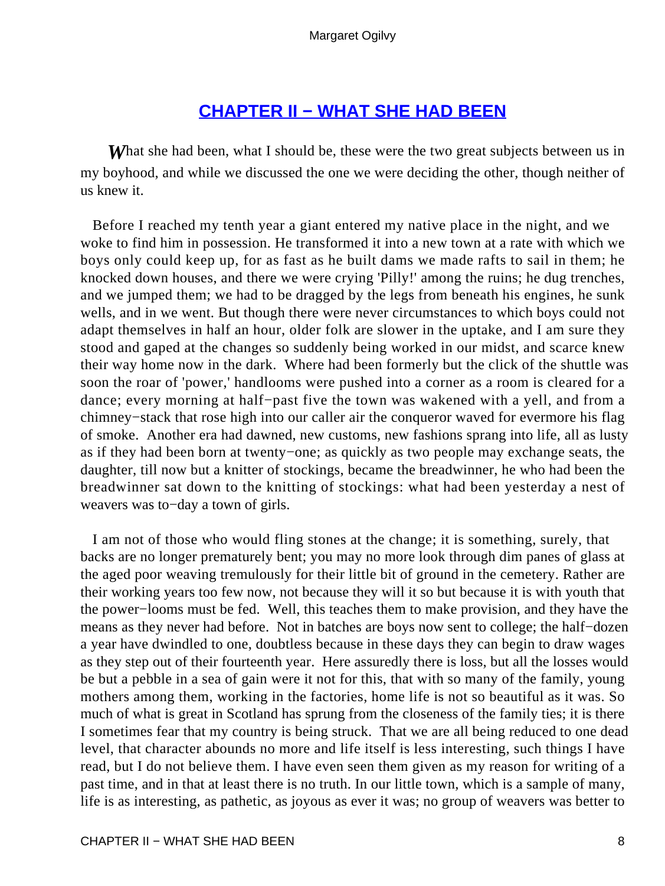## CHAPTER II − WHAT SHE HAD BEEN

*W*hat she had been, what I should be, these were the two great subjects between us in my boyhood, and while we discussed the one we were deciding the other, though neither of us knew it.

Before I reached my tenth year a giant entered my native place in the night, and we woke to find him in possession. He transformed it into a new town at a rate with which we boys only could keep up, for as fast as he built dams we made rafts to sail in them; he knocked down houses, and there we were crying 'Pilly!' among the ruins; he dug trenches, and we jumped them; we had to be dragged by the legs from beneath his engines, he sunk wells, and in we went. But though there were never circumstances to which boys could not adapt themselves in half an hour, older folk are slower in the uptake, and I am sure they stood and gaped at the changes so suddenly being worked in our midst, and scarce knew their way home now in the dark. Where had been formerly but the click of the shuttle was soon the roar of 'power,' handlooms were pushed into a corner as a room is cleared for a dance; every morning at half−past five the town was wakened with a yell, and from a chimney−stack that rose high into our caller air the conqueror waved for evermore his flag of smoke. Another era had dawned, new customs, new fashions sprang into life, all as lusty as if they had been born at twenty−one; as quickly as two people may exchange seats, the daughter, till now but a knitter of stockings, became the breadwinner, he who had been the breadwinner sat down to the knitting of stockings: what had been yesterday a nest of weavers was to−day a town of girls.

I am not of those who would fling stones at the change; it is something, surely, that backs are no longer prematurely bent; you may no more look through dim panes of glass at the aged poor weaving tremulously for their little bit of ground in the cemetery. Rather are their working years too few now, not because they will it so but because it is with youth that the power−looms must be fed. Well, this teaches them to make provision, and they have the means as they never had before. Not in batches are boys now sent to college; the half−dozen a year have dwindled to one, doubtless because in these days they can begin to draw wages as they step out of their fourteenth year. Here assuredly there is loss, but all the losses would be but a pebble in a sea of gain were it not for this, that with so many of the family, young mothers among them, working in the factories, home life is not so beautiful as it was. So much of what is great in Scotland has sprung from the closeness of the family ties; it is there I sometimes fear that my country is being struck. That we are all being reduced to one dead level, that character abounds no more and life itself is less interesting, such things I have read, but I do not believe them. I have even seen them given as my reason for writing of a past time, and in that at least there is no truth. In our little town, which is a sample of many, life is as interesting, as pathetic, as joyous as ever it was; no group of weavers was better to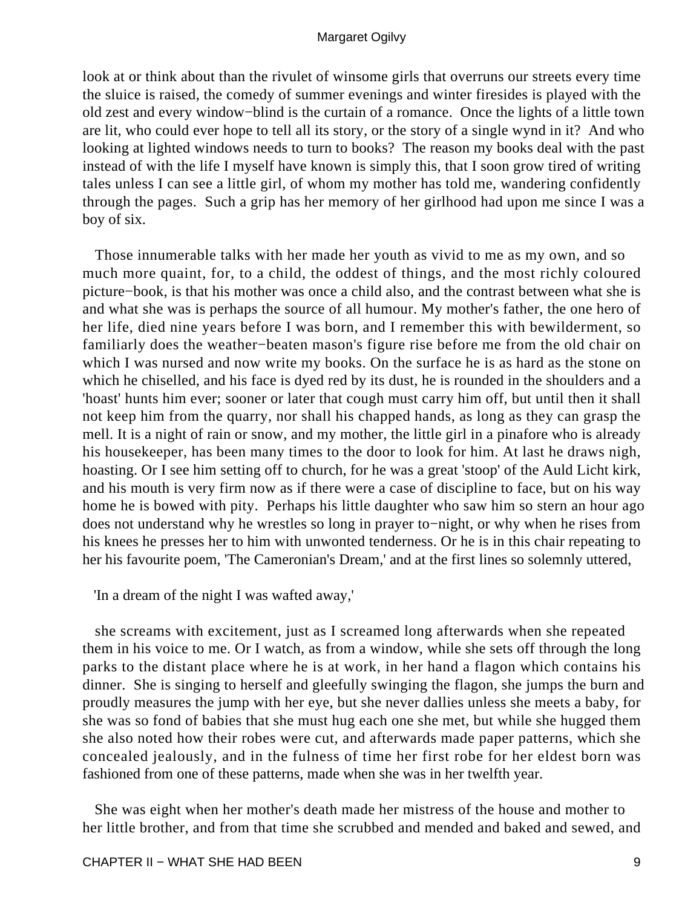look at or think about than the rivulet of winsome girls that overruns our streets every time the sluice is raised, the comedy of summer evenings and winter firesides is played with the old zest and every window−blind is the curtain of a romance. Once the lights of a little town are lit, who could ever hope to tell all its story, or the story of a single wynd in it? And who looking at lighted windows needs to turn to books? The reason my books deal with the past instead of with the life I myself have known is simply this, that I soon grow tired of writing tales unless I can see a little girl, of whom my mother has told me, wandering confidently through the pages. Such a grip has her memory of her girlhood had upon me since I was a boy of six.

Those innumerable talks with her made her youth as vivid to me as my own, and so much more quaint, for, to a child, the oddest of things, and the most richly coloured picture−book, is that his mother was once a child also, and the contrast between what she is and what she was is perhaps the source of all humour. My mother's father, the one hero of her life, died nine years before I was born, and I remember this with bewilderment, so familiarly does the weather−beaten mason's figure rise before me from the old chair on which I was nursed and now write my books. On the surface he is as hard as the stone on which he chiselled, and his face is dyed red by its dust, he is rounded in the shoulders and a 'hoast' hunts him ever; sooner or later that cough must carry him off, but until then it shall not keep him from the quarry, nor shall his chapped hands, as long as they can grasp the mell. It is a night of rain or snow, and my mother, the little girl in a pinafore who is already his housekeeper, has been many times to the door to look for him. At last he draws nigh, hoasting. Or I see him setting off to church, for he was a great 'stoop' of the Auld Licht kirk, and his mouth is very firm now as if there were a case of discipline to face, but on his way home he is bowed with pity. Perhaps his little daughter who saw him so stern an hour ago does not understand why he wrestles so long in prayer to−night, or why when he rises from his knees he presses her to him with unwonted tenderness. Or he is in this chair repeating to her his favourite poem, 'The Cameronian's Dream,' and at the first lines so solemnly uttered,

'In a dream of the night I was wafted away,'

she screams with excitement, just as I screamed long afterwards when she repeated them in his voice to me. Or I watch, as from a window, while she sets off through the long parks to the distant place where he is at work, in her hand a flagon which contains his dinner. She is singing to herself and gleefully swinging the flagon, she jumps the burn and proudly measures the jump with her eye, but she never dallies unless she meets a baby, for she was so fond of babies that she must hug each one she met, but while she hugged them she also noted how their robes were cut, and afterwards made paper patterns, which she concealed jealously, and in the fulness of time her first robe for her eldest born was fashioned from one of these patterns, made when she was in her twelfth year.

She was eight when her mother's death made her mistress of the house and mother to her little brother, and from that time she scrubbed and mended and baked and sewed, and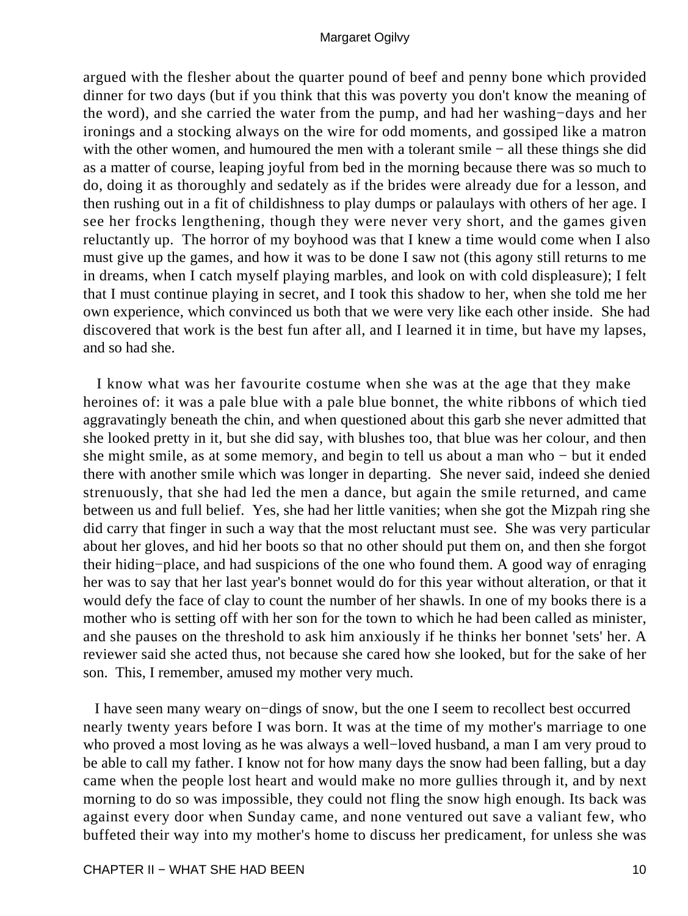argued with the flesher about the quarter pound of beef and penny bone which provided dinner for two days (but if you think that this was poverty you don't know the meaning of the word), and she carried the water from the pump, and had her washing−days and her ironings and a stocking always on the wire for odd moments, and gossiped like a matron with the other women, and humoured the men with a tolerant smile − all these things she did as a matter of course, leaping joyful from bed in the morning because there was so much to do, doing it as thoroughly and sedately as if the brides were already due for a lesson, and then rushing out in a fit of childishness to play dumps or palaulays with others of her age. I see her frocks lengthening, though they were never very short, and the games given reluctantly up. The horror of my boyhood was that I knew a time would come when I also must give up the games, and how it was to be done I saw not (this agony still returns to me in dreams, when I catch myself playing marbles, and look on with cold displeasure); I felt that I must continue playing in secret, and I took this shadow to her, when she told me her own experience, which convinced us both that we were very like each other inside. She had discovered that work is the best fun after all, and I learned it in time, but have my lapses, and so had she.

I know what was her favourite costume when she was at the age that they make heroines of: it was a pale blue with a pale blue bonnet, the white ribbons of which tied aggravatingly beneath the chin, and when questioned about this garb she never admitted that she looked pretty in it, but she did say, with blushes too, that blue was her colour, and then she might smile, as at some memory, and begin to tell us about a man who − but it ended there with another smile which was longer in departing. She never said, indeed she denied strenuously, that she had led the men a dance, but again the smile returned, and came between us and full belief. Yes, she had her little vanities; when she got the Mizpah ring she did carry that finger in such a way that the most reluctant must see. She was very particular about her gloves, and hid her boots so that no other should put them on, and then she forgot their hiding−place, and had suspicions of the one who found them. A good way of enraging her was to say that her last year's bonnet would do for this year without alteration, or that it would defy the face of clay to count the number of her shawls. In one of my books there is a mother who is setting off with her son for the town to which he had been called as minister, and she pauses on the threshold to ask him anxiously if he thinks her bonnet 'sets' her. A reviewer said she acted thus, not because she cared how she looked, but for the sake of her son. This, I remember, amused my mother very much.

I have seen many weary on−dings of snow, but the one I seem to recollect best occurred nearly twenty years before I was born. It was at the time of my mother's marriage to one who proved a most loving as he was always a well−loved husband, a man I am very proud to be able to call my father. I know not for how many days the snow had been falling, but a day came when the people lost heart and would make no more gullies through it, and by next morning to do so was impossible, they could not fling the snow high enough. Its back was against every door when Sunday came, and none ventured out save a valiant few, who buffeted their way into my mother's home to discuss her predicament, for unless she was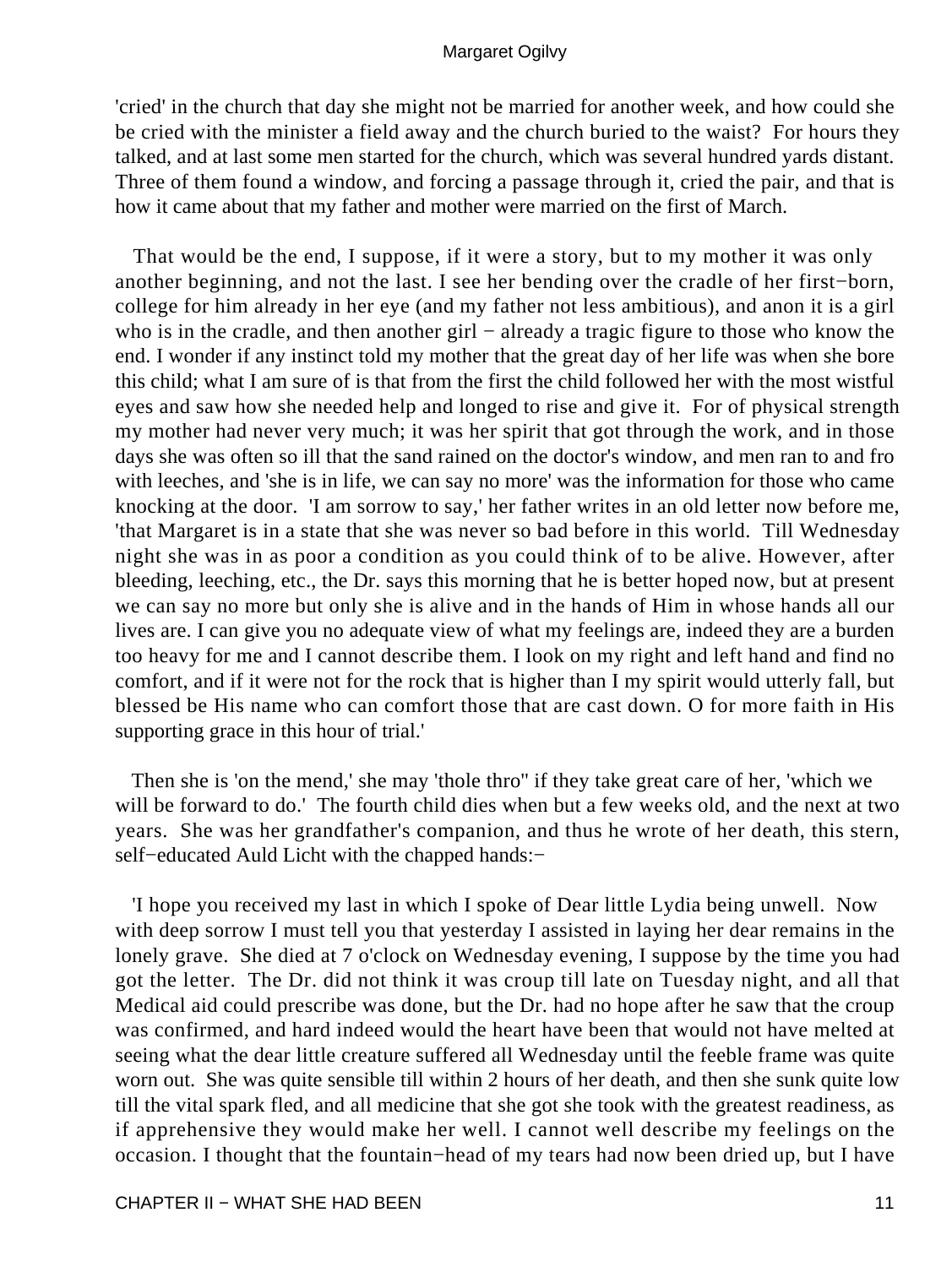'cried' in the church that day she might not be married for another week, and how could she be cried with the minister a field away and the church buried to the waist? For hours they talked, and at last some men started for the church, which was several hundred yards distant. Three of them found a window, and forcing a passage through it, cried the pair, and that is how it came about that my father and mother were married on the first of March.

That would be the end, I suppose, if it were a story, but to my mother it was only another beginning, and not the last. I see her bending over the cradle of her first−born, college for him already in her eye (and my father not less ambitious), and anon it is a girl who is in the cradle, and then another girl − already a tragic figure to those who know the end. I wonder if any instinct told my mother that the great day of her life was when she bore this child; what I am sure of is that from the first the child followed her with the most wistful eyes and saw how she needed help and longed to rise and give it. For of physical strength my mother had never very much; it was her spirit that got through the work, and in those days she was often so ill that the sand rained on the doctor's window, and men ran to and fro with leeches, and 'she is in life, we can say no more' was the information for those who came knocking at the door. 'I am sorrow to say,' her father writes in an old letter now before me, 'that Margaret is in a state that she was never so bad before in this world. Till Wednesday night she was in as poor a condition as you could think of to be alive. However, after bleeding, leeching, etc., the Dr. says this morning that he is better hoped now, but at present we can say no more but only she is alive and in the hands of Him in whose hands all our lives are. I can give you no adequate view of what my feelings are, indeed they are a burden too heavy for me and I cannot describe them. I look on my right and left hand and find no comfort, and if it were not for the rock that is higher than I my spirit would utterly fall, but blessed be His name who can comfort those that are cast down. O for more faith in His supporting grace in this hour of trial.'

Then she is 'on the mend,' she may 'thole thro'' if they take great care of her, 'which we will be forward to do.' The fourth child dies when but a few weeks old, and the next at two years. She was her grandfather's companion, and thus he wrote of her death, this stern, self−educated Auld Licht with the chapped hands:−

'I hope you received my last in which I spoke of Dear little Lydia being unwell. Now with deep sorrow I must tell you that yesterday I assisted in laying her dear remains in the lonely grave. She died at 7 o'clock on Wednesday evening, I suppose by the time you had got the letter. The Dr. did not think it was croup till late on Tuesday night, and all that Medical aid could prescribe was done, but the Dr. had no hope after he saw that the croup was confirmed, and hard indeed would the heart have been that would not have melted at seeing what the dear little creature suffered all Wednesday until the feeble frame was quite worn out. She was quite sensible till within 2 hours of her death, and then she sunk quite low till the vital spark fled, and all medicine that she got she took with the greatest readiness, as if apprehensive they would make her well. I cannot well describe my feelings on the occasion. I thought that the fountain−head of my tears had now been dried up, but I have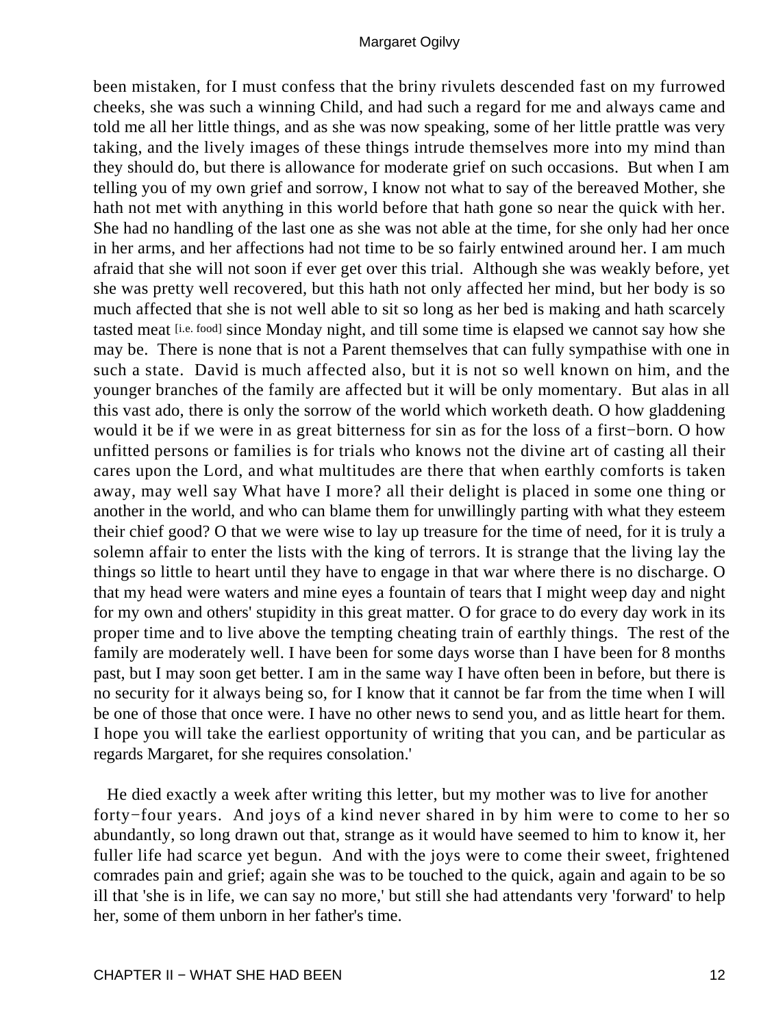been mistaken, for I must confess that the briny rivulets descended fast on my furrowed cheeks, she was such a winning Child, and had such a regard for me and always came and told me all her little things, and as she was now speaking, some of her little prattle was very taking, and the lively images of these things intrude themselves more into my mind than they should do, but there is allowance for moderate grief on such occasions. But when I am telling you of my own grief and sorrow, I know not what to say of the bereaved Mother, she hath not met with anything in this world before that hath gone so near the quick with her. She had no handling of the last one as she was not able at the time, for she only had her once in her arms, and her affections had not time to be so fairly entwined around her. I am much afraid that she will not soon if ever get over this trial. Although she was weakly before, yet she was pretty well recovered, but this hath not only affected her mind, but her body is so much affected that she is not well able to sit so long as her bed is making and hath scarcely tasted meat [i.e. food] since Monday night, and till some time is elapsed we cannot say how she may be. There is none that is not a Parent themselves that can fully sympathise with one in such a state. David is much affected also, but it is not so well known on him, and the younger branches of the family are affected but it will be only momentary. But alas in all this vast ado, there is only the sorrow of the world which worketh death. O how gladdening would it be if we were in as great bitterness for sin as for the loss of a first−born. O how unfitted persons or families is for trials who knows not the divine art of casting all their cares upon the Lord, and what multitudes are there that when earthly comforts is taken away, may well say What have I more? all their delight is placed in some one thing or another in the world, and who can blame them for unwillingly parting with what they esteem their chief good? O that we were wise to lay up treasure for the time of need, for it is truly a solemn affair to enter the lists with the king of terrors. It is strange that the living lay the things so little to heart until they have to engage in that war where there is no discharge. O that my head were waters and mine eyes a fountain of tears that I might weep day and night for my own and others' stupidity in this great matter. O for grace to do every day work in its proper time and to live above the tempting cheating train of earthly things. The rest of the family are moderately well. I have been for some days worse than I have been for 8 months past, but I may soon get better. I am in the same way I have often been in before, but there is no security for it always being so, for I know that it cannot be far from the time when I will be one of those that once were. I have no other news to send you, and as little heart for them. I hope you will take the earliest opportunity of writing that you can, and be particular as regards Margaret, for she requires consolation.'

He died exactly a week after writing this letter, but my mother was to live for another forty−four years. And joys of a kind never shared in by him were to come to her so abundantly, so long drawn out that, strange as it would have seemed to him to know it, her fuller life had scarce yet begun. And with the joys were to come their sweet, frightened comrades pain and grief; again she was to be touched to the quick, again and again to be so ill that 'she is in life, we can say no more,' but still she had attendants very 'forward' to help her, some of them unborn in her father's time.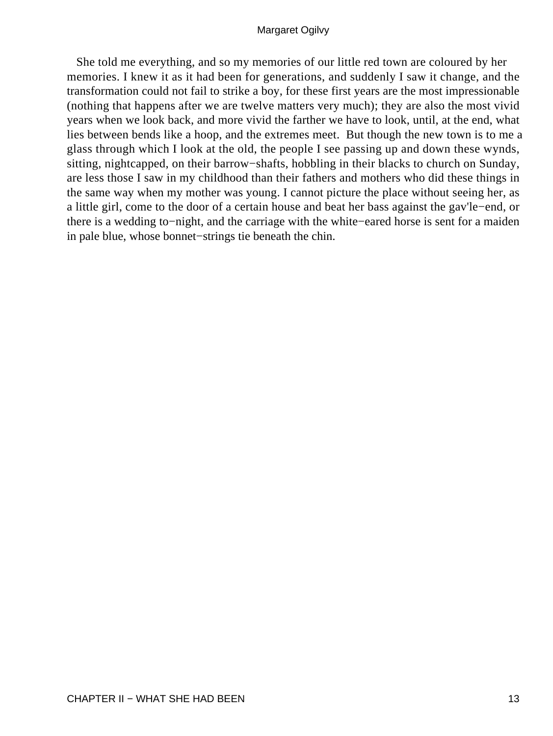She told me everything, and so my memories of our little red town are coloured by her memories. I knew it as it had been for generations, and suddenly I saw it change, and the transformation could not fail to strike a boy, for these first years are the most impressionable (nothing that happens after we are twelve matters very much); they are also the most vivid years when we look back, and more vivid the farther we have to look, until, at the end, what lies between bends like a hoop, and the extremes meet. But though the new town is to me a glass through which I look at the old, the people I see passing up and down these wynds, sitting, nightcapped, on their barrow−shafts, hobbling in their blacks to church on Sunday, are less those I saw in my childhood than their fathers and mothers who did these things in the same way when my mother was young. I cannot picture the place without seeing her, as a little girl, come to the door of a certain house and beat her bass against the gav'le−end, or there is a wedding to−night, and the carriage with the white−eared horse is sent for a maiden in pale blue, whose bonnet−strings tie beneath the chin.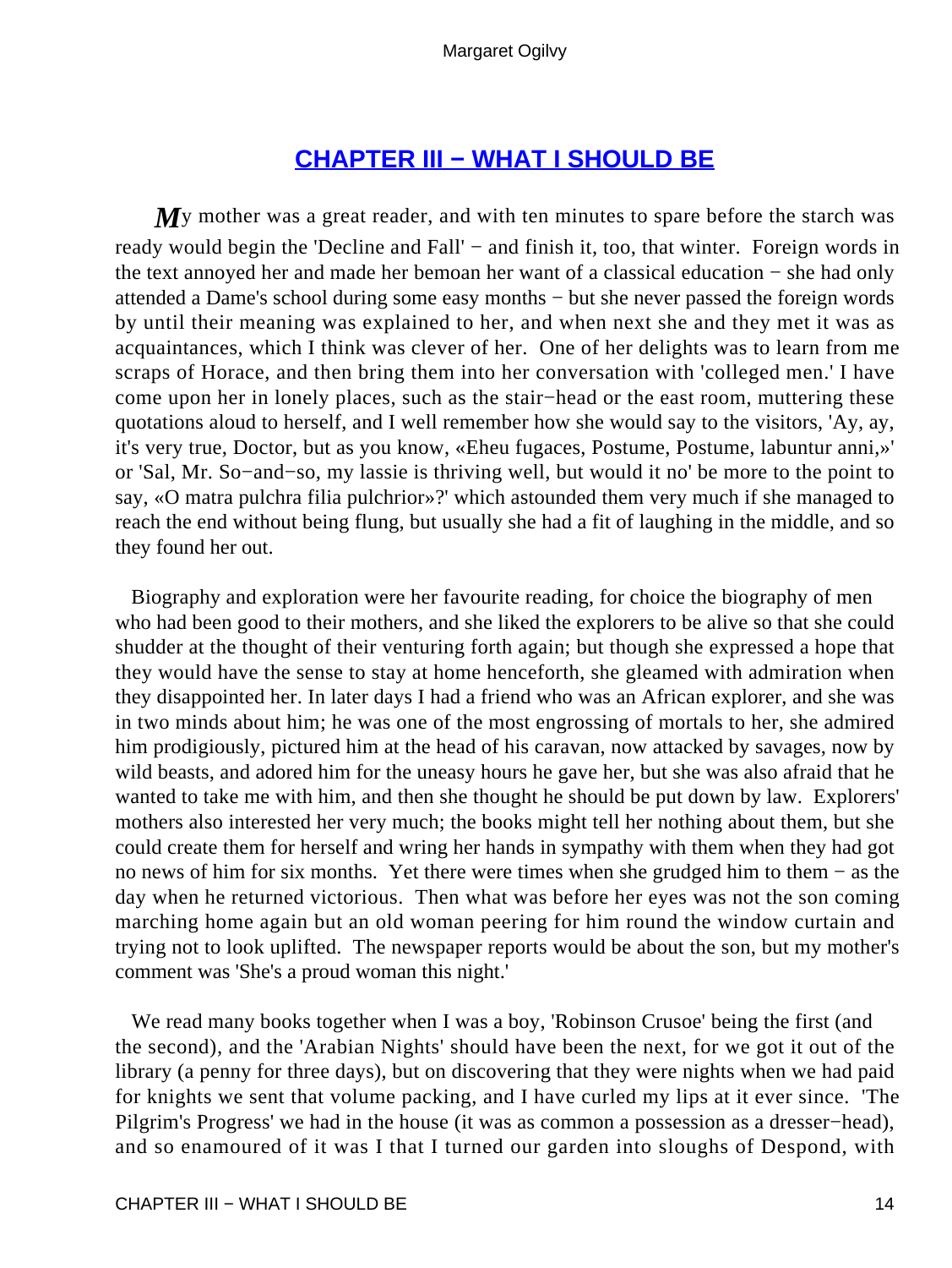## CHAPTER III − WHAT I SHOULD BE

My mother was a great reader, and with ten minutes to spare before the starch was ready would begin the 'Decline and Fall' − and finish it, too, that winter. Foreign words in the text annoyed her and made her bemoan her want of a classical education − she had only attended a Dame's school during some easy months − but she never passed the foreign words by until their meaning was explained to her, and when next she and they met it was as acquaintances, which I think was clever of her. One of her delights was to learn from me scraps of Horace, and then bring them into her conversation with 'colleged men.' I have come upon her in lonely places, such as the stair−head or the east room, muttering these quotations aloud to herself, and I well remember how she would say to the visitors, 'Ay, ay, it's very true, Doctor, but as you know, «Eheu fugaces, Postume, Postume, labuntur anni,»' or 'Sal, Mr. So−and−so, my lassie is thriving well, but would it no' be more to the point to say, «O matra pulchra filia pulchrior»?' which astounded them very much if she managed to reach the end without being flung, but usually she had a fit of laughing in the middle, and so they found her out.

Biography and exploration were her favourite reading, for choice the biography of men who had been good to their mothers, and she liked the explorers to be alive so that she could shudder at the thought of their venturing forth again; but though she expressed a hope that they would have the sense to stay at home henceforth, she gleamed with admiration when they disappointed her. In later days I had a friend who was an African explorer, and she was in two minds about him; he was one of the most engrossing of mortals to her, she admired him prodigiously, pictured him at the head of his caravan, now attacked by savages, now by wild beasts, and adored him for the uneasy hours he gave her, but she was also afraid that he wanted to take me with him, and then she thought he should be put down by law. Explorers' mothers also interested her very much; the books might tell her nothing about them, but she could create them for herself and wring her hands in sympathy with them when they had got no news of him for six months. Yet there were times when she grudged him to them − as the day when he returned victorious. Then what was before her eyes was not the son coming marching home again but an old woman peering for him round the window curtain and trying not to look uplifted. The newspaper reports would be about the son, but my mother's comment was 'She's a proud woman this night.'

We read many books together when I was a boy, 'Robinson Crusoe' being the first (and the second), and the 'Arabian Nights' should have been the next, for we got it out of the library (a penny for three days), but on discovering that they were nights when we had paid for knights we sent that volume packing, and I have curled my lips at it ever since. 'The Pilgrim's Progress' we had in the house (it was as common a possession as a dresser−head), and so enamoured of it was I that I turned our garden into sloughs of Despond, with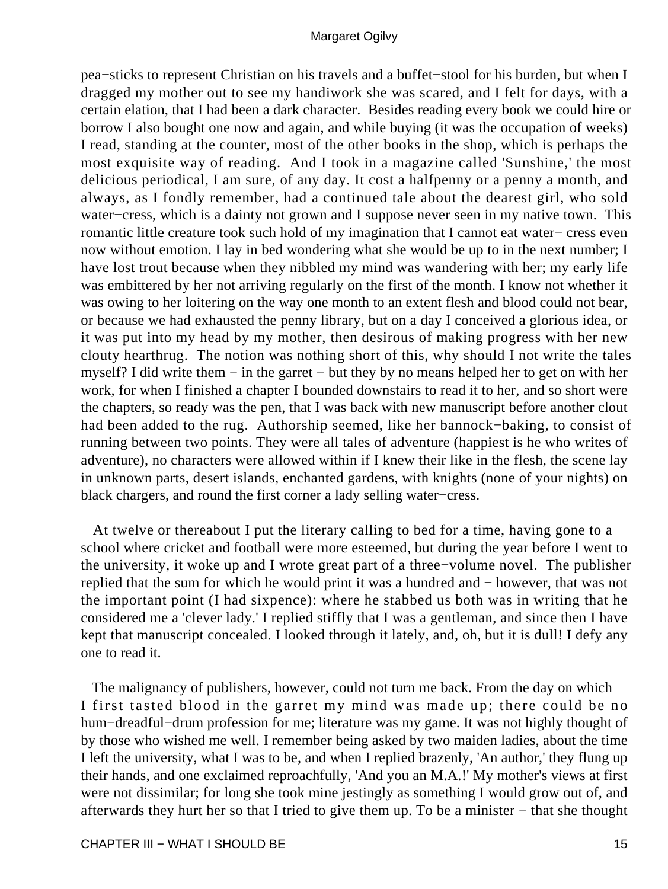pea−sticks to represent Christian on his travels and a buffet−stool for his burden, but when I dragged my mother out to see my handiwork she was scared, and I felt for days, with a certain elation, that I had been a dark character. Besides reading every book we could hire or borrow I also bought one now and again, and while buying (it was the occupation of weeks) I read, standing at the counter, most of the other books in the shop, which is perhaps the most exquisite way of reading. And I took in a magazine called 'Sunshine,' the most delicious periodical, I am sure, of any day. It cost a halfpenny or a penny a month, and always, as I fondly remember, had a continued tale about the dearest girl, who sold water−cress, which is a dainty not grown and I suppose never seen in my native town. This romantic little creature took such hold of my imagination that I cannot eat water− cress even now without emotion. I lay in bed wondering what she would be up to in the next number; I have lost trout because when they nibbled my mind was wandering with her; my early life was embittered by her not arriving regularly on the first of the month. I know not whether it was owing to her loitering on the way one month to an extent flesh and blood could not bear, or because we had exhausted the penny library, but on a day I conceived a glorious idea, or it was put into my head by my mother, then desirous of making progress with her new clouty hearthrug. The notion was nothing short of this, why should I not write the tales myself? I did write them − in the garret − but they by no means helped her to get on with her work, for when I finished a chapter I bounded downstairs to read it to her, and so short were the chapters, so ready was the pen, that I was back with new manuscript before another clout had been added to the rug. Authorship seemed, like her bannock−baking, to consist of running between two points. They were all tales of adventure (happiest is he who writes of adventure), no characters were allowed within if I knew their like in the flesh, the scene lay in unknown parts, desert islands, enchanted gardens, with knights (none of your nights) on black chargers, and round the first corner a lady selling water−cress.

At twelve or thereabout I put the literary calling to bed for a time, having gone to a school where cricket and football were more esteemed, but during the year before I went to the university, it woke up and I wrote great part of a three−volume novel. The publisher replied that the sum for which he would print it was a hundred and − however, that was not the important point (I had sixpence): where he stabbed us both was in writing that he considered me a 'clever lady.' I replied stiffly that I was a gentleman, and since then I have kept that manuscript concealed. I looked through it lately, and, oh, but it is dull! I defy any one to read it.

The malignancy of publishers, however, could not turn me back. From the day on which I first tasted blood in the garret my mind was made up; there could be no hum−dreadful−drum profession for me; literature was my game. It was not highly thought of by those who wished me well. I remember being asked by two maiden ladies, about the time I left the university, what I was to be, and when I replied brazenly, 'An author,' they flung up their hands, and one exclaimed reproachfully, 'And you an M.A.!' My mother's views at first were not dissimilar; for long she took mine jestingly as something I would grow out of, and afterwards they hurt her so that I tried to give them up. To be a minister − that she thought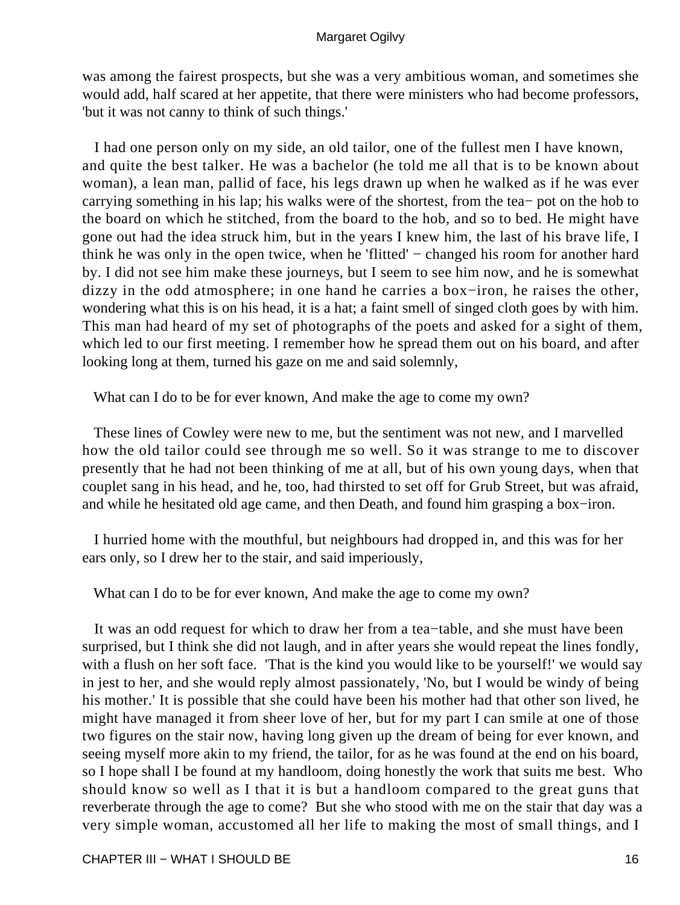was among the fairest prospects, but she was a very ambitious woman, and sometimes she would add, half scared at her appetite, that there were ministers who had become professors, 'but it was not canny to think of such things.'

I had one person only on my side, an old tailor, one of the fullest men I have known, and quite the best talker. He was a bachelor (he told me all that is to be known about woman), a lean man, pallid of face, his legs drawn up when he walked as if he was ever carrying something in his lap; his walks were of the shortest, from the tea− pot on the hob to the board on which he stitched, from the board to the hob, and so to bed. He might have gone out had the idea struck him, but in the years I knew him, the last of his brave life, I think he was only in the open twice, when he 'flitted' − changed his room for another hard by. I did not see him make these journeys, but I seem to see him now, and he is somewhat dizzy in the odd atmosphere; in one hand he carries a box−iron, he raises the other, wondering what this is on his head, it is a hat; a faint smell of singed cloth goes by with him. This man had heard of my set of photographs of the poets and asked for a sight of them, which led to our first meeting. I remember how he spread them out on his board, and after looking long at them, turned his gaze on me and said solemnly,

What can I do to be for ever known, And make the age to come my own?

These lines of Cowley were new to me, but the sentiment was not new, and I marvelled how the old tailor could see through me so well. So it was strange to me to discover presently that he had not been thinking of me at all, but of his own young days, when that couplet sang in his head, and he, too, had thirsted to set off for Grub Street, but was afraid, and while he hesitated old age came, and then Death, and found him grasping a box−iron.

I hurried home with the mouthful, but neighbours had dropped in, and this was for her ears only, so I drew her to the stair, and said imperiously,

What can I do to be for ever known, And make the age to come my own?

It was an odd request for which to draw her from a tea−table, and she must have been surprised, but I think she did not laugh, and in after years she would repeat the lines fondly, with a flush on her soft face. 'That is the kind you would like to be yourself!' we would say in jest to her, and she would reply almost passionately, 'No, but I would be windy of being his mother.' It is possible that she could have been his mother had that other son lived, he might have managed it from sheer love of her, but for my part I can smile at one of those two figures on the stair now, having long given up the dream of being for ever known, and seeing myself more akin to my friend, the tailor, for as he was found at the end on his board, so I hope shall I be found at my handloom, doing honestly the work that suits me best. Who should know so well as I that it is but a handloom compared to the great guns that reverberate through the age to come? But she who stood with me on the stair that day was a very simple woman, accustomed all her life to making the most of small things, and I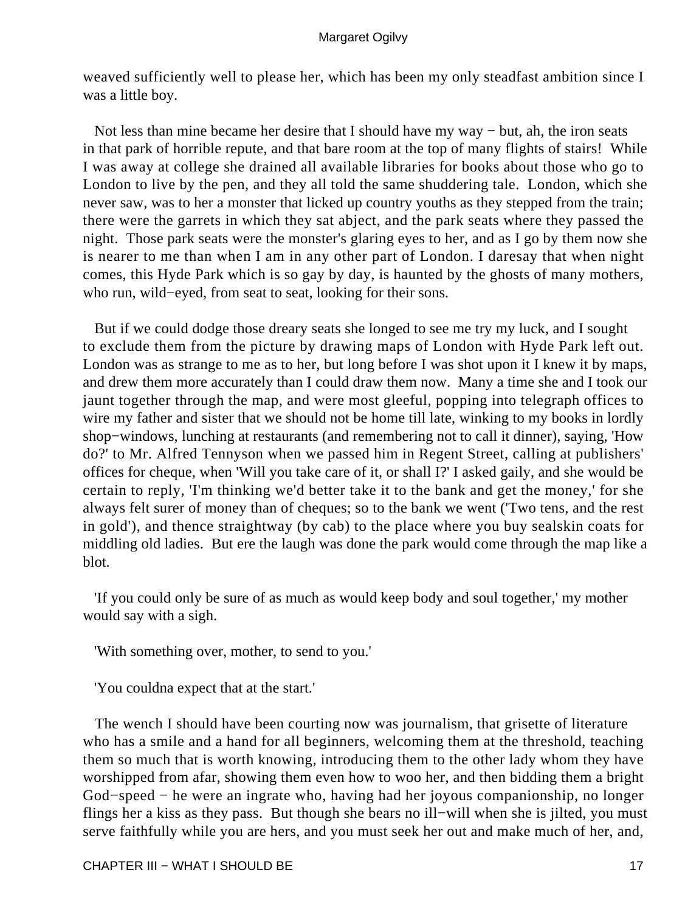weaved sufficiently well to please her, which has been my only steadfast ambition since I was a little boy.

Not less than mine became her desire that I should have my way − but, ah, the iron seats in that park of horrible repute, and that bare room at the top of many flights of stairs! While I was away at college she drained all available libraries for books about those who go to London to live by the pen, and they all told the same shuddering tale. London, which she never saw, was to her a monster that licked up country youths as they stepped from the train; there were the garrets in which they sat abject, and the park seats where they passed the night. Those park seats were the monster's glaring eyes to her, and as I go by them now she is nearer to me than when I am in any other part of London. I daresay that when night comes, this Hyde Park which is so gay by day, is haunted by the ghosts of many mothers, who run, wild−eyed, from seat to seat, looking for their sons.

But if we could dodge those dreary seats she longed to see me try my luck, and I sought to exclude them from the picture by drawing maps of London with Hyde Park left out. London was as strange to me as to her, but long before I was shot upon it I knew it by maps, and drew them more accurately than I could draw them now. Many a time she and I took our jaunt together through the map, and were most gleeful, popping into telegraph offices to wire my father and sister that we should not be home till late, winking to my books in lordly shop−windows, lunching at restaurants (and remembering not to call it dinner), saying, 'How do?' to Mr. Alfred Tennyson when we passed him in Regent Street, calling at publishers' offices for cheque, when 'Will you take care of it, or shall I?' I asked gaily, and she would be certain to reply, 'I'm thinking we'd better take it to the bank and get the money,' for she always felt surer of money than of cheques; so to the bank we went ('Two tens, and the rest in gold'), and thence straightway (by cab) to the place where you buy sealskin coats for middling old ladies. But ere the laugh was done the park would come through the map like a blot.

'If you could only be sure of as much as would keep body and soul together,' my mother would say with a sigh.

'With something over, mother, to send to you.'

'You couldna expect that at the start.'

The wench I should have been courting now was journalism, that grisette of literature who has a smile and a hand for all beginners, welcoming them at the threshold, teaching them so much that is worth knowing, introducing them to the other lady whom they have worshipped from afar, showing them even how to woo her, and then bidding them a bright God−speed − he were an ingrate who, having had her joyous companionship, no longer flings her a kiss as they pass. But though she bears no ill−will when she is jilted, you must serve faithfully while you are hers, and you must seek her out and make much of her, and,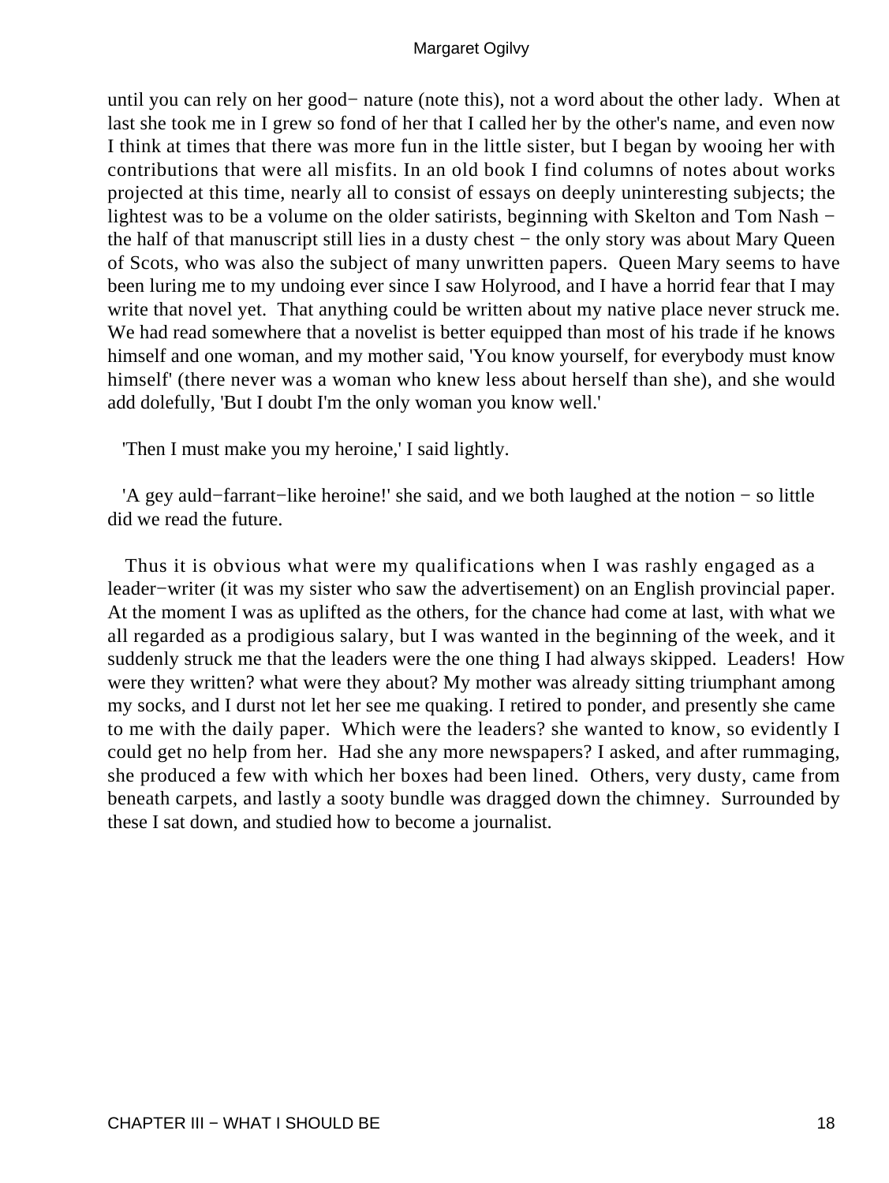until you can rely on her good− nature (note this), not a word about the other lady. When at last she took me in I grew so fond of her that I called her by the other's name, and even now I think at times that there was more fun in the little sister, but I began by wooing her with contributions that were all misfits. In an old book I find columns of notes about works projected at this time, nearly all to consist of essays on deeply uninteresting subjects; the lightest was to be a volume on the older satirists, beginning with Skelton and Tom Nash − the half of that manuscript still lies in a dusty chest − the only story was about Mary Queen of Scots, who was also the subject of many unwritten papers. Queen Mary seems to have been luring me to my undoing ever since I saw Holyrood, and I have a horrid fear that I may write that novel yet. That anything could be written about my native place never struck me. We had read somewhere that a novelist is better equipped than most of his trade if he knows himself and one woman, and my mother said, 'You know yourself, for everybody must know himself' (there never was a woman who knew less about herself than she), and she would add dolefully, 'But I doubt I'm the only woman you know well.'

'Then I must make you my heroine,' I said lightly.

'A gey auld−farrant−like heroine!' she said, and we both laughed at the notion − so little did we read the future.

Thus it is obvious what were my qualifications when I was rashly engaged as a leader−writer (it was my sister who saw the advertisement) on an English provincial paper. At the moment I was as uplifted as the others, for the chance had come at last, with what we all regarded as a prodigious salary, but I was wanted in the beginning of the week, and it suddenly struck me that the leaders were the one thing I had always skipped. Leaders! How were they written? what were they about? My mother was already sitting triumphant among my socks, and I durst not let her see me quaking. I retired to ponder, and presently she came to me with the daily paper. Which were the leaders? she wanted to know, so evidently I could get no help from her. Had she any more newspapers? I asked, and after rummaging, she produced a few with which her boxes had been lined. Others, very dusty, came from beneath carpets, and lastly a sooty bundle was dragged down the chimney. Surrounded by these I sat down, and studied how to become a journalist.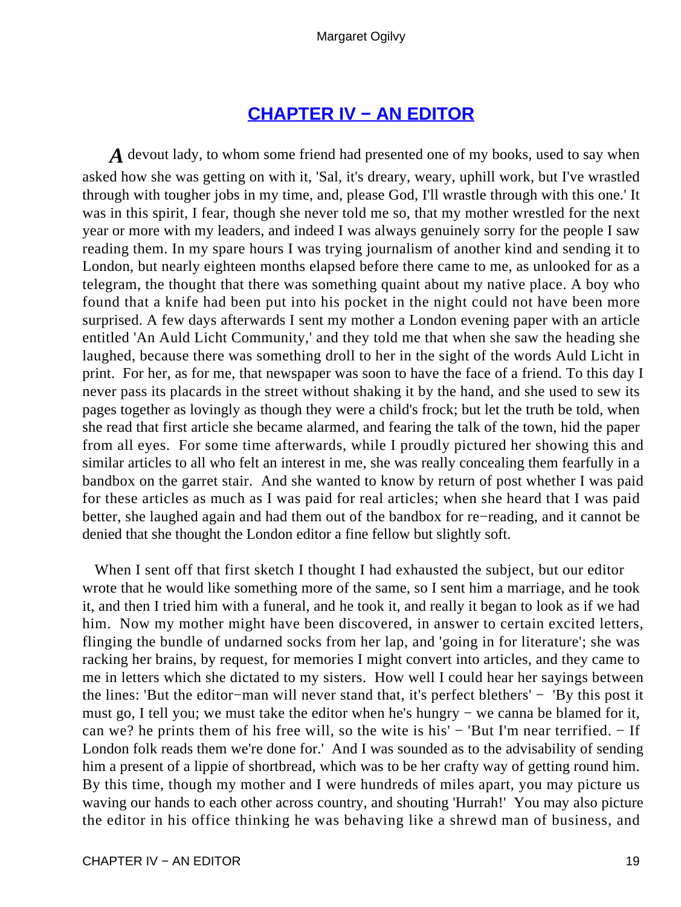## [CHAPTER IV − AN EDITOR]()

*A* devout lady, to whom some friend had presented one of my books, used to say when asked how she was getting on with it, 'Sal, it's dreary, weary, uphill work, but I've wrastled through with tougher jobs in my time, and, please God, I'll wrastle through with this one.' It was in this spirit, I fear, though she never told me so, that my mother wrestled for the next year or more with my leaders, and indeed I was always genuinely sorry for the people I saw reading them. In my spare hours I was trying journalism of another kind and sending it to London, but nearly eighteen months elapsed before there came to me, as unlooked for as a telegram, the thought that there was something quaint about my native place. A boy who found that a knife had been put into his pocket in the night could not have been more surprised. A few days afterwards I sent my mother a London evening paper with an article entitled 'An Auld Licht Community,' and they told me that when she saw the heading she laughed, because there was something droll to her in the sight of the words Auld Licht in print. For her, as for me, that newspaper was soon to have the face of a friend. To this day I never pass its placards in the street without shaking it by the hand, and she used to sew its pages together as lovingly as though they were a child's frock; but let the truth be told, when she read that first article she became alarmed, and fearing the talk of the town, hid the paper from all eyes. For some time afterwards, while I proudly pictured her showing this and similar articles to all who felt an interest in me, she was really concealing them fearfully in a bandbox on the garret stair. And she wanted to know by return of post whether I was paid for these articles as much as I was paid for real articles; when she heard that I was paid better, she laughed again and had them out of the bandbox for re−reading, and it cannot be denied that she thought the London editor a fine fellow but slightly soft.

When I sent off that first sketch I thought I had exhausted the subject, but our editor wrote that he would like something more of the same, so I sent him a marriage, and he took it, and then I tried him with a funeral, and he took it, and really it began to look as if we had him. Now my mother might have been discovered, in answer to certain excited letters, flinging the bundle of undarned socks from her lap, and 'going in for literature'; she was racking her brains, by request, for memories I might convert into articles, and they came to me in letters which she dictated to my sisters. How well I could hear her sayings between the lines: 'But the editor−man will never stand that, it's perfect blethers' − 'By this post it must go, I tell you; we must take the editor when he's hungry − we canna be blamed for it, can we? he prints them of his free will, so the wite is his' − 'But I'm near terrified. − If London folk reads them we're done for.' And I was sounded as to the advisability of sending him a present of a lippie of shortbread, which was to be her crafty way of getting round him. By this time, though my mother and I were hundreds of miles apart, you may picture us waving our hands to each other across country, and shouting 'Hurrah!' You may also picture the editor in his office thinking he was behaving like a shrewd man of business, and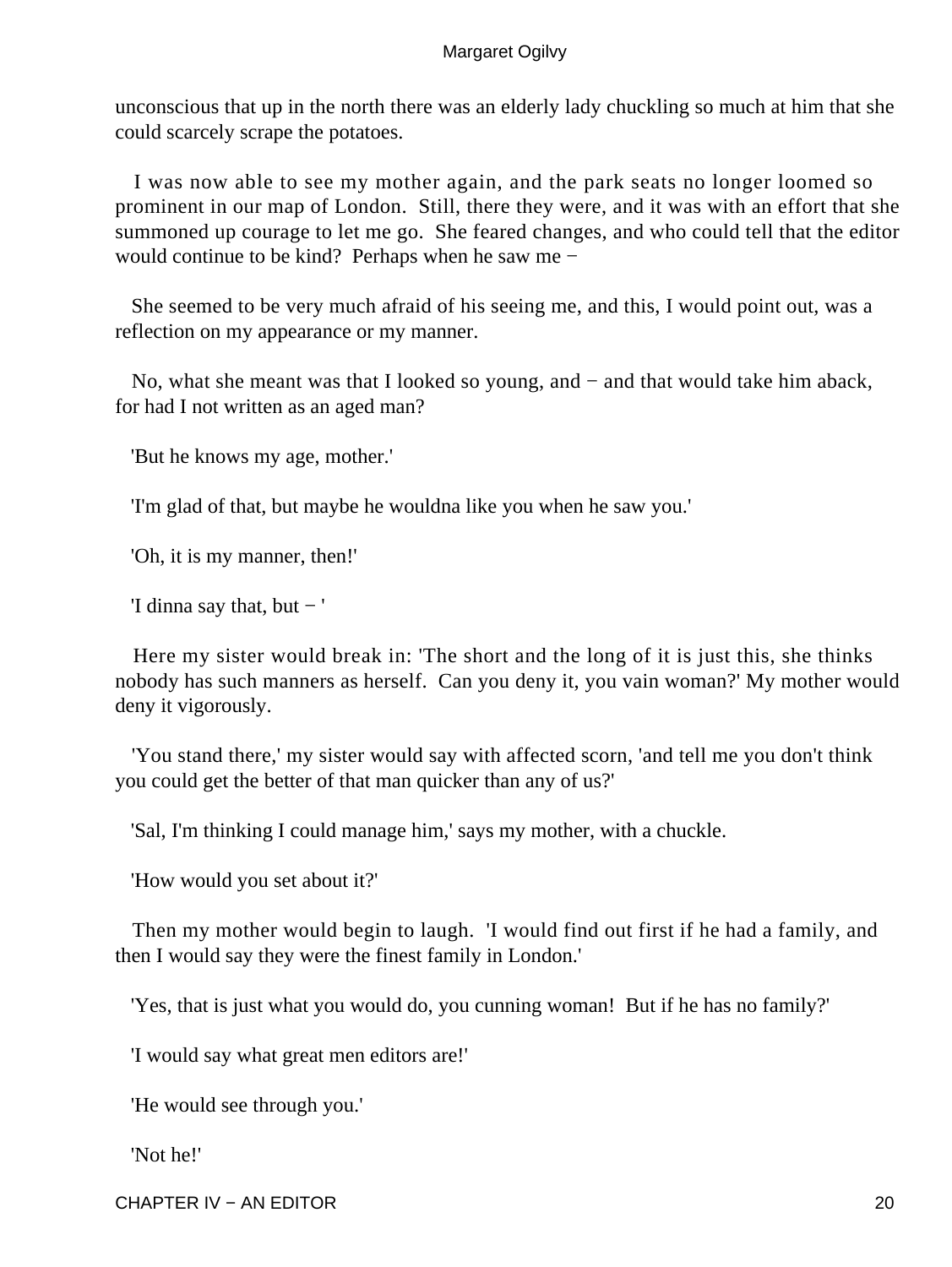unconscious that up in the north there was an elderly lady chuckling so much at him that she could scarcely scrape the potatoes.

I was now able to see my mother again, and the park seats no longer loomed so prominent in our map of London. Still, there they were, and it was with an effort that she summoned up courage to let me go. She feared changes, and who could tell that the editor would continue to be kind? Perhaps when he saw me −

She seemed to be very much afraid of his seeing me, and this, I would point out, was a reflection on my appearance or my manner.

No, what she meant was that I looked so young, and − and that would take him aback, for had I not written as an aged man?

'But he knows my age, mother.'

'I'm glad of that, but maybe he wouldna like you when he saw you.'

'Oh, it is my manner, then!'

'I dinna say that, but − '

Here my sister would break in: 'The short and the long of it is just this, she thinks nobody has such manners as herself. Can you deny it, you vain woman?' My mother would deny it vigorously.

'You stand there,' my sister would say with affected scorn, 'and tell me you don't think you could get the better of that man quicker than any of us?'

'Sal, I'm thinking I could manage him,' says my mother, with a chuckle.

'How would you set about it?'

Then my mother would begin to laugh. 'I would find out first if he had a family, and then I would say they were the finest family in London.'

'Yes, that is just what you would do, you cunning woman! But if he has no family?'

'I would say what great men editors are!'

'He would see through you.'

'Not he!'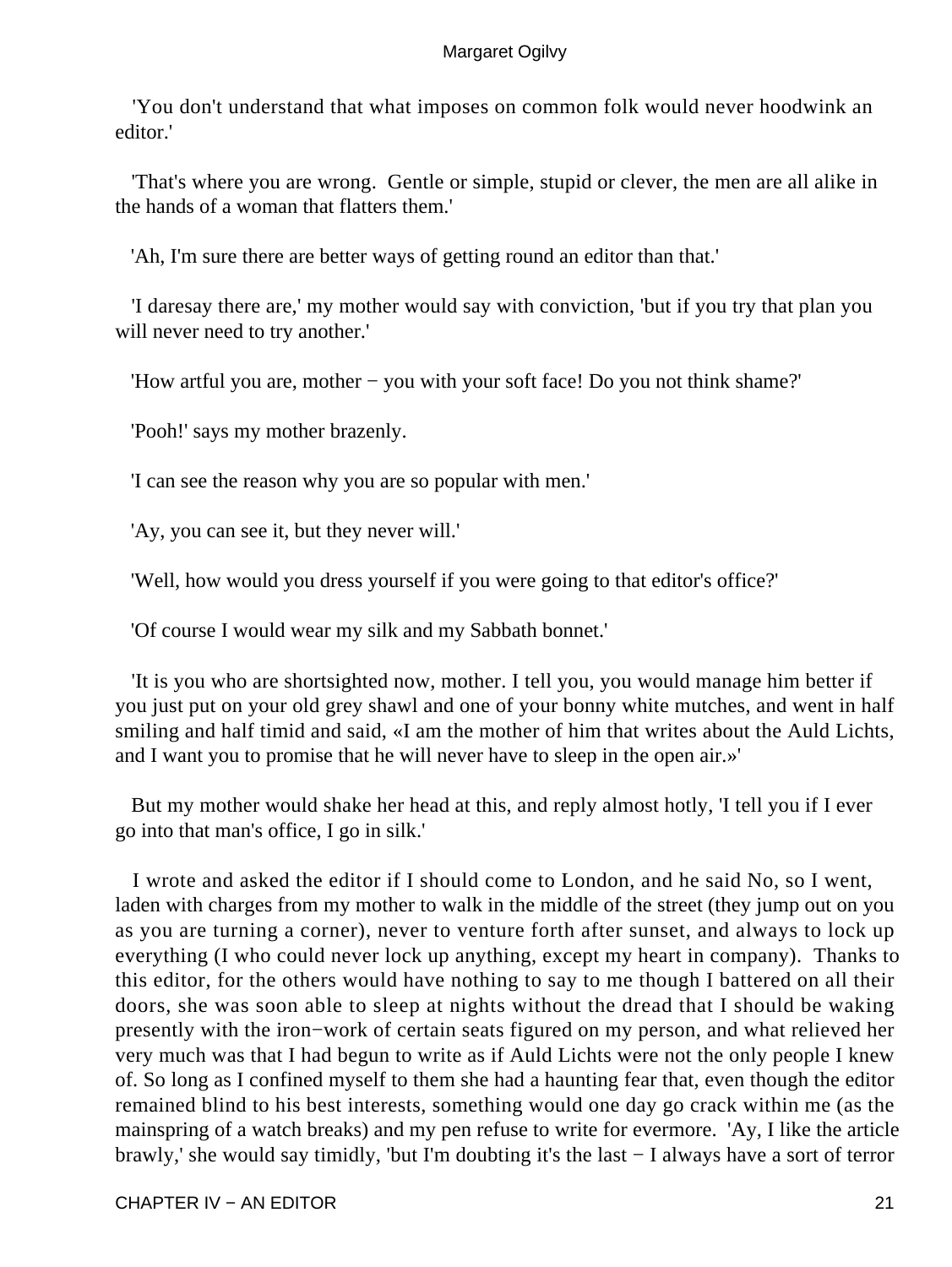'You don't understand that what imposes on common folk would never hoodwink an editor.'

'That's where you are wrong. Gentle or simple, stupid or clever, the men are all alike in the hands of a woman that flatters them.'

'Ah, I'm sure there are better ways of getting round an editor than that.'

'I daresay there are,' my mother would say with conviction, 'but if you try that plan you will never need to try another.'

'How artful you are, mother − you with your soft face! Do you not think shame?'

'Pooh!' says my mother brazenly.

'I can see the reason why you are so popular with men.'

'Ay, you can see it, but they never will.'

'Well, how would you dress yourself if you were going to that editor's office?'

'Of course I would wear my silk and my Sabbath bonnet.'

'It is you who are shortsighted now, mother. I tell you, you would manage him better if you just put on your old grey shawl and one of your bonny white mutches, and went in half smiling and half timid and said, «I am the mother of him that writes about the Auld Lichts, and I want you to promise that he will never have to sleep in the open air.»'

But my mother would shake her head at this, and reply almost hotly, 'I tell you if I ever go into that man's office, I go in silk.'

I wrote and asked the editor if I should come to London, and he said No, so I went, laden with charges from my mother to walk in the middle of the street (they jump out on you as you are turning a corner), never to venture forth after sunset, and always to lock up everything (I who could never lock up anything, except my heart in company). Thanks to this editor, for the others would have nothing to say to me though I battered on all their doors, she was soon able to sleep at nights without the dread that I should be waking presently with the iron−work of certain seats figured on my person, and what relieved her very much was that I had begun to write as if Auld Lichts were not the only people I knew of. So long as I confined myself to them she had a haunting fear that, even though the editor remained blind to his best interests, something would one day go crack within me (as the mainspring of a watch breaks) and my pen refuse to write for evermore. 'Ay, I like the article brawly,' she would say timidly, 'but I'm doubting it's the last − I always have a sort of terror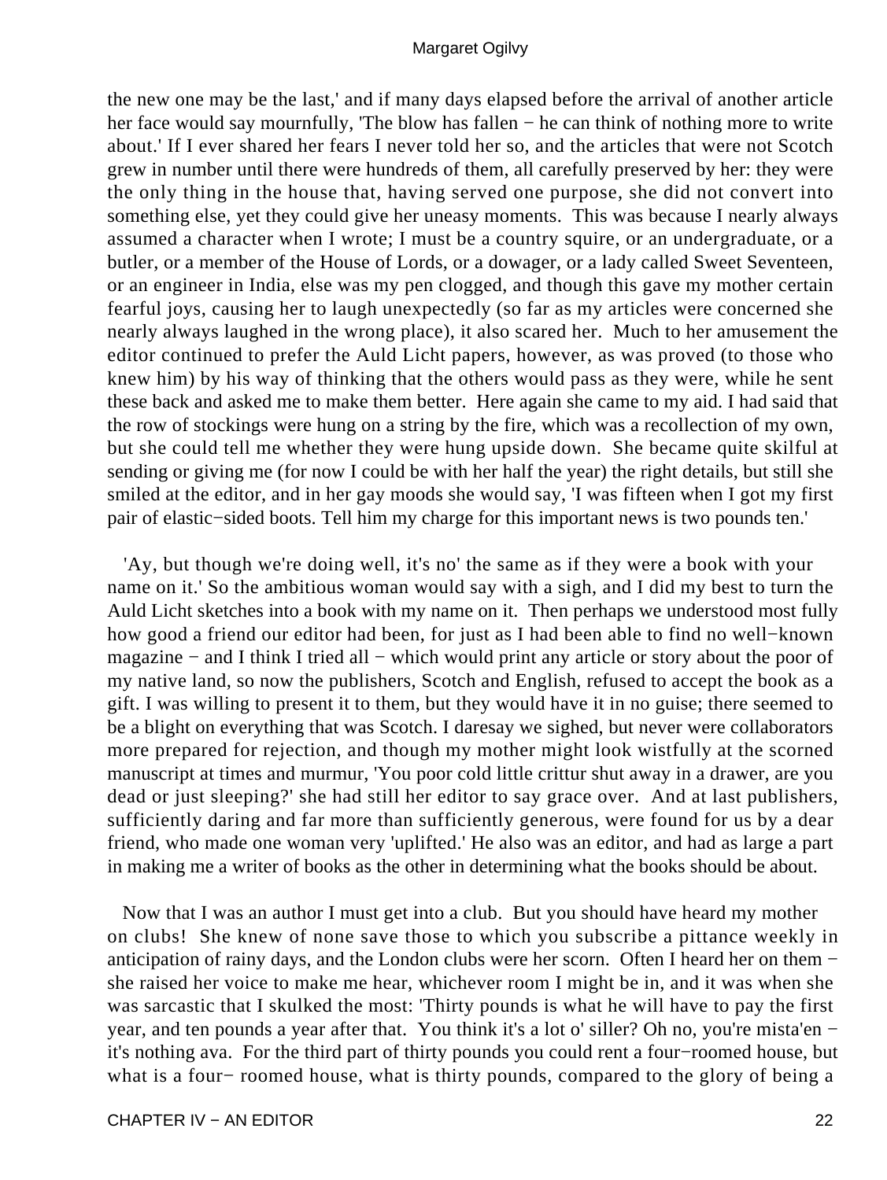the new one may be the last,' and if many days elapsed before the arrival of another article her face would say mournfully, 'The blow has fallen − he can think of nothing more to write about.' If I ever shared her fears I never told her so, and the articles that were not Scotch grew in number until there were hundreds of them, all carefully preserved by her: they were the only thing in the house that, having served one purpose, she did not convert into something else, yet they could give her uneasy moments. This was because I nearly always assumed a character when I wrote; I must be a country squire, or an undergraduate, or a butler, or a member of the House of Lords, or a dowager, or a lady called Sweet Seventeen, or an engineer in India, else was my pen clogged, and though this gave my mother certain fearful joys, causing her to laugh unexpectedly (so far as my articles were concerned she nearly always laughed in the wrong place), it also scared her. Much to her amusement the editor continued to prefer the Auld Licht papers, however, as was proved (to those who knew him) by his way of thinking that the others would pass as they were, while he sent these back and asked me to make them better. Here again she came to my aid. I had said that the row of stockings were hung on a string by the fire, which was a recollection of my own, but she could tell me whether they were hung upside down. She became quite skilful at sending or giving me (for now I could be with her half the year) the right details, but still she smiled at the editor, and in her gay moods she would say, 'I was fifteen when I got my first pair of elastic−sided boots. Tell him my charge for this important news is two pounds ten.'

'Ay, but though we're doing well, it's no' the same as if they were a book with your name on it.' So the ambitious woman would say with a sigh, and I did my best to turn the Auld Licht sketches into a book with my name on it. Then perhaps we understood most fully how good a friend our editor had been, for just as I had been able to find no well−known magazine − and I think I tried all − which would print any article or story about the poor of my native land, so now the publishers, Scotch and English, refused to accept the book as a gift. I was willing to present it to them, but they would have it in no guise; there seemed to be a blight on everything that was Scotch. I daresay we sighed, but never were collaborators more prepared for rejection, and though my mother might look wistfully at the scorned manuscript at times and murmur, 'You poor cold little crittur shut away in a drawer, are you dead or just sleeping?' she had still her editor to say grace over. And at last publishers, sufficiently daring and far more than sufficiently generous, were found for us by a dear friend, who made one woman very 'uplifted.' He also was an editor, and had as large a part in making me a writer of books as the other in determining what the books should be about.

Now that I was an author I must get into a club. But you should have heard my mother on clubs! She knew of none save those to which you subscribe a pittance weekly in anticipation of rainy days, and the London clubs were her scorn. Often I heard her on them − she raised her voice to make me hear, whichever room I might be in, and it was when she was sarcastic that I skulked the most: 'Thirty pounds is what he will have to pay the first year, and ten pounds a year after that. You think it's a lot o' siller? Oh no, you're mista'en − it's nothing ava. For the third part of thirty pounds you could rent a four−roomed house, but what is a four− roomed house, what is thirty pounds, compared to the glory of being a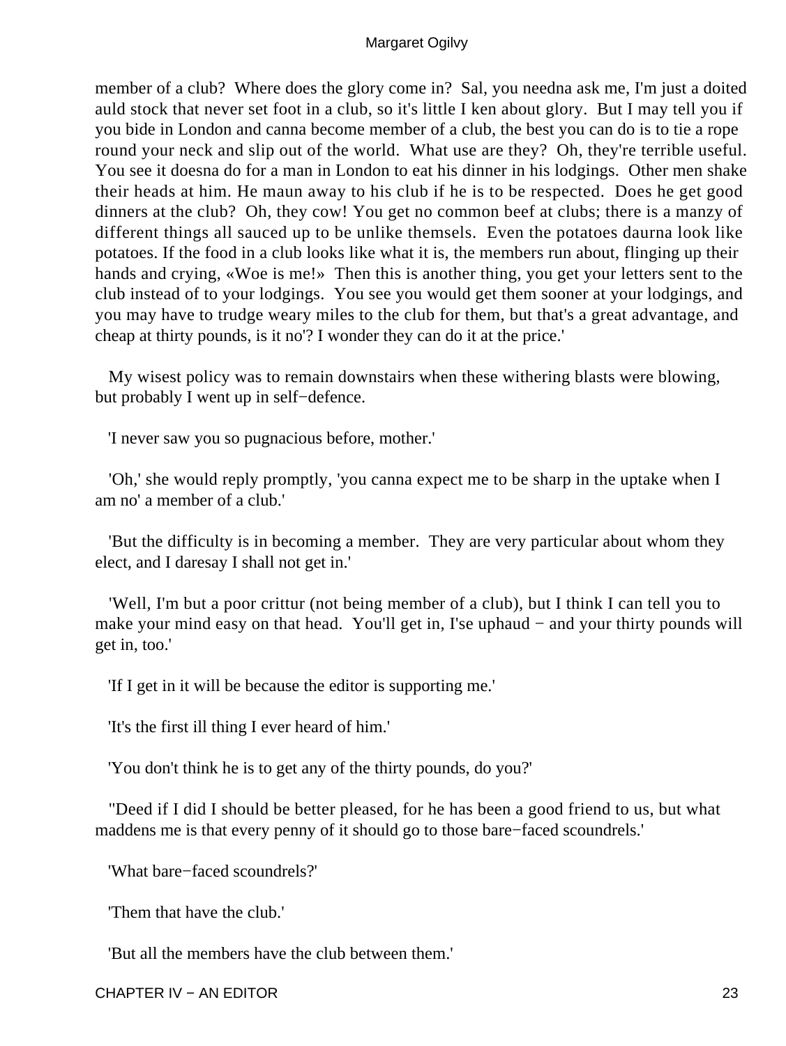member of a club? Where does the glory come in? Sal, you needna ask me, I'm just a doited auld stock that never set foot in a club, so it's little I ken about glory. But I may tell you if you bide in London and canna become member of a club, the best you can do is to tie a rope round your neck and slip out of the world. What use are they? Oh, they're terrible useful. You see it doesna do for a man in London to eat his dinner in his lodgings. Other men shake their heads at him. He maun away to his club if he is to be respected. Does he get good dinners at the club? Oh, they cow! You get no common beef at clubs; there is a manzy of different things all sauced up to be unlike themsels. Even the potatoes daurna look like potatoes. If the food in a club looks like what it is, the members run about, flinging up their hands and crying, «Woe is me!» Then this is another thing, you get your letters sent to the club instead of to your lodgings. You see you would get them sooner at your lodgings, and you may have to trudge weary miles to the club for them, but that's a great advantage, and cheap at thirty pounds, is it no'? I wonder they can do it at the price.'

My wisest policy was to remain downstairs when these withering blasts were blowing, but probably I went up in self−defence.

'I never saw you so pugnacious before, mother.'

'Oh,' she would reply promptly, 'you canna expect me to be sharp in the uptake when I am no' a member of a club.'

'But the difficulty is in becoming a member. They are very particular about whom they elect, and I daresay I shall not get in.'

'Well, I'm but a poor crittur (not being member of a club), but I think I can tell you to make your mind easy on that head. You'll get in, I'se uphaud − and your thirty pounds will get in, too.'

'If I get in it will be because the editor is supporting me.'

'It's the first ill thing I ever heard of him.'

'You don't think he is to get any of the thirty pounds, do you?'

''Deed if I did I should be better pleased, for he has been a good friend to us, but what maddens me is that every penny of it should go to those bare−faced scoundrels.'

'What bare−faced scoundrels?'

'Them that have the club.'

'But all the members have the club between them.'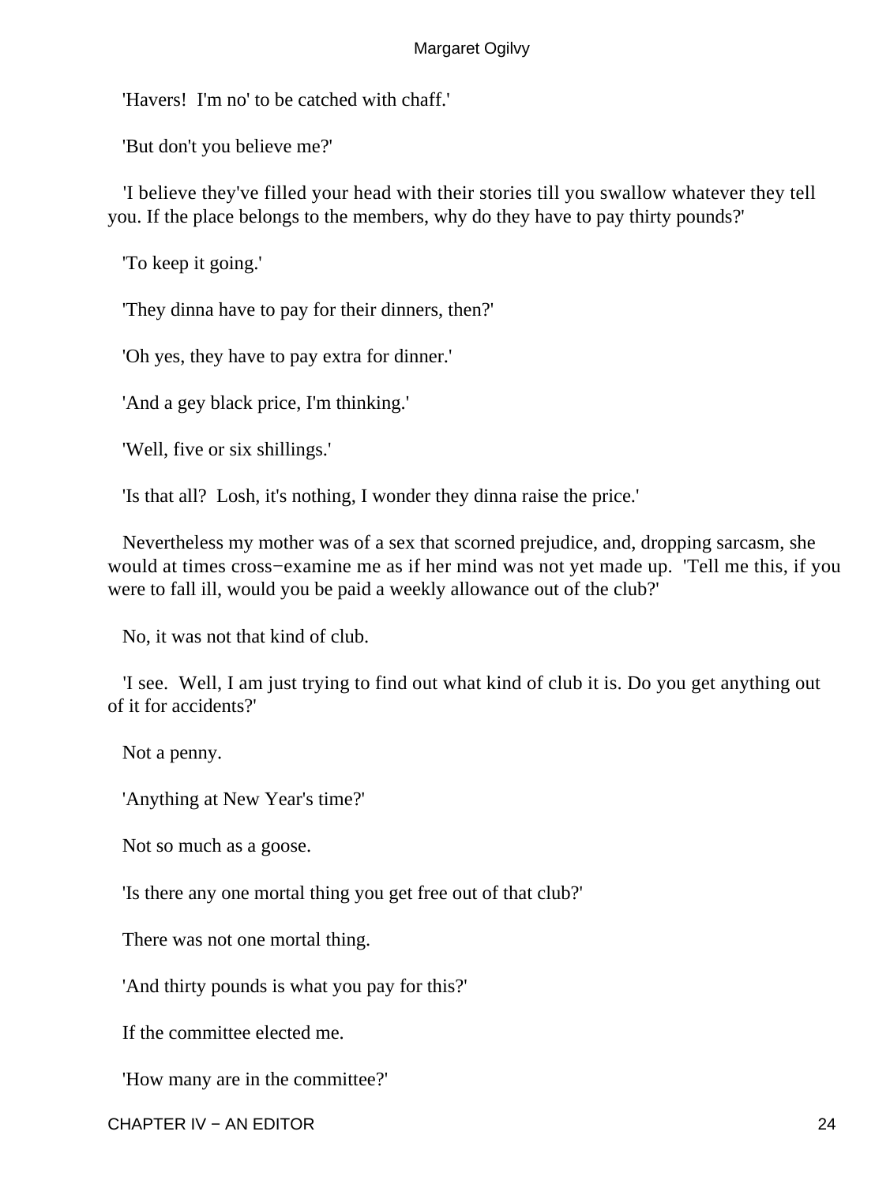'Havers!  I'm no' to be catched with chaff.'

'But don't you believe me?'

'I believe they've filled your head with their stories till you swallow whatever they tell you. If the place belongs to the members, why do they have to pay thirty pounds?'

'To keep it going.'

'They dinna have to pay for their dinners, then?'

'Oh yes, they have to pay extra for dinner.'

'And a gey black price, I'm thinking.'

'Well, five or six shillings.'

'Is that all?  Losh, it's nothing, I wonder they dinna raise the price.'

Nevertheless my mother was of a sex that scorned prejudice, and, dropping sarcasm, she would at times cross−examine me as if her mind was not yet made up.  'Tell me this, if you were to fall ill, would you be paid a weekly allowance out of the club?'

No, it was not that kind of club.

'I see.  Well, I am just trying to find out what kind of club it is. Do you get anything out of it for accidents?'

Not a penny.

'Anything at New Year's time?'

Not so much as a goose.

'Is there any one mortal thing you get free out of that club?'

There was not one mortal thing.

'And thirty pounds is what you pay for this?'

If the committee elected me.

'How many are in the committee?'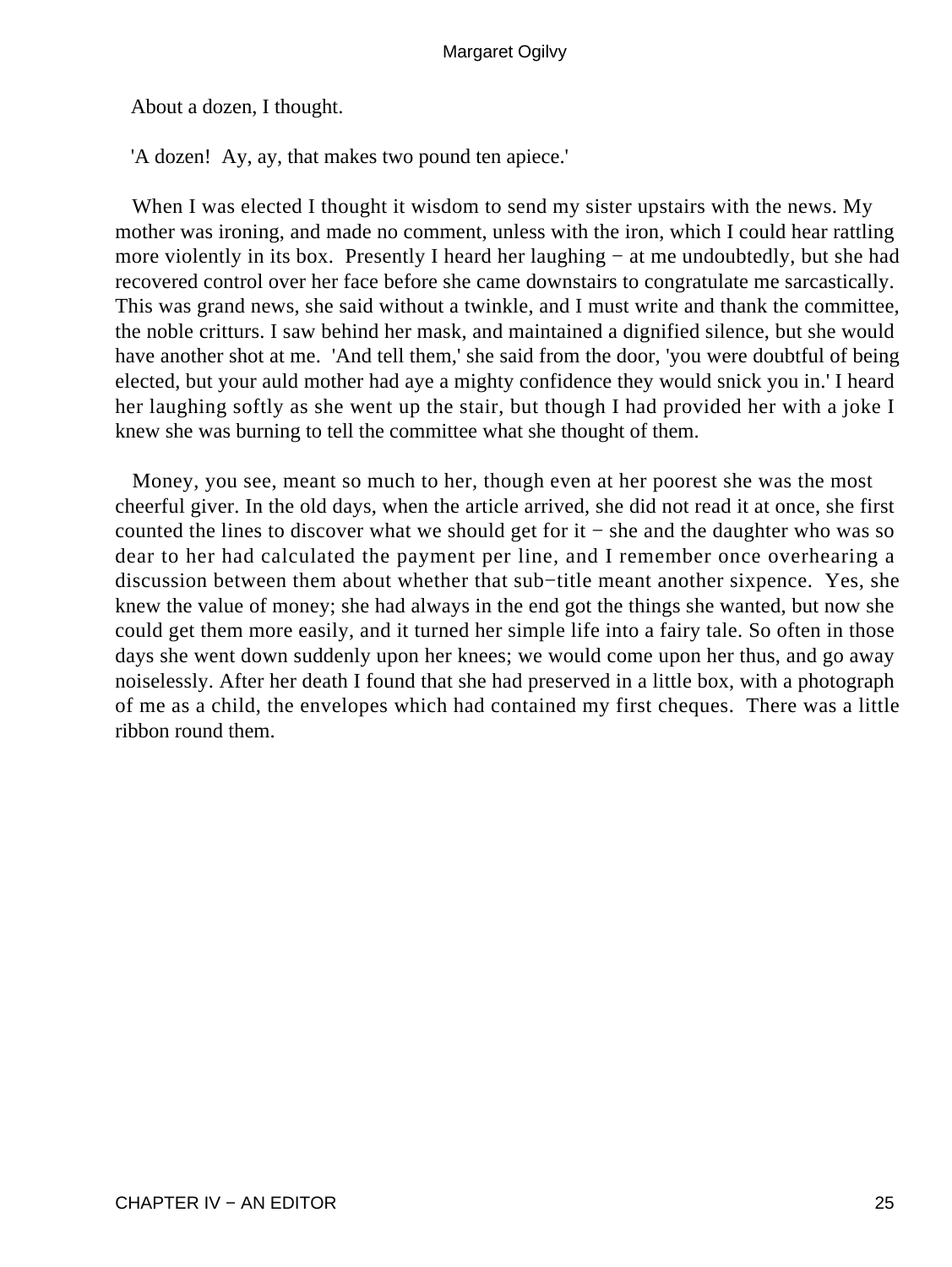About a dozen, I thought.

'A dozen! Ay, ay, that makes two pound ten apiece.'

When I was elected I thought it wisdom to send my sister upstairs with the news. My mother was ironing, and made no comment, unless with the iron, which I could hear rattling more violently in its box. Presently I heard her laughing − at me undoubtedly, but she had recovered control over her face before she came downstairs to congratulate me sarcastically. This was grand news, she said without a twinkle, and I must write and thank the committee, the noble critturs. I saw behind her mask, and maintained a dignified silence, but she would have another shot at me. 'And tell them,' she said from the door, 'you were doubtful of being elected, but your auld mother had aye a mighty confidence they would snick you in.' I heard her laughing softly as she went up the stair, but though I had provided her with a joke I knew she was burning to tell the committee what she thought of them.

Money, you see, meant so much to her, though even at her poorest she was the most cheerful giver. In the old days, when the article arrived, she did not read it at once, she first counted the lines to discover what we should get for it − she and the daughter who was so dear to her had calculated the payment per line, and I remember once overhearing a discussion between them about whether that sub−title meant another sixpence. Yes, she knew the value of money; she had always in the end got the things she wanted, but now she could get them more easily, and it turned her simple life into a fairy tale. So often in those days she went down suddenly upon her knees; we would come upon her thus, and go away noiselessly. After her death I found that she had preserved in a little box, with a photograph of me as a child, the envelopes which had contained my first cheques. There was a little ribbon round them.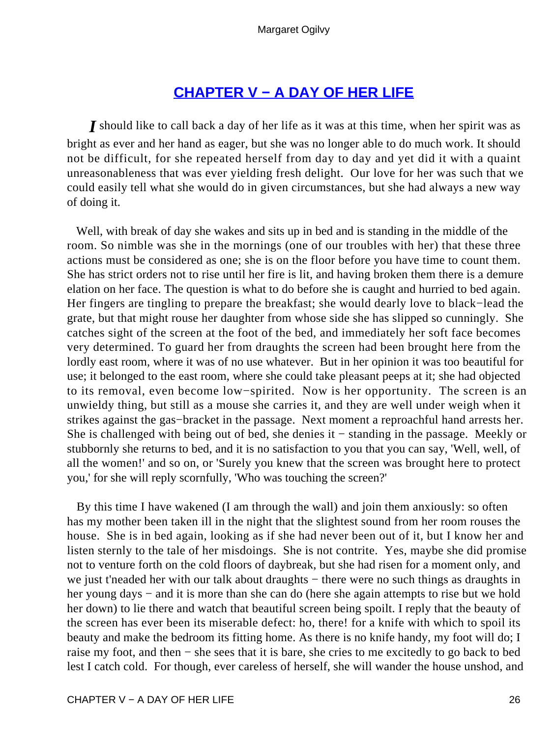## CHAPTER V − A DAY OF HER LIFE

*I* should like to call back a day of her life as it was at this time, when her spirit was as bright as ever and her hand as eager, but she was no longer able to do much work. It should not be difficult, for she repeated herself from day to day and yet did it with a quaint unreasonableness that was ever yielding fresh delight. Our love for her was such that we could easily tell what she would do in given circumstances, but she had always a new way of doing it.

Well, with break of day she wakes and sits up in bed and is standing in the middle of the room. So nimble was she in the mornings (one of our troubles with her) that these three actions must be considered as one; she is on the floor before you have time to count them. She has strict orders not to rise until her fire is lit, and having broken them there is a demure elation on her face. The question is what to do before she is caught and hurried to bed again. Her fingers are tingling to prepare the breakfast; she would dearly love to black−lead the grate, but that might rouse her daughter from whose side she has slipped so cunningly. She catches sight of the screen at the foot of the bed, and immediately her soft face becomes very determined. To guard her from draughts the screen had been brought here from the lordly east room, where it was of no use whatever. But in her opinion it was too beautiful for use; it belonged to the east room, where she could take pleasant peeps at it; she had objected to its removal, even become low−spirited. Now is her opportunity. The screen is an unwieldy thing, but still as a mouse she carries it, and they are well under weigh when it strikes against the gas−bracket in the passage. Next moment a reproachful hand arrests her. She is challenged with being out of bed, she denies it − standing in the passage. Meekly or stubbornly she returns to bed, and it is no satisfaction to you that you can say, 'Well, well, of all the women!' and so on, or 'Surely you knew that the screen was brought here to protect you,' for she will reply scornfully, 'Who was touching the screen?'

By this time I have wakened (I am through the wall) and join them anxiously: so often has my mother been taken ill in the night that the slightest sound from her room rouses the house. She is in bed again, looking as if she had never been out of it, but I know her and listen sternly to the tale of her misdoings. She is not contrite. Yes, maybe she did promise not to venture forth on the cold floors of daybreak, but she had risen for a moment only, and we just t'neaded her with our talk about draughts − there were no such things as draughts in her young days − and it is more than she can do (here she again attempts to rise but we hold her down) to lie there and watch that beautiful screen being spoilt. I reply that the beauty of the screen has ever been its miserable defect: ho, there! for a knife with which to spoil its beauty and make the bedroom its fitting home. As there is no knife handy, my foot will do; I raise my foot, and then − she sees that it is bare, she cries to me excitedly to go back to bed lest I catch cold. For though, ever careless of herself, she will wander the house unshod, and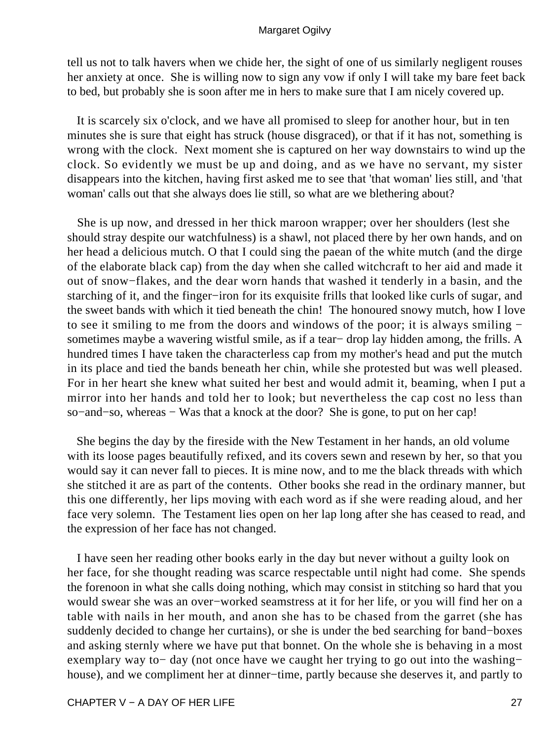tell us not to talk havers when we chide her, the sight of one of us similarly negligent rouses her anxiety at once. She is willing now to sign any vow if only I will take my bare feet back to bed, but probably she is soon after me in hers to make sure that I am nicely covered up.

It is scarcely six o'clock, and we have all promised to sleep for another hour, but in ten minutes she is sure that eight has struck (house disgraced), or that if it has not, something is wrong with the clock. Next moment she is captured on her way downstairs to wind up the clock. So evidently we must be up and doing, and as we have no servant, my sister disappears into the kitchen, having first asked me to see that 'that woman' lies still, and 'that woman' calls out that she always does lie still, so what are we blethering about?

She is up now, and dressed in her thick maroon wrapper; over her shoulders (lest she should stray despite our watchfulness) is a shawl, not placed there by her own hands, and on her head a delicious mutch. O that I could sing the paean of the white mutch (and the dirge of the elaborate black cap) from the day when she called witchcraft to her aid and made it out of snow−flakes, and the dear worn hands that washed it tenderly in a basin, and the starching of it, and the finger−iron for its exquisite frills that looked like curls of sugar, and the sweet bands with which it tied beneath the chin! The honoured snowy mutch, how I love to see it smiling to me from the doors and windows of the poor; it is always smiling − sometimes maybe a wavering wistful smile, as if a tear− drop lay hidden among, the frills. A hundred times I have taken the characterless cap from my mother's head and put the mutch in its place and tied the bands beneath her chin, while she protested but was well pleased. For in her heart she knew what suited her best and would admit it, beaming, when I put a mirror into her hands and told her to look; but nevertheless the cap cost no less than so−and−so, whereas − Was that a knock at the door? She is gone, to put on her cap!

She begins the day by the fireside with the New Testament in her hands, an old volume with its loose pages beautifully refixed, and its covers sewn and resewn by her, so that you would say it can never fall to pieces. It is mine now, and to me the black threads with which she stitched it are as part of the contents. Other books she read in the ordinary manner, but this one differently, her lips moving with each word as if she were reading aloud, and her face very solemn. The Testament lies open on her lap long after she has ceased to read, and the expression of her face has not changed.

I have seen her reading other books early in the day but never without a guilty look on her face, for she thought reading was scarce respectable until night had come. She spends the forenoon in what she calls doing nothing, which may consist in stitching so hard that you would swear she was an over−worked seamstress at it for her life, or you will find her on a table with nails in her mouth, and anon she has to be chased from the garret (she has suddenly decided to change her curtains), or she is under the bed searching for band−boxes and asking sternly where we have put that bonnet. On the whole she is behaving in a most exemplary way to− day (not once have we caught her trying to go out into the washing−house), and we compliment her at dinner−time, partly because she deserves it, and partly to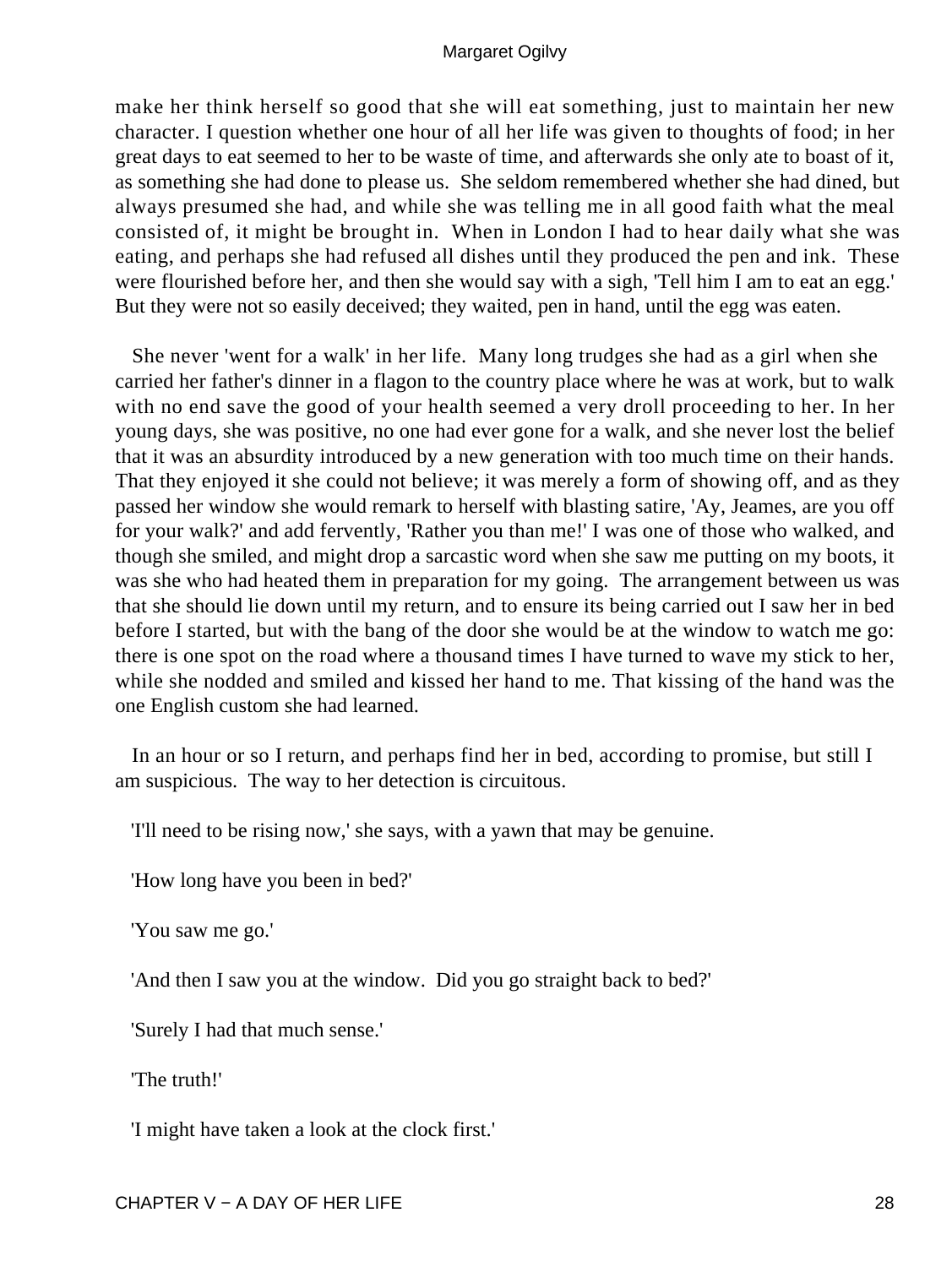make her think herself so good that she will eat something, just to maintain her new character. I question whether one hour of all her life was given to thoughts of food; in her great days to eat seemed to her to be waste of time, and afterwards she only ate to boast of it, as something she had done to please us. She seldom remembered whether she had dined, but always presumed she had, and while she was telling me in all good faith what the meal consisted of, it might be brought in. When in London I had to hear daily what she was eating, and perhaps she had refused all dishes until they produced the pen and ink. These were flourished before her, and then she would say with a sigh, 'Tell him I am to eat an egg.' But they were not so easily deceived; they waited, pen in hand, until the egg was eaten.

She never 'went for a walk' in her life. Many long trudges she had as a girl when she carried her father's dinner in a flagon to the country place where he was at work, but to walk with no end save the good of your health seemed a very droll proceeding to her. In her young days, she was positive, no one had ever gone for a walk, and she never lost the belief that it was an absurdity introduced by a new generation with too much time on their hands. That they enjoyed it she could not believe; it was merely a form of showing off, and as they passed her window she would remark to herself with blasting satire, 'Ay, Jeames, are you off for your walk?' and add fervently, 'Rather you than me!' I was one of those who walked, and though she smiled, and might drop a sarcastic word when she saw me putting on my boots, it was she who had heated them in preparation for my going. The arrangement between us was that she should lie down until my return, and to ensure its being carried out I saw her in bed before I started, but with the bang of the door she would be at the window to watch me go: there is one spot on the road where a thousand times I have turned to wave my stick to her, while she nodded and smiled and kissed her hand to me. That kissing of the hand was the one English custom she had learned.

In an hour or so I return, and perhaps find her in bed, according to promise, but still I am suspicious. The way to her detection is circuitous.

'I'll need to be rising now,' she says, with a yawn that may be genuine.

'How long have you been in bed?'

'You saw me go.'

'And then I saw you at the window. Did you go straight back to bed?'

'Surely I had that much sense.'

'The truth!'

'I might have taken a look at the clock first.'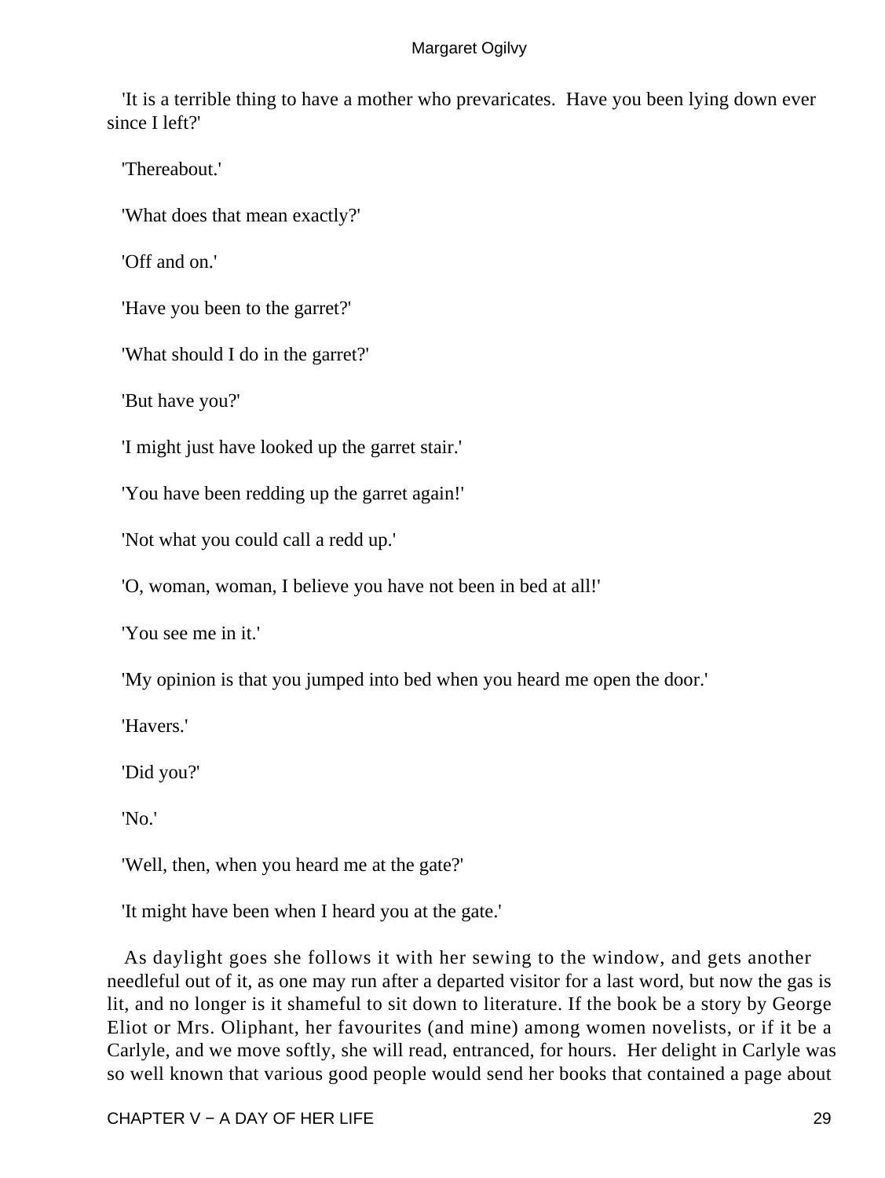'It is a terrible thing to have a mother who prevaricates. Have you been lying down ever since I left?'

'Thereabout.'

'What does that mean exactly?'

'Off and on.'

'Have you been to the garret?'

'What should I do in the garret?'

'But have you?'

'I might just have looked up the garret stair.'

'You have been redding up the garret again!'

'Not what you could call a redd up.'

'O, woman, woman, I believe you have not been in bed at all!'

'You see me in it.'

'My opinion is that you jumped into bed when you heard me open the door.'

'Havers.'

'Did you?'

'No.'

'Well, then, when you heard me at the gate?'

'It might have been when I heard you at the gate.'

As daylight goes she follows it with her sewing to the window, and gets another needleful out of it, as one may run after a departed visitor for a last word, but now the gas is lit, and no longer is it shameful to sit down to literature. If the book be a story by George Eliot or Mrs. Oliphant, her favourites (and mine) among women novelists, or if it be a Carlyle, and we move softly, she will read, entranced, for hours. Her delight in Carlyle was so well known that various good people would send her books that contained a page about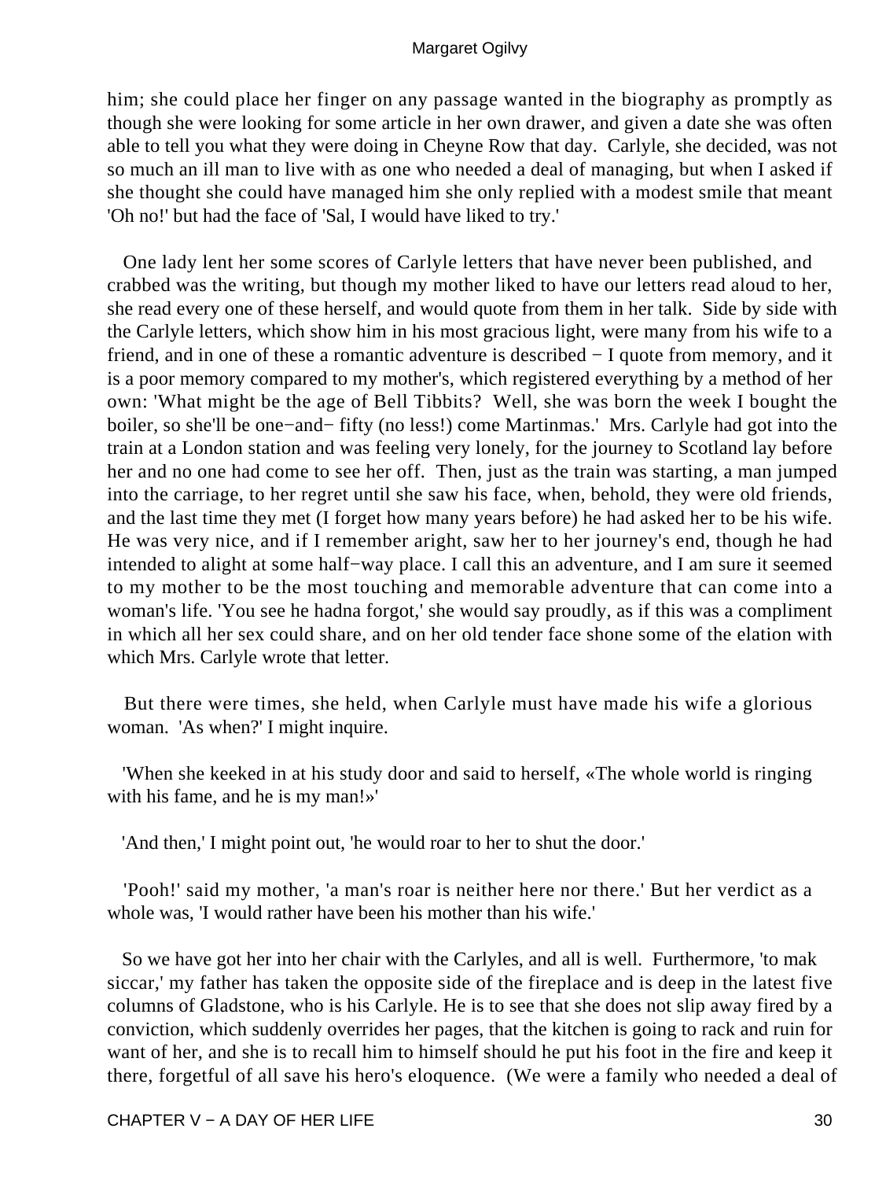him; she could place her finger on any passage wanted in the biography as promptly as though she were looking for some article in her own drawer, and given a date she was often able to tell you what they were doing in Cheyne Row that day. Carlyle, she decided, was not so much an ill man to live with as one who needed a deal of managing, but when I asked if she thought she could have managed him she only replied with a modest smile that meant 'Oh no!' but had the face of 'Sal, I would have liked to try.'

One lady lent her some scores of Carlyle letters that have never been published, and crabbed was the writing, but though my mother liked to have our letters read aloud to her, she read every one of these herself, and would quote from them in her talk. Side by side with the Carlyle letters, which show him in his most gracious light, were many from his wife to a friend, and in one of these a romantic adventure is described − I quote from memory, and it is a poor memory compared to my mother's, which registered everything by a method of her own: 'What might be the age of Bell Tibbits? Well, she was born the week I bought the boiler, so she'll be one−and− fifty (no less!) come Martinmas.' Mrs. Carlyle had got into the train at a London station and was feeling very lonely, for the journey to Scotland lay before her and no one had come to see her off. Then, just as the train was starting, a man jumped into the carriage, to her regret until she saw his face, when, behold, they were old friends, and the last time they met (I forget how many years before) he had asked her to be his wife. He was very nice, and if I remember aright, saw her to her journey's end, though he had intended to alight at some half−way place. I call this an adventure, and I am sure it seemed to my mother to be the most touching and memorable adventure that can come into a woman's life. 'You see he hadna forgot,' she would say proudly, as if this was a compliment in which all her sex could share, and on her old tender face shone some of the elation with which Mrs. Carlyle wrote that letter.

But there were times, she held, when Carlyle must have made his wife a glorious woman. 'As when?' I might inquire.

'When she keeked in at his study door and said to herself, «The whole world is ringing with his fame, and he is my man!»'

'And then,' I might point out, 'he would roar to her to shut the door.'

'Pooh!' said my mother, 'a man's roar is neither here nor there.' But her verdict as a whole was, 'I would rather have been his mother than his wife.'

So we have got her into her chair with the Carlyles, and all is well. Furthermore, 'to mak siccar,' my father has taken the opposite side of the fireplace and is deep in the latest five columns of Gladstone, who is his Carlyle. He is to see that she does not slip away fired by a conviction, which suddenly overrides her pages, that the kitchen is going to rack and ruin for want of her, and she is to recall him to himself should he put his foot in the fire and keep it there, forgetful of all save his hero's eloquence. (We were a family who needed a deal of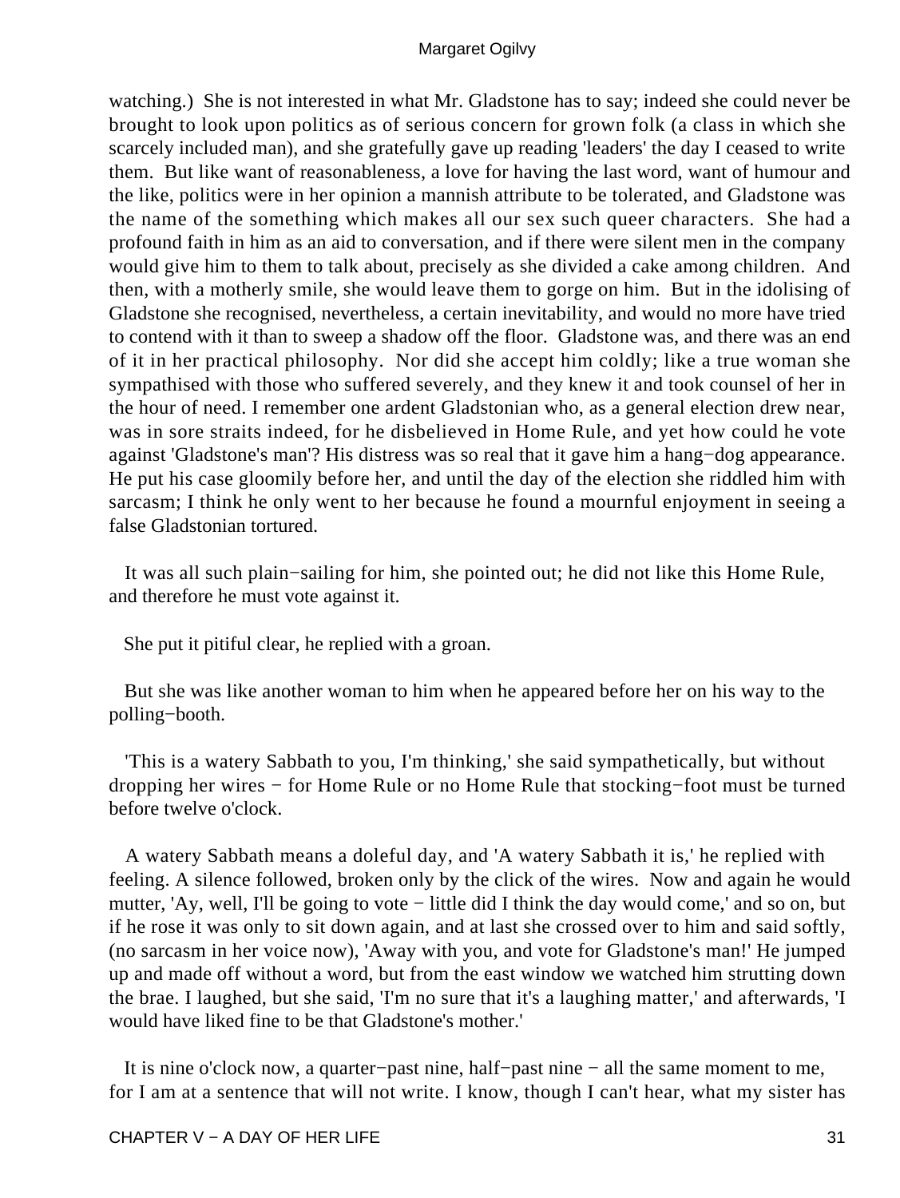watching.) She is not interested in what Mr. Gladstone has to say; indeed she could never be brought to look upon politics as of serious concern for grown folk (a class in which she scarcely included man), and she gratefully gave up reading 'leaders' the day I ceased to write them. But like want of reasonableness, a love for having the last word, want of humour and the like, politics were in her opinion a mannish attribute to be tolerated, and Gladstone was the name of the something which makes all our sex such queer characters. She had a profound faith in him as an aid to conversation, and if there were silent men in the company would give him to them to talk about, precisely as she divided a cake among children. And then, with a motherly smile, she would leave them to gorge on him. But in the idolising of Gladstone she recognised, nevertheless, a certain inevitability, and would no more have tried to contend with it than to sweep a shadow off the floor. Gladstone was, and there was an end of it in her practical philosophy. Nor did she accept him coldly; like a true woman she sympathised with those who suffered severely, and they knew it and took counsel of her in the hour of need. I remember one ardent Gladstonian who, as a general election drew near, was in sore straits indeed, for he disbelieved in Home Rule, and yet how could he vote against 'Gladstone's man'? His distress was so real that it gave him a hang−dog appearance. He put his case gloomily before her, and until the day of the election she riddled him with sarcasm; I think he only went to her because he found a mournful enjoyment in seeing a false Gladstonian tortured.

It was all such plain−sailing for him, she pointed out; he did not like this Home Rule, and therefore he must vote against it.

She put it pitiful clear, he replied with a groan.

But she was like another woman to him when he appeared before her on his way to the polling−booth.

'This is a watery Sabbath to you, I'm thinking,' she said sympathetically, but without dropping her wires − for Home Rule or no Home Rule that stocking−foot must be turned before twelve o'clock.

A watery Sabbath means a doleful day, and 'A watery Sabbath it is,' he replied with feeling. A silence followed, broken only by the click of the wires. Now and again he would mutter, 'Ay, well, I'll be going to vote − little did I think the day would come,' and so on, but if he rose it was only to sit down again, and at last she crossed over to him and said softly, (no sarcasm in her voice now), 'Away with you, and vote for Gladstone's man!' He jumped up and made off without a word, but from the east window we watched him strutting down the brae. I laughed, but she said, 'I'm no sure that it's a laughing matter,' and afterwards, 'I would have liked fine to be that Gladstone's mother.'

It is nine o'clock now, a quarter−past nine, half−past nine − all the same moment to me, for I am at a sentence that will not write. I know, though I can't hear, what my sister has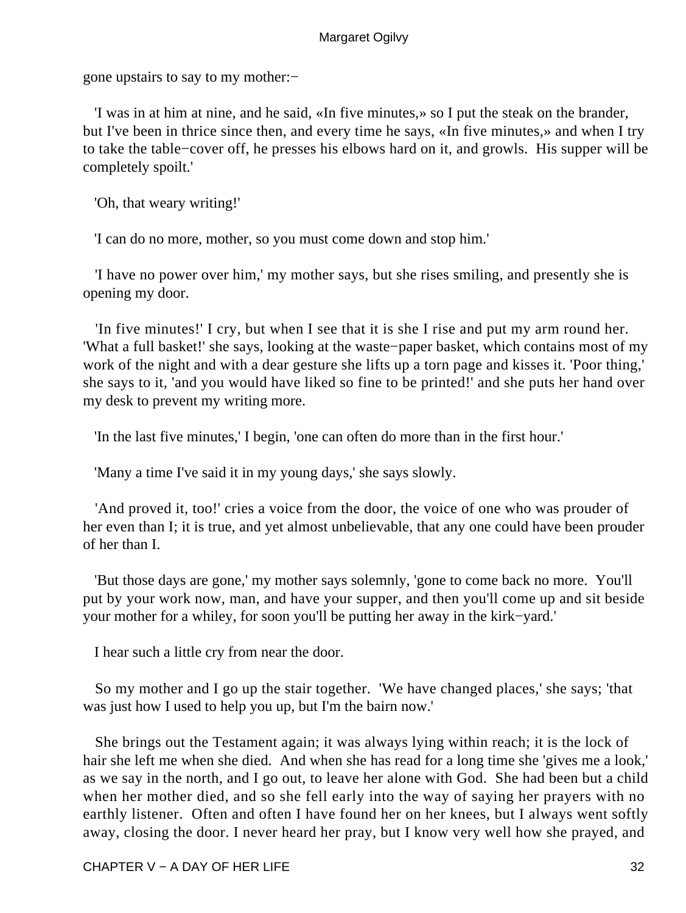gone upstairs to say to my mother:−

'I was in at him at nine, and he said, «In five minutes,» so I put the steak on the brander, but I've been in thrice since then, and every time he says, «In five minutes,» and when I try to take the table−cover off, he presses his elbows hard on it, and growls. His supper will be completely spoilt.'

'Oh, that weary writing!'

'I can do no more, mother, so you must come down and stop him.'

'I have no power over him,' my mother says, but she rises smiling, and presently she is opening my door.

'In five minutes!' I cry, but when I see that it is she I rise and put my arm round her. 'What a full basket!' she says, looking at the waste−paper basket, which contains most of my work of the night and with a dear gesture she lifts up a torn page and kisses it. 'Poor thing,' she says to it, 'and you would have liked so fine to be printed!' and she puts her hand over my desk to prevent my writing more.

'In the last five minutes,' I begin, 'one can often do more than in the first hour.'

'Many a time I've said it in my young days,' she says slowly.

'And proved it, too!' cries a voice from the door, the voice of one who was prouder of her even than I; it is true, and yet almost unbelievable, that any one could have been prouder of her than I.

'But those days are gone,' my mother says solemnly, 'gone to come back no more. You'll put by your work now, man, and have your supper, and then you'll come up and sit beside your mother for a whiley, for soon you'll be putting her away in the kirk−yard.'

I hear such a little cry from near the door.

So my mother and I go up the stair together. 'We have changed places,' she says; 'that was just how I used to help you up, but I'm the bairn now.'

She brings out the Testament again; it was always lying within reach; it is the lock of hair she left me when she died. And when she has read for a long time she 'gives me a look,' as we say in the north, and I go out, to leave her alone with God. She had been but a child when her mother died, and so she fell early into the way of saying her prayers with no earthly listener. Often and often I have found her on her knees, but I always went softly away, closing the door. I never heard her pray, but I know very well how she prayed, and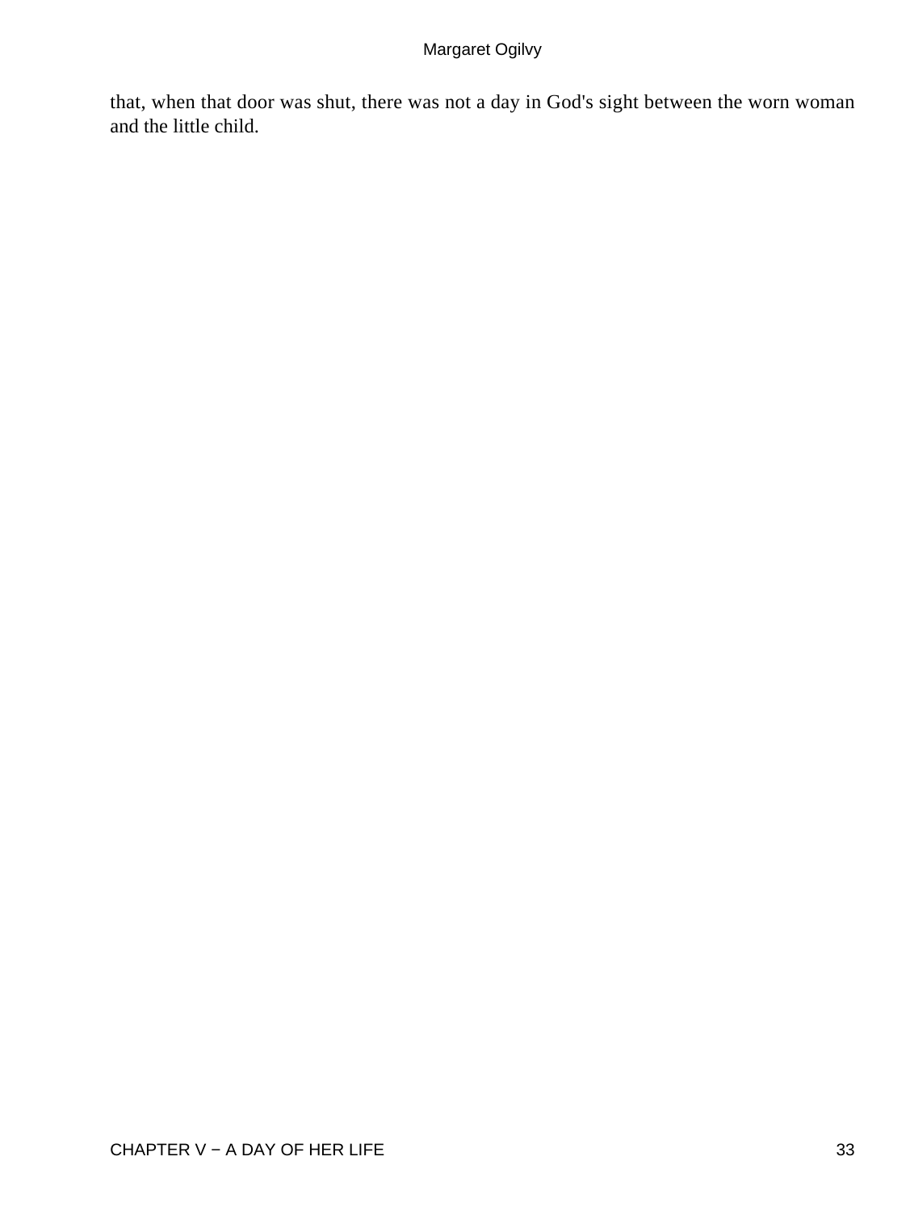that, when that door was shut, there was not a day in God's sight between the worn woman and the little child.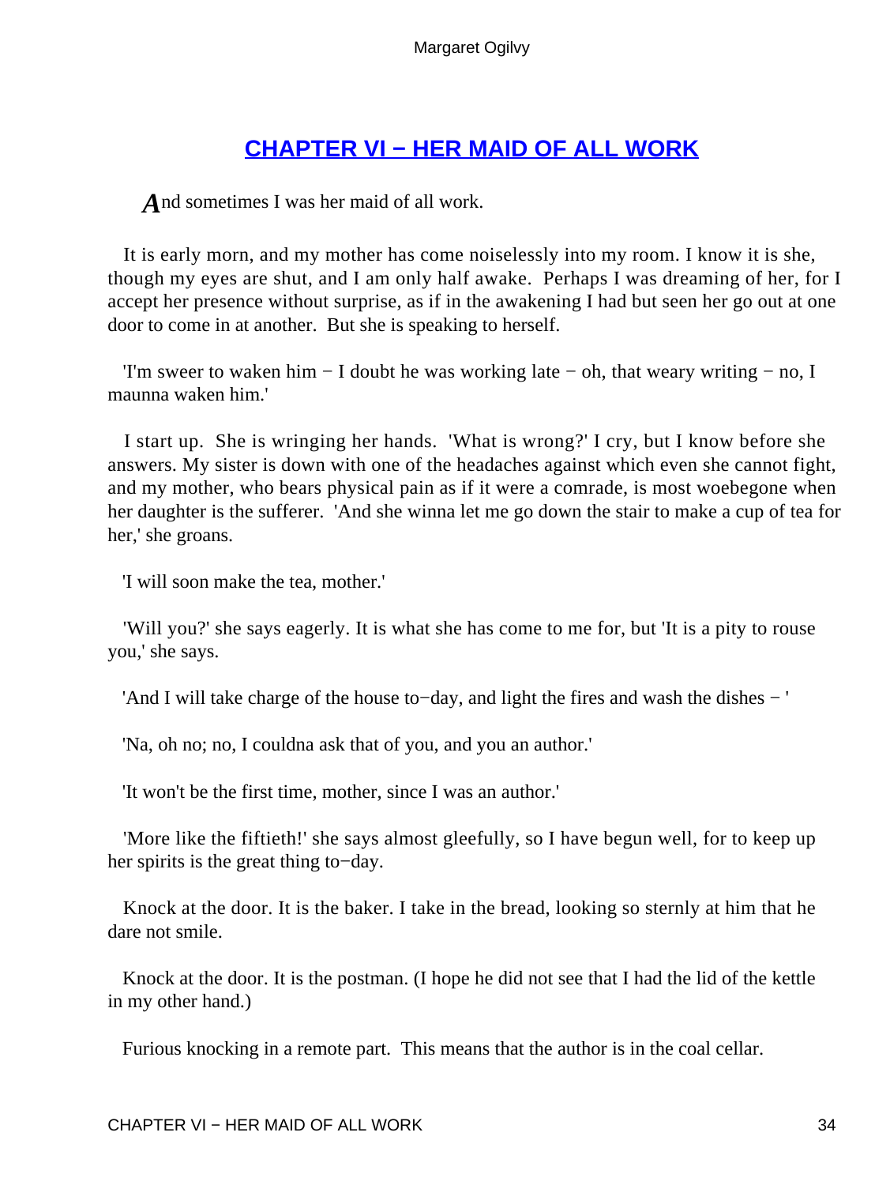## CHAPTER VI − HER MAID OF ALL WORK

And sometimes I was her maid of all work.

It is early morn, and my mother has come noiselessly into my room. I know it is she, though my eyes are shut, and I am only half awake. Perhaps I was dreaming of her, for I accept her presence without surprise, as if in the awakening I had but seen her go out at one door to come in at another. But she is speaking to herself.

'I'm sweer to waken him − I doubt he was working late − oh, that weary writing − no, I maunna waken him.'

I start up. She is wringing her hands. 'What is wrong?' I cry, but I know before she answers. My sister is down with one of the headaches against which even she cannot fight, and my mother, who bears physical pain as if it were a comrade, is most woebegone when her daughter is the sufferer. 'And she winna let me go down the stair to make a cup of tea for her,' she groans.

'I will soon make the tea, mother.'

'Will you?' she says eagerly. It is what she has come to me for, but 'It is a pity to rouse you,' she says.

'And I will take charge of the house to−day, and light the fires and wash the dishes − '

'Na, oh no; no, I couldna ask that of you, and you an author.'

'It won't be the first time, mother, since I was an author.'

'More like the fiftieth!' she says almost gleefully, so I have begun well, for to keep up her spirits is the great thing to−day.

Knock at the door. It is the baker. I take in the bread, looking so sternly at him that he dare not smile.

Knock at the door. It is the postman. (I hope he did not see that I had the lid of the kettle in my other hand.)

Furious knocking in a remote part. This means that the author is in the coal cellar.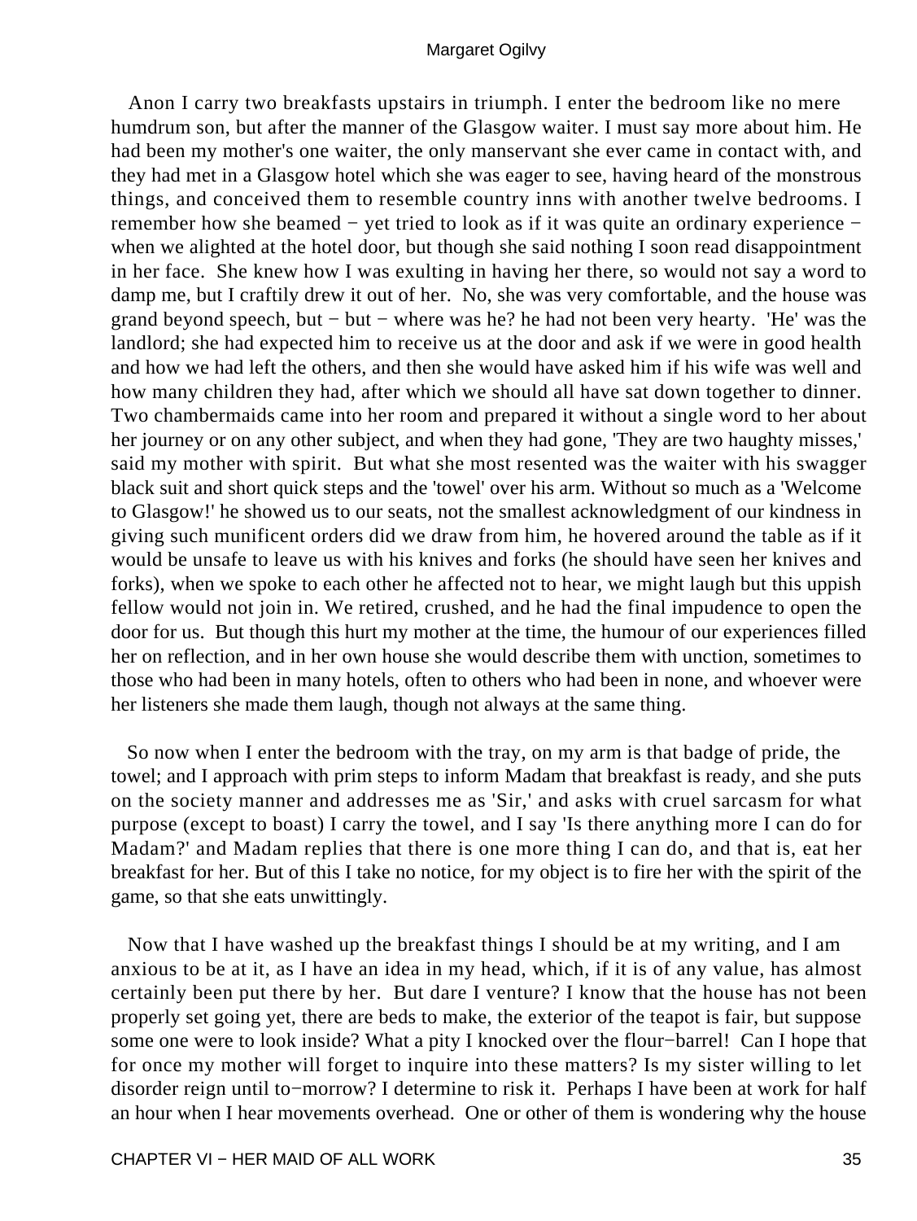Anon I carry two breakfasts upstairs in triumph. I enter the bedroom like no mere humdrum son, but after the manner of the Glasgow waiter. I must say more about him. He had been my mother's one waiter, the only manservant she ever came in contact with, and they had met in a Glasgow hotel which she was eager to see, having heard of the monstrous things, and conceived them to resemble country inns with another twelve bedrooms. I remember how she beamed − yet tried to look as if it was quite an ordinary experience − when we alighted at the hotel door, but though she said nothing I soon read disappointment in her face. She knew how I was exulting in having her there, so would not say a word to damp me, but I craftily drew it out of her. No, she was very comfortable, and the house was grand beyond speech, but − but − where was he? he had not been very hearty. 'He' was the landlord; she had expected him to receive us at the door and ask if we were in good health and how we had left the others, and then she would have asked him if his wife was well and how many children they had, after which we should all have sat down together to dinner. Two chambermaids came into her room and prepared it without a single word to her about her journey or on any other subject, and when they had gone, 'They are two haughty misses,' said my mother with spirit. But what she most resented was the waiter with his swagger black suit and short quick steps and the 'towel' over his arm. Without so much as a 'Welcome to Glasgow!' he showed us to our seats, not the smallest acknowledgment of our kindness in giving such munificent orders did we draw from him, he hovered around the table as if it would be unsafe to leave us with his knives and forks (he should have seen her knives and forks), when we spoke to each other he affected not to hear, we might laugh but this uppish fellow would not join in. We retired, crushed, and he had the final impudence to open the door for us. But though this hurt my mother at the time, the humour of our experiences filled her on reflection, and in her own house she would describe them with unction, sometimes to those who had been in many hotels, often to others who had been in none, and whoever were her listeners she made them laugh, though not always at the same thing.

So now when I enter the bedroom with the tray, on my arm is that badge of pride, the towel; and I approach with prim steps to inform Madam that breakfast is ready, and she puts on the society manner and addresses me as 'Sir,' and asks with cruel sarcasm for what purpose (except to boast) I carry the towel, and I say 'Is there anything more I can do for Madam?' and Madam replies that there is one more thing I can do, and that is, eat her breakfast for her. But of this I take no notice, for my object is to fire her with the spirit of the game, so that she eats unwittingly.

Now that I have washed up the breakfast things I should be at my writing, and I am anxious to be at it, as I have an idea in my head, which, if it is of any value, has almost certainly been put there by her. But dare I venture? I know that the house has not been properly set going yet, there are beds to make, the exterior of the teapot is fair, but suppose some one were to look inside? What a pity I knocked over the flour−barrel! Can I hope that for once my mother will forget to inquire into these matters? Is my sister willing to let disorder reign until to−morrow? I determine to risk it. Perhaps I have been at work for half an hour when I hear movements overhead. One or other of them is wondering why the house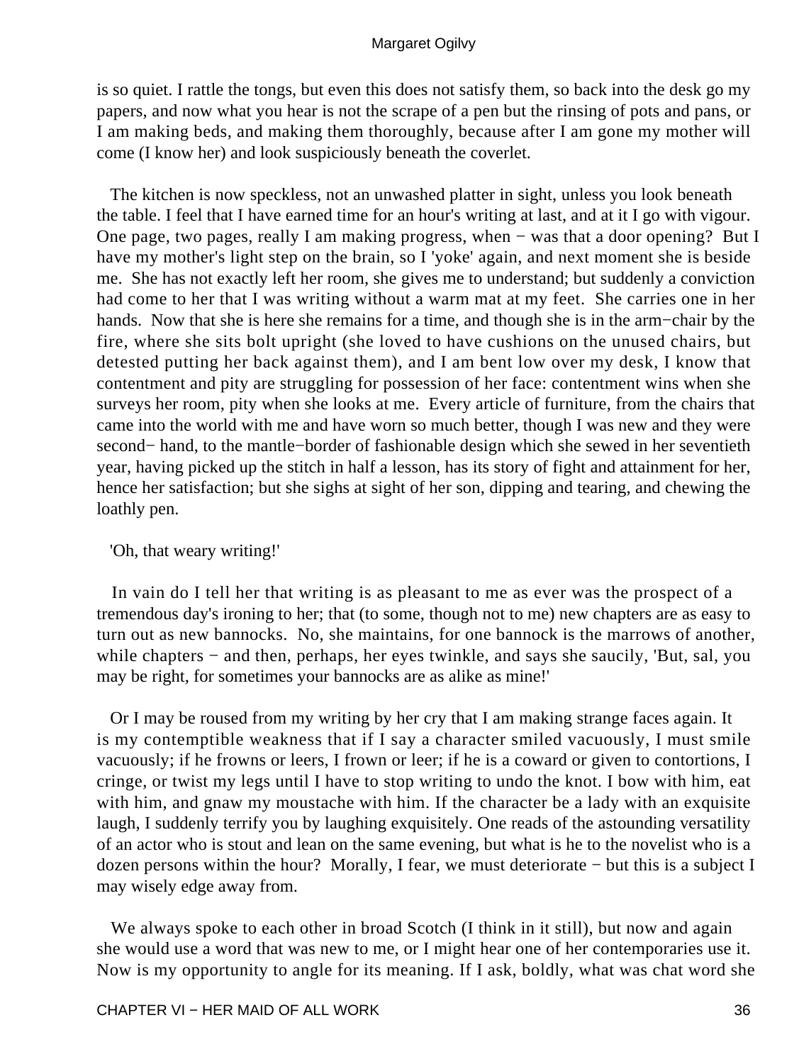is so quiet. I rattle the tongs, but even this does not satisfy them, so back into the desk go my papers, and now what you hear is not the scrape of a pen but the rinsing of pots and pans, or I am making beds, and making them thoroughly, because after I am gone my mother will come (I know her) and look suspiciously beneath the coverlet.

The kitchen is now speckless, not an unwashed platter in sight, unless you look beneath the table. I feel that I have earned time for an hour's writing at last, and at it I go with vigour. One page, two pages, really I am making progress, when − was that a door opening? But I have my mother's light step on the brain, so I 'yoke' again, and next moment she is beside me. She has not exactly left her room, she gives me to understand; but suddenly a conviction had come to her that I was writing without a warm mat at my feet. She carries one in her hands. Now that she is here she remains for a time, and though she is in the arm−chair by the fire, where she sits bolt upright (she loved to have cushions on the unused chairs, but detested putting her back against them), and I am bent low over my desk, I know that contentment and pity are struggling for possession of her face: contentment wins when she surveys her room, pity when she looks at me. Every article of furniture, from the chairs that came into the world with me and have worn so much better, though I was new and they were second− hand, to the mantle−border of fashionable design which she sewed in her seventieth year, having picked up the stitch in half a lesson, has its story of fight and attainment for her, hence her satisfaction; but she sighs at sight of her son, dipping and tearing, and chewing the loathly pen.

'Oh, that weary writing!'

In vain do I tell her that writing is as pleasant to me as ever was the prospect of a tremendous day's ironing to her; that (to some, though not to me) new chapters are as easy to turn out as new bannocks. No, she maintains, for one bannock is the marrows of another, while chapters − and then, perhaps, her eyes twinkle, and says she saucily, 'But, sal, you may be right, for sometimes your bannocks are as alike as mine!'

Or I may be roused from my writing by her cry that I am making strange faces again. It is my contemptible weakness that if I say a character smiled vacuously, I must smile vacuously; if he frowns or leers, I frown or leer; if he is a coward or given to contortions, I cringe, or twist my legs until I have to stop writing to undo the knot. I bow with him, eat with him, and gnaw my moustache with him. If the character be a lady with an exquisite laugh, I suddenly terrify you by laughing exquisitely. One reads of the astounding versatility of an actor who is stout and lean on the same evening, but what is he to the novelist who is a dozen persons within the hour? Morally, I fear, we must deteriorate − but this is a subject I may wisely edge away from.

We always spoke to each other in broad Scotch (I think in it still), but now and again she would use a word that was new to me, or I might hear one of her contemporaries use it. Now is my opportunity to angle for its meaning. If I ask, boldly, what was chat word she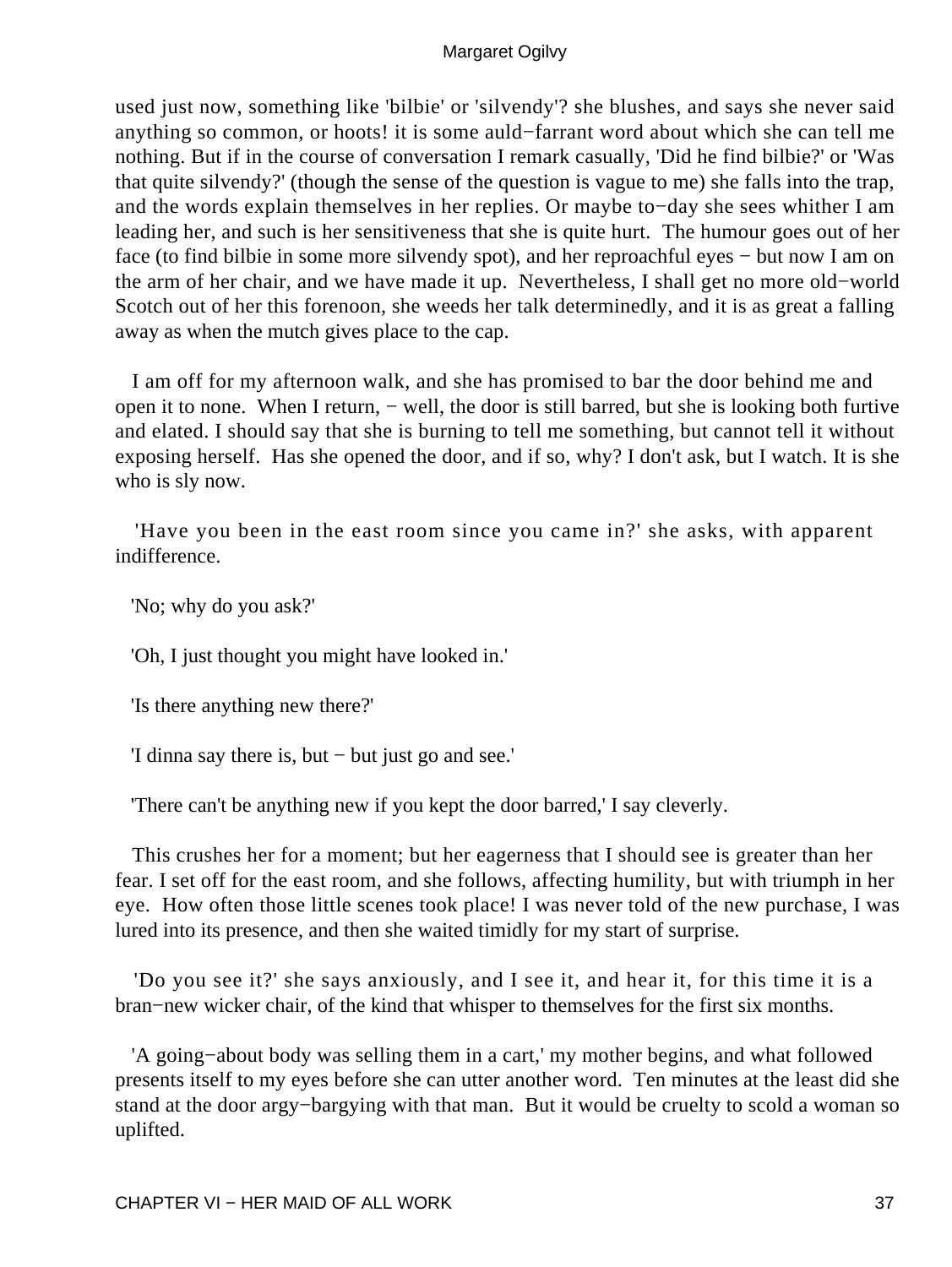used just now, something like 'bilbie' or 'silvendy'? she blushes, and says she never said anything so common, or hoots! it is some auld−farrant word about which she can tell me nothing. But if in the course of conversation I remark casually, 'Did he find bilbie?' or 'Was that quite silvendy?' (though the sense of the question is vague to me) she falls into the trap, and the words explain themselves in her replies. Or maybe to−day she sees whither I am leading her, and such is her sensitiveness that she is quite hurt. The humour goes out of her face (to find bilbie in some more silvendy spot), and her reproachful eyes − but now I am on the arm of her chair, and we have made it up. Nevertheless, I shall get no more old−world Scotch out of her this forenoon, she weeds her talk determinedly, and it is as great a falling away as when the mutch gives place to the cap.

I am off for my afternoon walk, and she has promised to bar the door behind me and open it to none. When I return, − well, the door is still barred, but she is looking both furtive and elated. I should say that she is burning to tell me something, but cannot tell it without exposing herself. Has she opened the door, and if so, why? I don't ask, but I watch. It is she who is sly now.

'Have you been in the east room since you came in?' she asks, with apparent indifference.

'No; why do you ask?'

'Oh, I just thought you might have looked in.'

'Is there anything new there?'

'I dinna say there is, but − but just go and see.'

'There can't be anything new if you kept the door barred,' I say cleverly.

This crushes her for a moment; but her eagerness that I should see is greater than her fear. I set off for the east room, and she follows, affecting humility, but with triumph in her eye. How often those little scenes took place! I was never told of the new purchase, I was lured into its presence, and then she waited timidly for my start of surprise.

'Do you see it?' she says anxiously, and I see it, and hear it, for this time it is a bran−new wicker chair, of the kind that whisper to themselves for the first six months.

'A going−about body was selling them in a cart,' my mother begins, and what followed presents itself to my eyes before she can utter another word. Ten minutes at the least did she stand at the door argy−bargying with that man. But it would be cruelty to scold a woman so uplifted.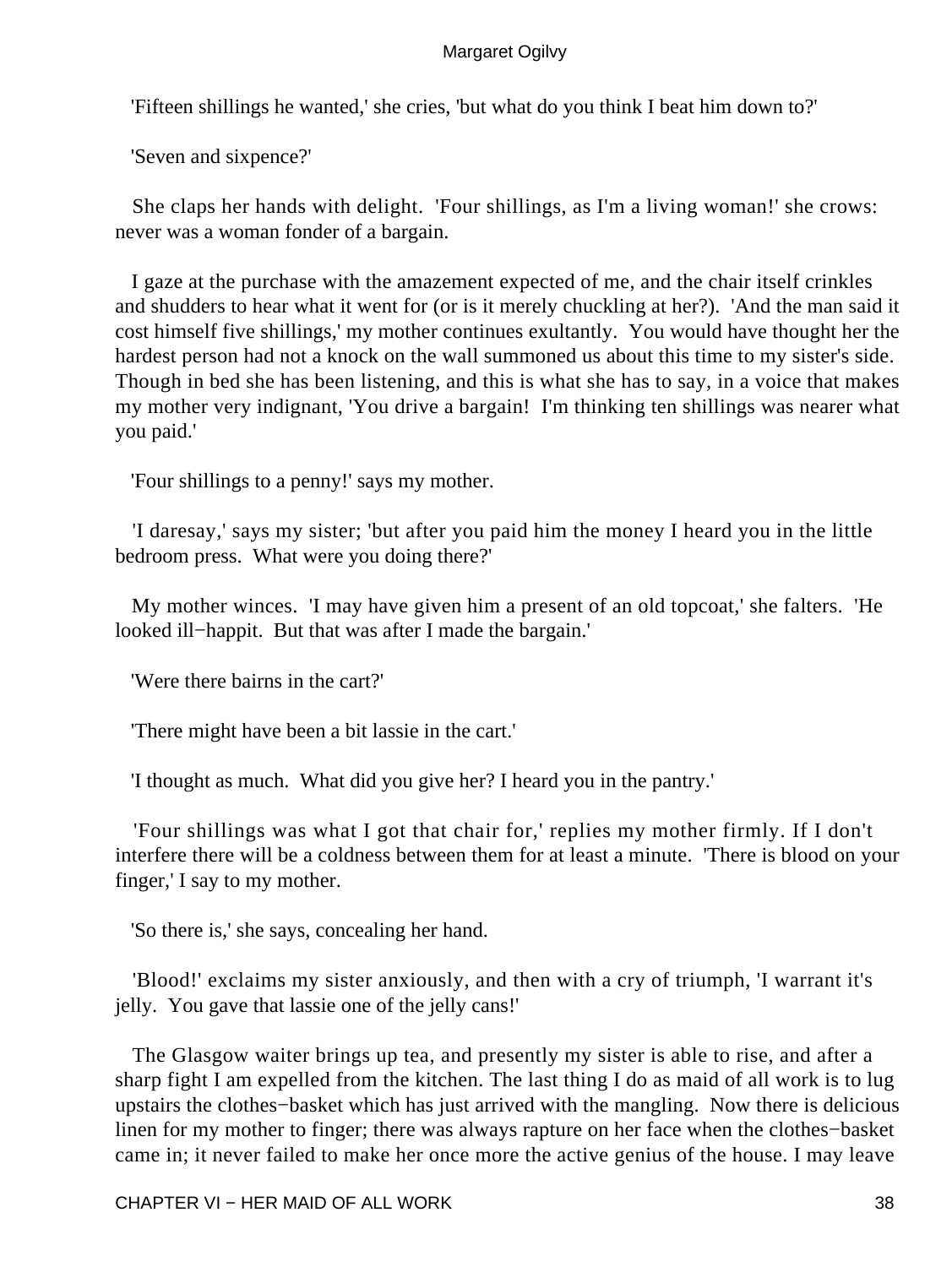'Fifteen shillings he wanted,' she cries, 'but what do you think I beat him down to?'

'Seven and sixpence?'

She claps her hands with delight. 'Four shillings, as I'm a living woman!' she crows: never was a woman fonder of a bargain.

I gaze at the purchase with the amazement expected of me, and the chair itself crinkles and shudders to hear what it went for (or is it merely chuckling at her?). 'And the man said it cost himself five shillings,' my mother continues exultantly. You would have thought her the hardest person had not a knock on the wall summoned us about this time to my sister's side. Though in bed she has been listening, and this is what she has to say, in a voice that makes my mother very indignant, 'You drive a bargain! I'm thinking ten shillings was nearer what you paid.'

'Four shillings to a penny!' says my mother.

'I daresay,' says my sister; 'but after you paid him the money I heard you in the little bedroom press. What were you doing there?'

My mother winces. 'I may have given him a present of an old topcoat,' she falters. 'He looked ill−happit. But that was after I made the bargain.'

'Were there bairns in the cart?'

'There might have been a bit lassie in the cart.'

'I thought as much. What did you give her? I heard you in the pantry.'

'Four shillings was what I got that chair for,' replies my mother firmly. If I don't interfere there will be a coldness between them for at least a minute. 'There is blood on your finger,' I say to my mother.

'So there is,' she says, concealing her hand.

'Blood!' exclaims my sister anxiously, and then with a cry of triumph, 'I warrant it's jelly. You gave that lassie one of the jelly cans!'

The Glasgow waiter brings up tea, and presently my sister is able to rise, and after a sharp fight I am expelled from the kitchen. The last thing I do as maid of all work is to lug upstairs the clothes−basket which has just arrived with the mangling. Now there is delicious linen for my mother to finger; there was always rapture on her face when the clothes−basket came in; it never failed to make her once more the active genius of the house. I may leave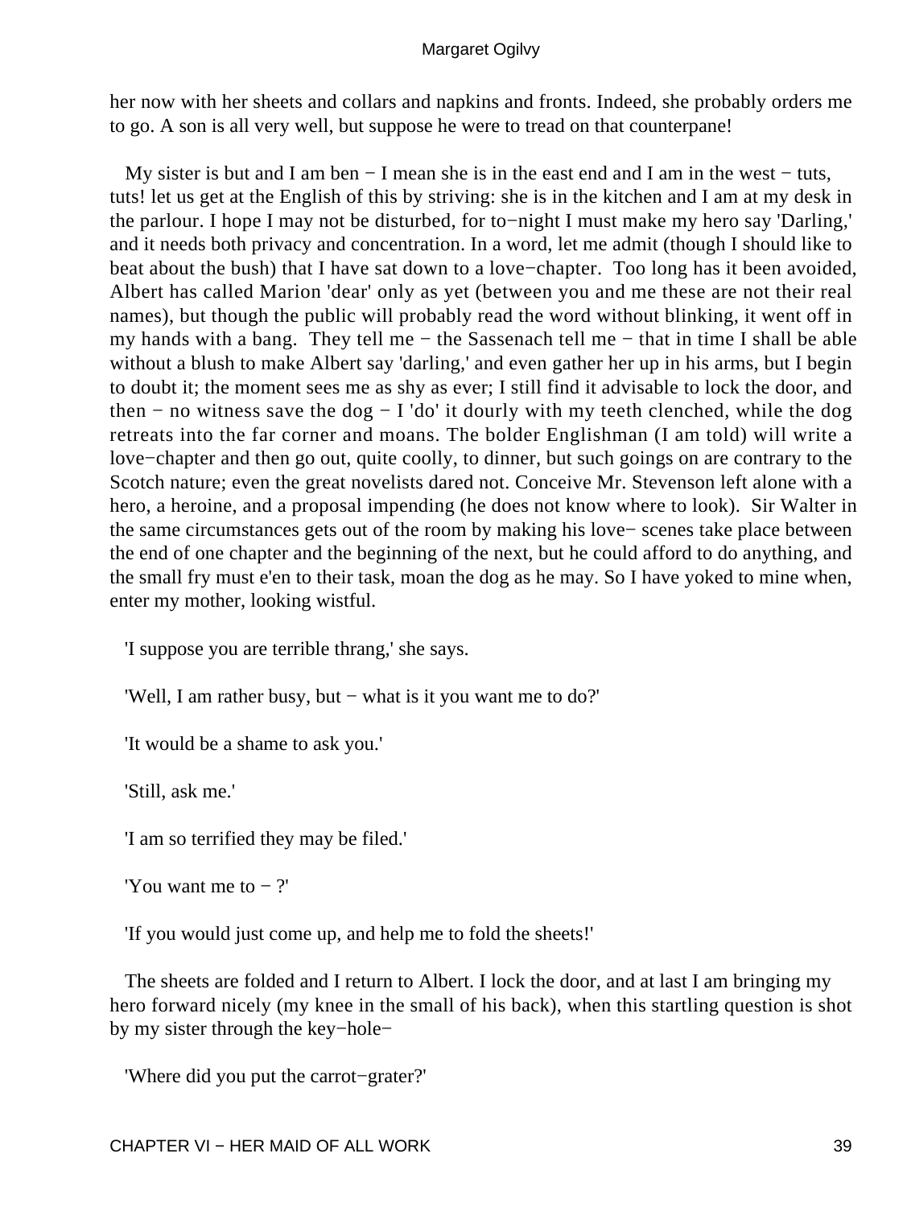her now with her sheets and collars and napkins and fronts. Indeed, she probably orders me to go. A son is all very well, but suppose he were to tread on that counterpane!

My sister is but and I am ben − I mean she is in the east end and I am in the west − tuts, tuts! let us get at the English of this by striving: she is in the kitchen and I am at my desk in the parlour. I hope I may not be disturbed, for to−night I must make my hero say 'Darling,' and it needs both privacy and concentration. In a word, let me admit (though I should like to beat about the bush) that I have sat down to a love−chapter. Too long has it been avoided, Albert has called Marion 'dear' only as yet (between you and me these are not their real names), but though the public will probably read the word without blinking, it went off in my hands with a bang. They tell me − the Sassenach tell me − that in time I shall be able without a blush to make Albert say 'darling,' and even gather her up in his arms, but I begin to doubt it; the moment sees me as shy as ever; I still find it advisable to lock the door, and then − no witness save the dog − I 'do' it dourly with my teeth clenched, while the dog retreats into the far corner and moans. The bolder Englishman (I am told) will write a love−chapter and then go out, quite coolly, to dinner, but such goings on are contrary to the Scotch nature; even the great novelists dared not. Conceive Mr. Stevenson left alone with a hero, a heroine, and a proposal impending (he does not know where to look). Sir Walter in the same circumstances gets out of the room by making his love− scenes take place between the end of one chapter and the beginning of the next, but he could afford to do anything, and the small fry must e'en to their task, moan the dog as he may. So I have yoked to mine when, enter my mother, looking wistful.

'I suppose you are terrible thrang,' she says.

'Well, I am rather busy, but − what is it you want me to do?'

'It would be a shame to ask you.'

'Still, ask me.'

'I am so terrified they may be filed.'

'You want me to − ?'

'If you would just come up, and help me to fold the sheets!'

The sheets are folded and I return to Albert. I lock the door, and at last I am bringing my hero forward nicely (my knee in the small of his back), when this startling question is shot by my sister through the key−hole−

'Where did you put the carrot−grater?'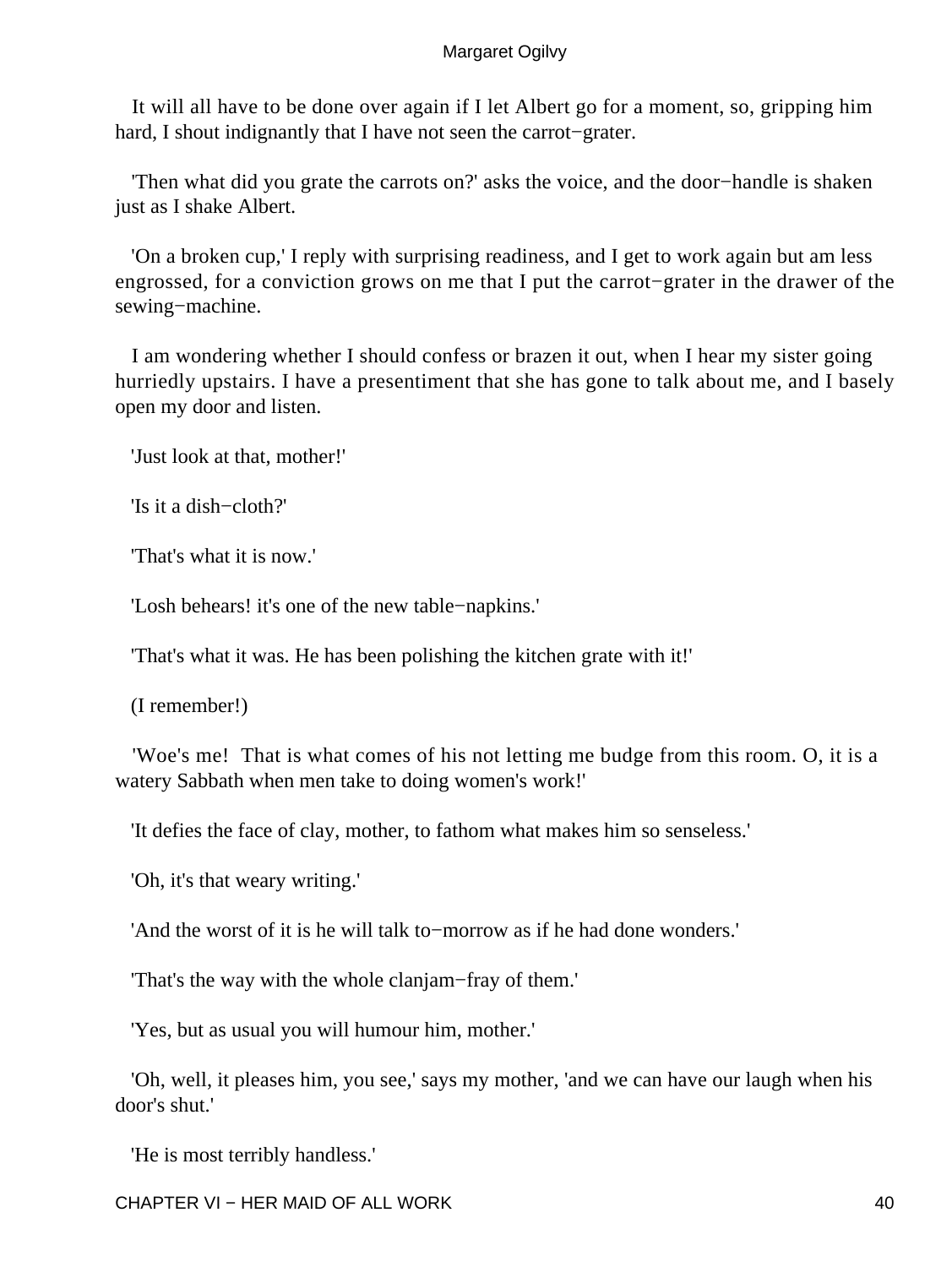It will all have to be done over again if I let Albert go for a moment, so, gripping him hard, I shout indignantly that I have not seen the carrot−grater.

'Then what did you grate the carrots on?' asks the voice, and the door−handle is shaken just as I shake Albert.

'On a broken cup,' I reply with surprising readiness, and I get to work again but am less engrossed, for a conviction grows on me that I put the carrot−grater in the drawer of the sewing−machine.

I am wondering whether I should confess or brazen it out, when I hear my sister going hurriedly upstairs. I have a presentiment that she has gone to talk about me, and I basely open my door and listen.

'Just look at that, mother!'

'Is it a dish−cloth?'

'That's what it is now.'

'Losh behears! it's one of the new table−napkins.'

'That's what it was. He has been polishing the kitchen grate with it!'

(I remember!)

'Woe's me! That is what comes of his not letting me budge from this room. O, it is a watery Sabbath when men take to doing women's work!'

'It defies the face of clay, mother, to fathom what makes him so senseless.'

'Oh, it's that weary writing.'

'And the worst of it is he will talk to−morrow as if he had done wonders.'

'That's the way with the whole clanjam−fray of them.'

'Yes, but as usual you will humour him, mother.'

'Oh, well, it pleases him, you see,' says my mother, 'and we can have our laugh when his door's shut.'

'He is most terribly handless.'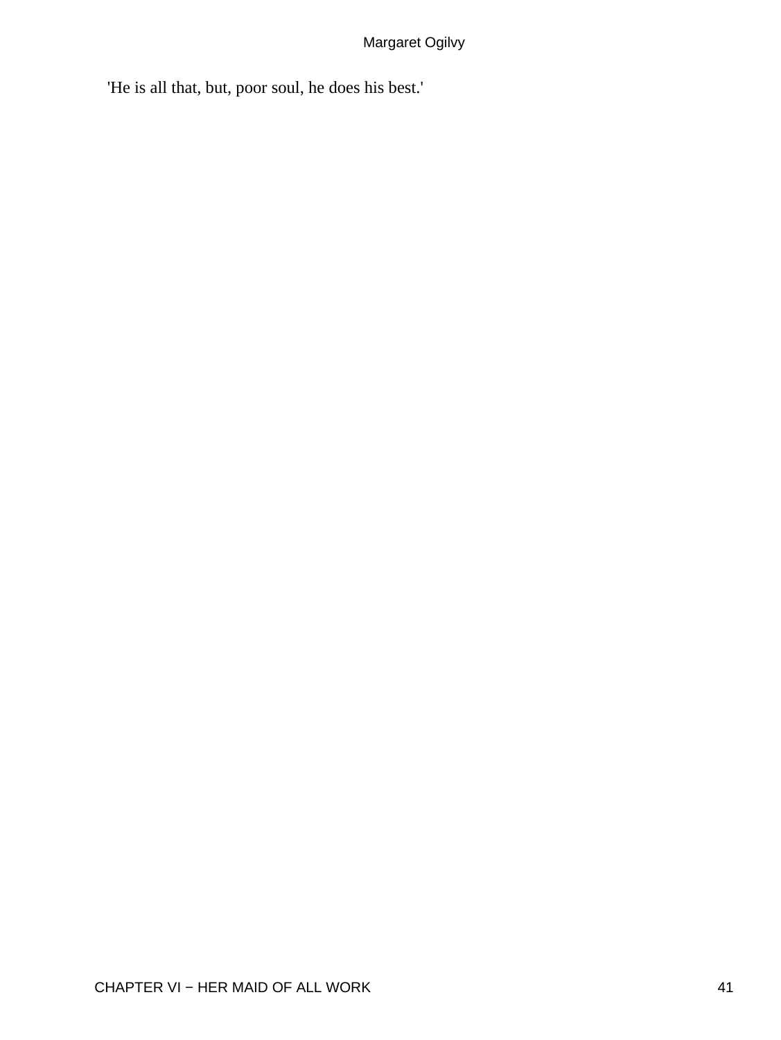'He is all that, but, poor soul, he does his best.'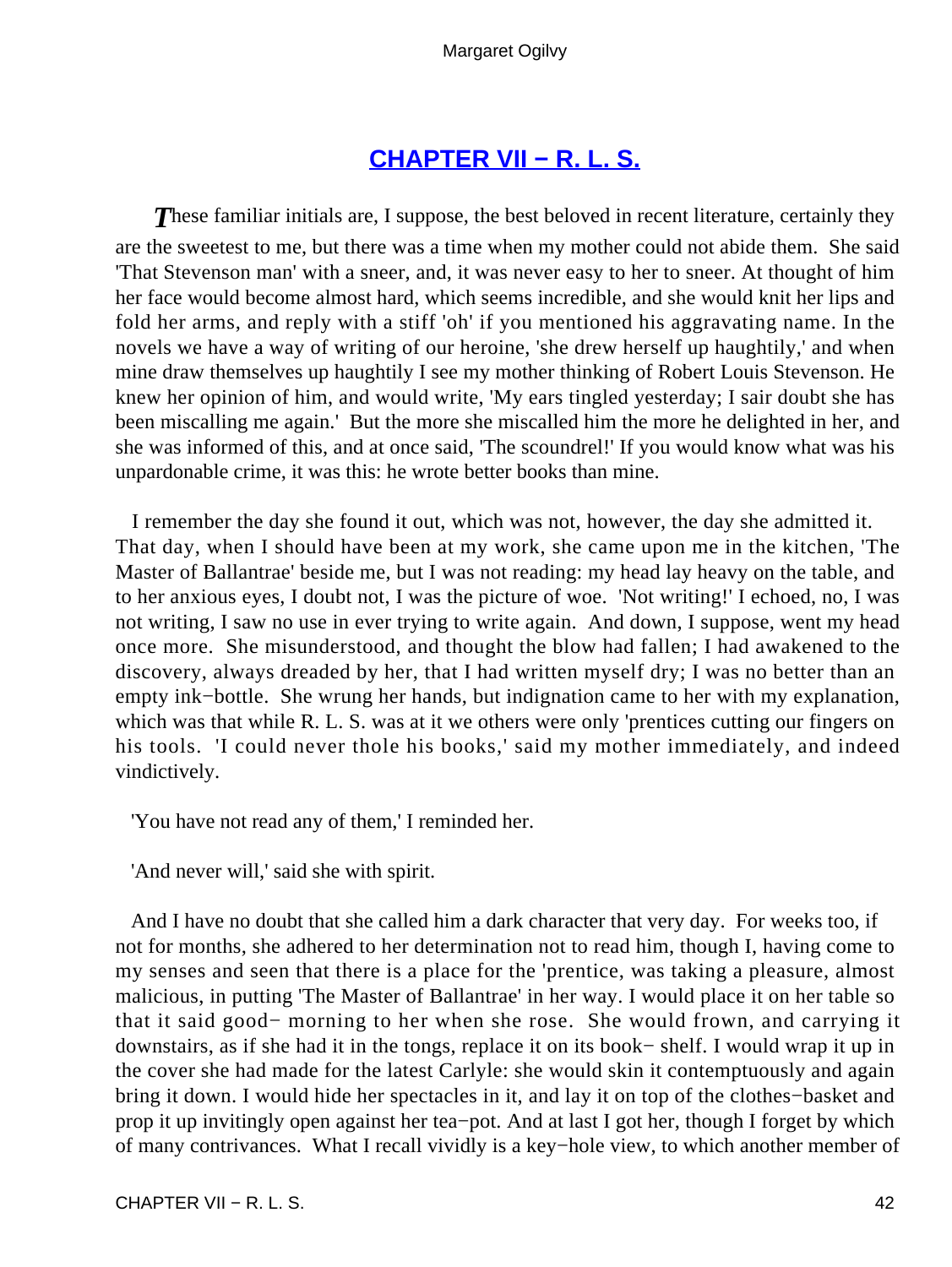## CHAPTER VII − R. L. S.

*T*hese familiar initials are, I suppose, the best beloved in recent literature, certainly they are the sweetest to me, but there was a time when my mother could not abide them. She said 'That Stevenson man' with a sneer, and, it was never easy to her to sneer. At thought of him her face would become almost hard, which seems incredible, and she would knit her lips and fold her arms, and reply with a stiff 'oh' if you mentioned his aggravating name. In the novels we have a way of writing of our heroine, 'she drew herself up haughtily,' and when mine draw themselves up haughtily I see my mother thinking of Robert Louis Stevenson. He knew her opinion of him, and would write, 'My ears tingled yesterday; I sair doubt she has been miscalling me again.' But the more she miscalled him the more he delighted in her, and she was informed of this, and at once said, 'The scoundrel!' If you would know what was his unpardonable crime, it was this: he wrote better books than mine.

I remember the day she found it out, which was not, however, the day she admitted it. That day, when I should have been at my work, she came upon me in the kitchen, 'The Master of Ballantrae' beside me, but I was not reading: my head lay heavy on the table, and to her anxious eyes, I doubt not, I was the picture of woe. 'Not writing!' I echoed, no, I was not writing, I saw no use in ever trying to write again. And down, I suppose, went my head once more. She misunderstood, and thought the blow had fallen; I had awakened to the discovery, always dreaded by her, that I had written myself dry; I was no better than an empty ink−bottle. She wrung her hands, but indignation came to her with my explanation, which was that while R. L. S. was at it we others were only 'prentices cutting our fingers on his tools. 'I could never thole his books,' said my mother immediately, and indeed vindictively.

'You have not read any of them,' I reminded her.

'And never will,' said she with spirit.

And I have no doubt that she called him a dark character that very day. For weeks too, if not for months, she adhered to her determination not to read him, though I, having come to my senses and seen that there is a place for the 'prentice, was taking a pleasure, almost malicious, in putting 'The Master of Ballantrae' in her way. I would place it on her table so that it said good− morning to her when she rose. She would frown, and carrying it downstairs, as if she had it in the tongs, replace it on its book− shelf. I would wrap it up in the cover she had made for the latest Carlyle: she would skin it contemptuously and again bring it down. I would hide her spectacles in it, and lay it on top of the clothes−basket and prop it up invitingly open against her tea−pot. And at last I got her, though I forget by which of many contrivances. What I recall vividly is a key−hole view, to which another member of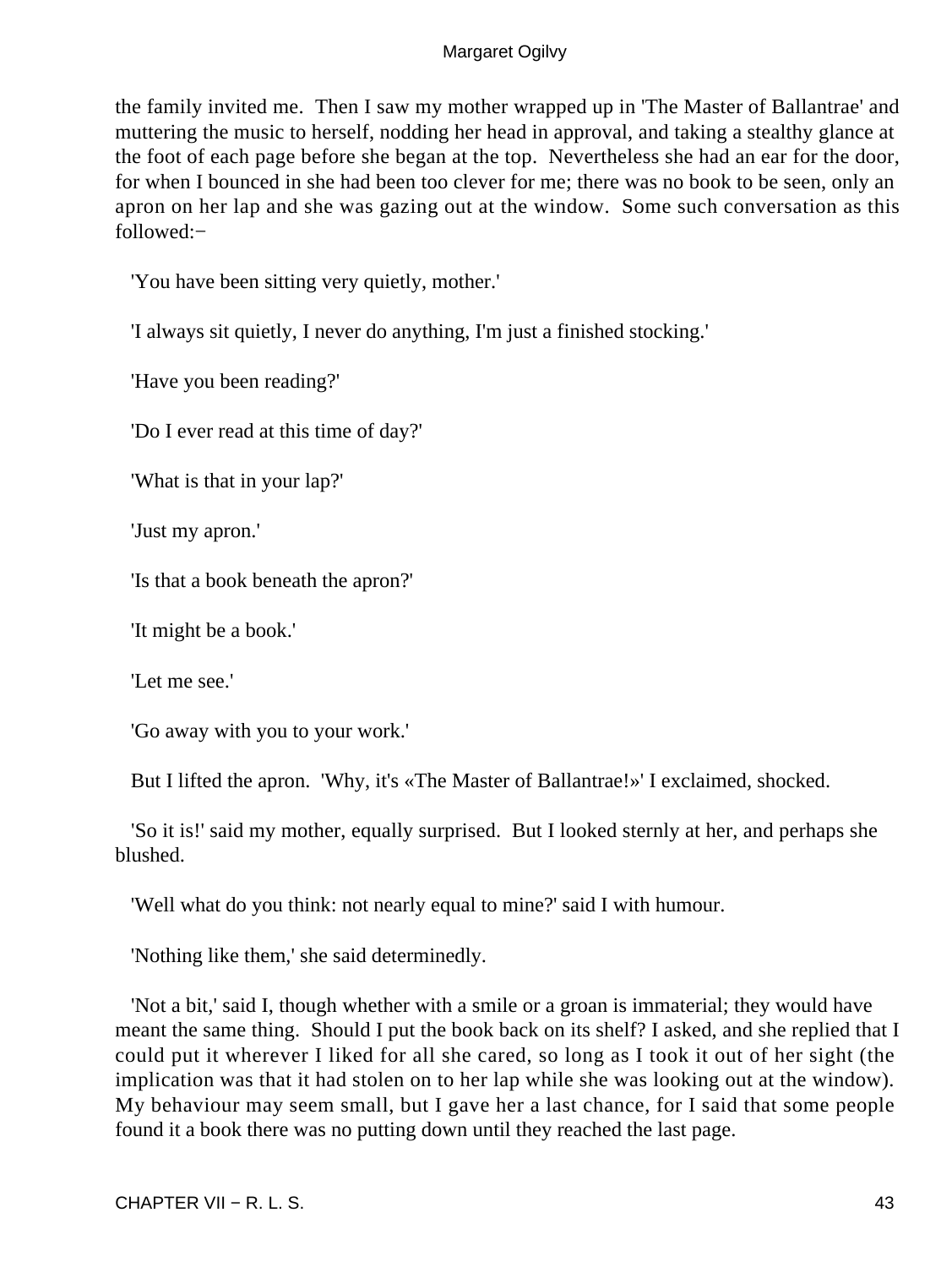the family invited me. Then I saw my mother wrapped up in 'The Master of Ballantrae' and muttering the music to herself, nodding her head in approval, and taking a stealthy glance at the foot of each page before she began at the top. Nevertheless she had an ear for the door, for when I bounced in she had been too clever for me; there was no book to be seen, only an apron on her lap and she was gazing out at the window. Some such conversation as this followed:−

'You have been sitting very quietly, mother.'

'I always sit quietly, I never do anything, I'm just a finished stocking.'

'Have you been reading?'

'Do I ever read at this time of day?'

'What is that in your lap?'

'Just my apron.'

'Is that a book beneath the apron?'

'It might be a book.'

'Let me see.'

'Go away with you to your work.'

But I lifted the apron. 'Why, it's «The Master of Ballantrae!»' I exclaimed, shocked.

'So it is!' said my mother, equally surprised. But I looked sternly at her, and perhaps she blushed.

'Well what do you think: not nearly equal to mine?' said I with humour.

'Nothing like them,' she said determinedly.

'Not a bit,' said I, though whether with a smile or a groan is immaterial; they would have meant the same thing. Should I put the book back on its shelf? I asked, and she replied that I could put it wherever I liked for all she cared, so long as I took it out of her sight (the implication was that it had stolen on to her lap while she was looking out at the window). My behaviour may seem small, but I gave her a last chance, for I said that some people found it a book there was no putting down until they reached the last page.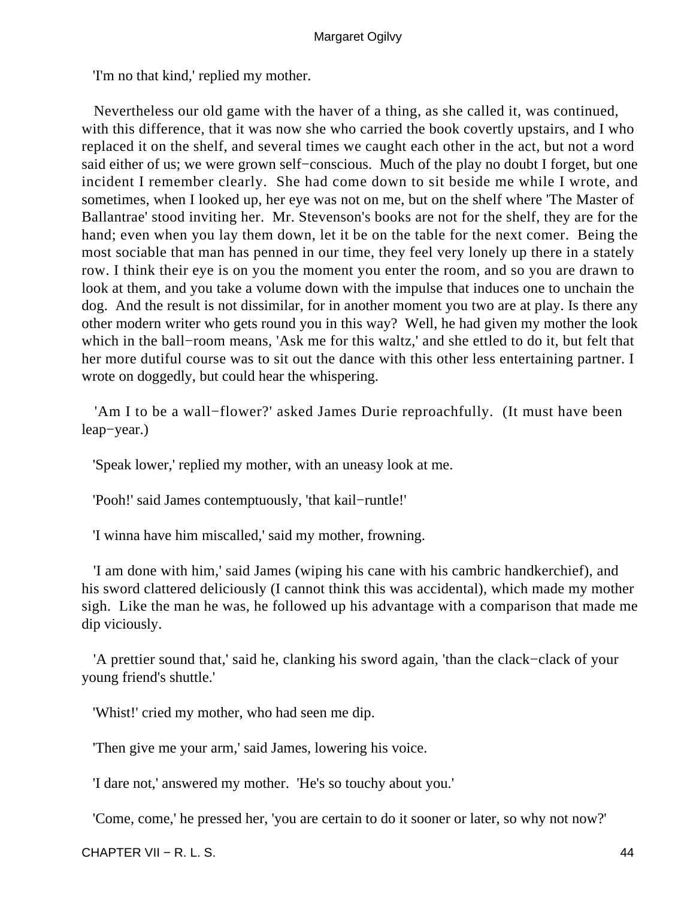'I'm no that kind,' replied my mother.

Nevertheless our old game with the haver of a thing, as she called it, was continued, with this difference, that it was now she who carried the book covertly upstairs, and I who replaced it on the shelf, and several times we caught each other in the act, but not a word said either of us; we were grown self−conscious. Much of the play no doubt I forget, but one incident I remember clearly. She had come down to sit beside me while I wrote, and sometimes, when I looked up, her eye was not on me, but on the shelf where 'The Master of Ballantrae' stood inviting her. Mr. Stevenson's books are not for the shelf, they are for the hand; even when you lay them down, let it be on the table for the next comer. Being the most sociable that man has penned in our time, they feel very lonely up there in a stately row. I think their eye is on you the moment you enter the room, and so you are drawn to look at them, and you take a volume down with the impulse that induces one to unchain the dog. And the result is not dissimilar, for in another moment you two are at play. Is there any other modern writer who gets round you in this way? Well, he had given my mother the look which in the ball−room means, 'Ask me for this waltz,' and she ettled to do it, but felt that her more dutiful course was to sit out the dance with this other less entertaining partner. I wrote on doggedly, but could hear the whispering.

'Am I to be a wall−flower?' asked James Durie reproachfully. (It must have been leap−year.)

'Speak lower,' replied my mother, with an uneasy look at me.

'Pooh!' said James contemptuously, 'that kail−runtle!'

'I winna have him miscalled,' said my mother, frowning.

'I am done with him,' said James (wiping his cane with his cambric handkerchief), and his sword clattered deliciously (I cannot think this was accidental), which made my mother sigh. Like the man he was, he followed up his advantage with a comparison that made me dip viciously.

'A prettier sound that,' said he, clanking his sword again, 'than the clack−clack of your young friend's shuttle.'

'Whist!' cried my mother, who had seen me dip.

'Then give me your arm,' said James, lowering his voice.

'I dare not,' answered my mother. 'He's so touchy about you.'

'Come, come,' he pressed her, 'you are certain to do it sooner or later, so why not now?'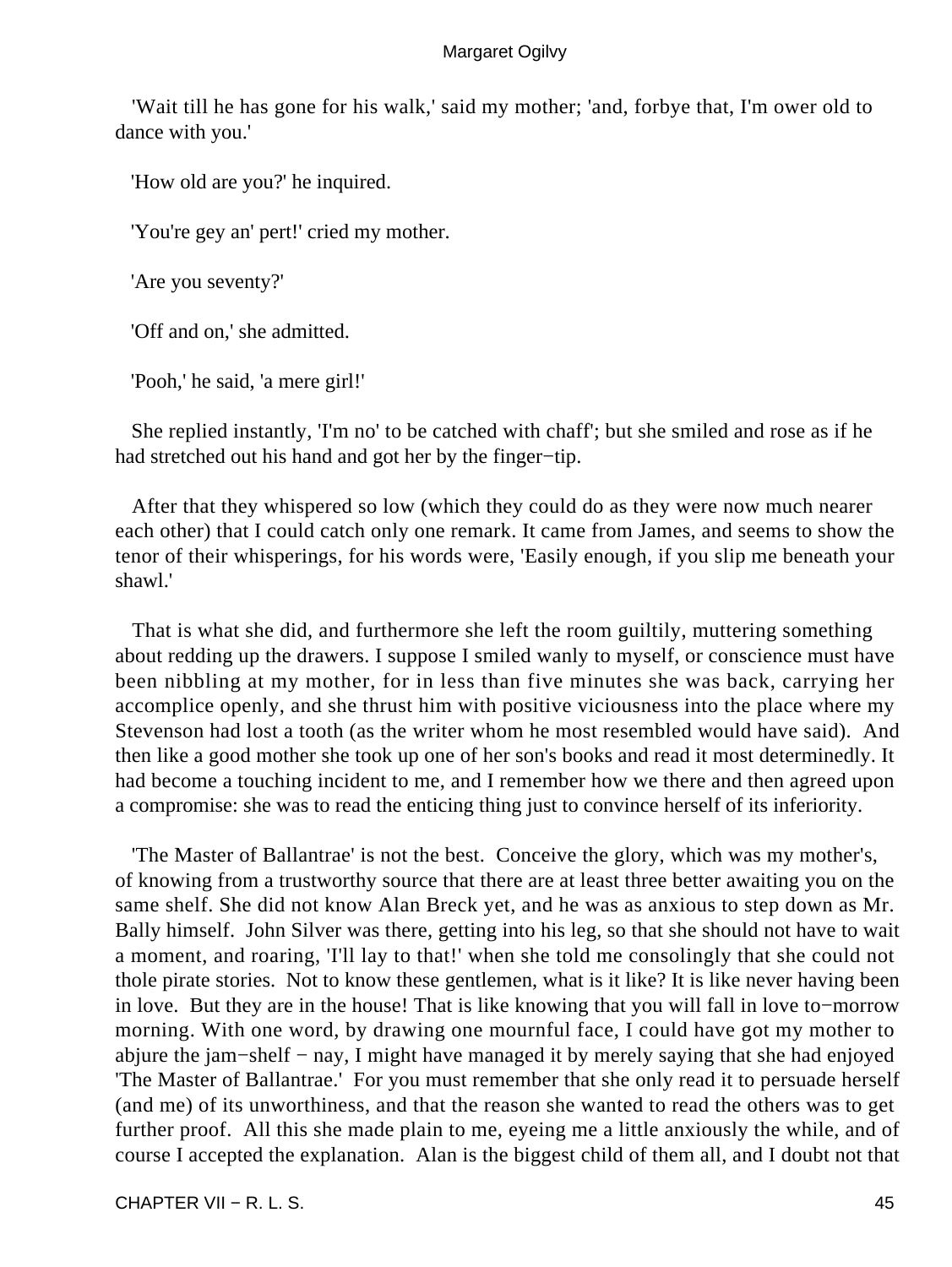'Wait till he has gone for his walk,' said my mother; 'and, forbye that, I'm ower old to dance with you.'

'How old are you?' he inquired.

'You're gey an' pert!' cried my mother.

'Are you seventy?'

'Off and on,' she admitted.

'Pooh,' he said, 'a mere girl!'

She replied instantly, 'I'm no' to be catched with chaff'; but she smiled and rose as if he had stretched out his hand and got her by the finger−tip.

After that they whispered so low (which they could do as they were now much nearer each other) that I could catch only one remark. It came from James, and seems to show the tenor of their whisperings, for his words were, 'Easily enough, if you slip me beneath your shawl.'

That is what she did, and furthermore she left the room guiltily, muttering something about redding up the drawers. I suppose I smiled wanly to myself, or conscience must have been nibbling at my mother, for in less than five minutes she was back, carrying her accomplice openly, and she thrust him with positive viciousness into the place where my Stevenson had lost a tooth (as the writer whom he most resembled would have said). And then like a good mother she took up one of her son's books and read it most determinedly. It had become a touching incident to me, and I remember how we there and then agreed upon a compromise: she was to read the enticing thing just to convince herself of its inferiority.

'The Master of Ballantrae' is not the best. Conceive the glory, which was my mother's, of knowing from a trustworthy source that there are at least three better awaiting you on the same shelf. She did not know Alan Breck yet, and he was as anxious to step down as Mr. Bally himself. John Silver was there, getting into his leg, so that she should not have to wait a moment, and roaring, 'I'll lay to that!' when she told me consolingly that she could not thole pirate stories. Not to know these gentlemen, what is it like? It is like never having been in love. But they are in the house! That is like knowing that you will fall in love to−morrow morning. With one word, by drawing one mournful face, I could have got my mother to abjure the jam−shelf − nay, I might have managed it by merely saying that she had enjoyed 'The Master of Ballantrae.' For you must remember that she only read it to persuade herself (and me) of its unworthiness, and that the reason she wanted to read the others was to get further proof. All this she made plain to me, eyeing me a little anxiously the while, and of course I accepted the explanation. Alan is the biggest child of them all, and I doubt not that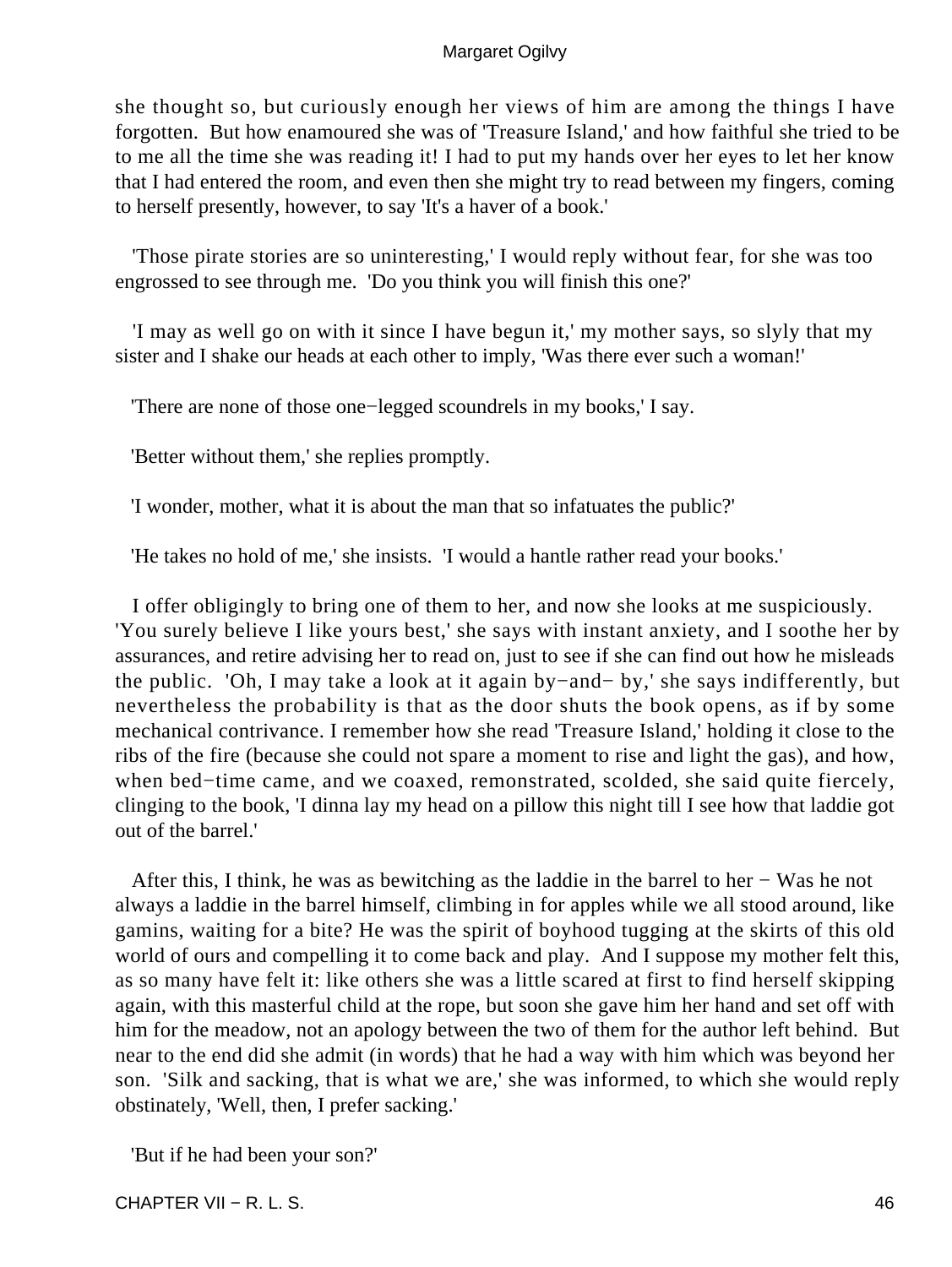she thought so, but curiously enough her views of him are among the things I have forgotten. But how enamoured she was of 'Treasure Island,' and how faithful she tried to be to me all the time she was reading it! I had to put my hands over her eyes to let her know that I had entered the room, and even then she might try to read between my fingers, coming to herself presently, however, to say 'It's a haver of a book.'

'Those pirate stories are so uninteresting,' I would reply without fear, for she was too engrossed to see through me. 'Do you think you will finish this one?'

'I may as well go on with it since I have begun it,' my mother says, so slyly that my sister and I shake our heads at each other to imply, 'Was there ever such a woman!'

'There are none of those one−legged scoundrels in my books,' I say.

'Better without them,' she replies promptly.

'I wonder, mother, what it is about the man that so infatuates the public?'

'He takes no hold of me,' she insists. 'I would a hantle rather read your books.'

I offer obligingly to bring one of them to her, and now she looks at me suspiciously. 'You surely believe I like yours best,' she says with instant anxiety, and I soothe her by assurances, and retire advising her to read on, just to see if she can find out how he misleads the public. 'Oh, I may take a look at it again by−and− by,' she says indifferently, but nevertheless the probability is that as the door shuts the book opens, as if by some mechanical contrivance. I remember how she read 'Treasure Island,' holding it close to the ribs of the fire (because she could not spare a moment to rise and light the gas), and how, when bed−time came, and we coaxed, remonstrated, scolded, she said quite fiercely, clinging to the book, 'I dinna lay my head on a pillow this night till I see how that laddie got out of the barrel.'

After this, I think, he was as bewitching as the laddie in the barrel to her − Was he not always a laddie in the barrel himself, climbing in for apples while we all stood around, like gamins, waiting for a bite? He was the spirit of boyhood tugging at the skirts of this old world of ours and compelling it to come back and play. And I suppose my mother felt this, as so many have felt it: like others she was a little scared at first to find herself skipping again, with this masterful child at the rope, but soon she gave him her hand and set off with him for the meadow, not an apology between the two of them for the author left behind. But near to the end did she admit (in words) that he had a way with him which was beyond her son. 'Silk and sacking, that is what we are,' she was informed, to which she would reply obstinately, 'Well, then, I prefer sacking.'

'But if he had been your son?'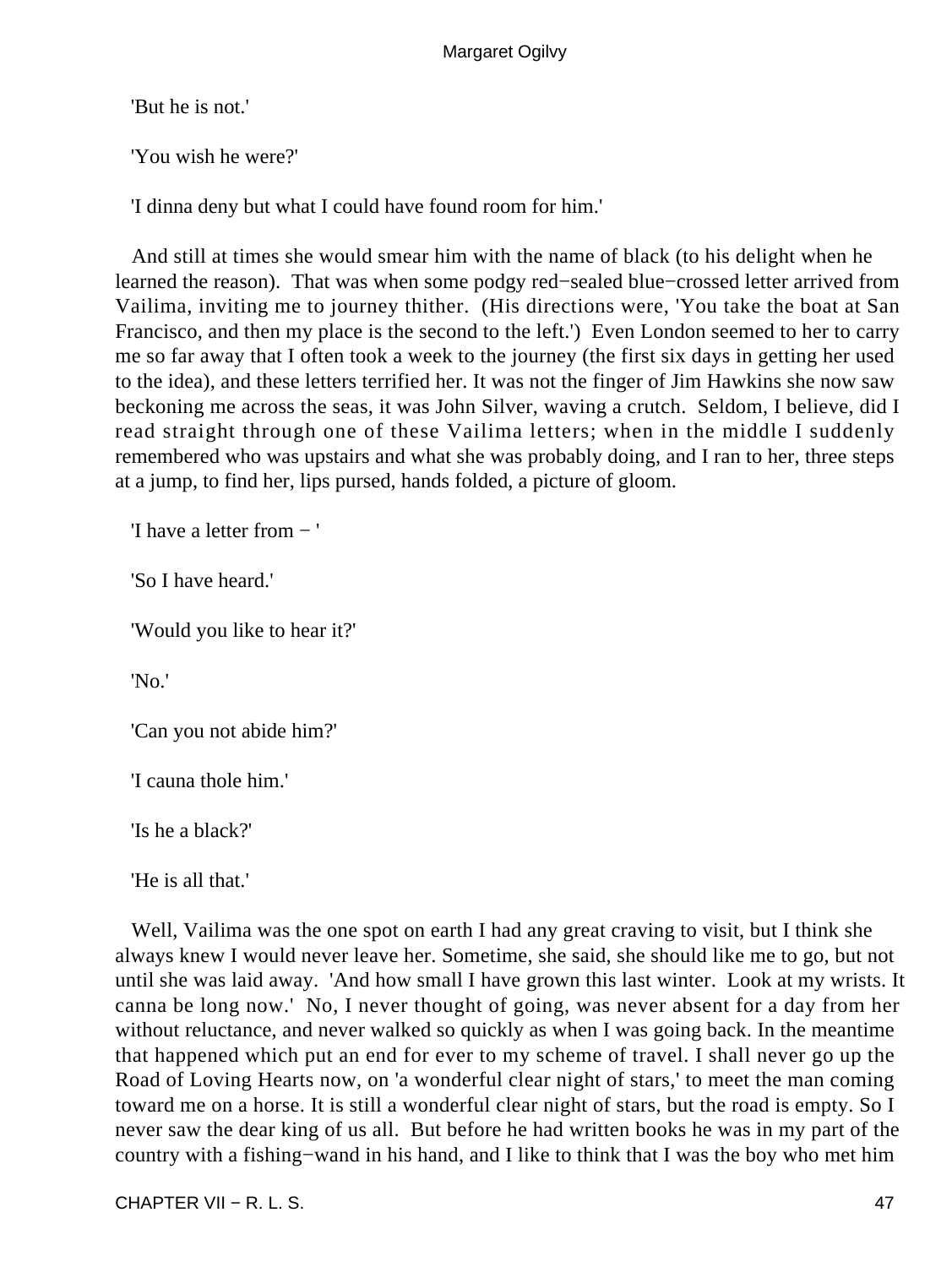'But he is not.'

'You wish he were?'

'I dinna deny but what I could have found room for him.'

And still at times she would smear him with the name of black (to his delight when he learned the reason). That was when some podgy red−sealed blue−crossed letter arrived from Vailima, inviting me to journey thither. (His directions were, 'You take the boat at San Francisco, and then my place is the second to the left.') Even London seemed to her to carry me so far away that I often took a week to the journey (the first six days in getting her used to the idea), and these letters terrified her. It was not the finger of Jim Hawkins she now saw beckoning me across the seas, it was John Silver, waving a crutch. Seldom, I believe, did I read straight through one of these Vailima letters; when in the middle I suddenly remembered who was upstairs and what she was probably doing, and I ran to her, three steps at a jump, to find her, lips pursed, hands folded, a picture of gloom.

'I have a letter from − '

'So I have heard.'

'Would you like to hear it?'

'No.'

'Can you not abide him?'

'I cauna thole him.'

'Is he a black?'

'He is all that.'

Well, Vailima was the one spot on earth I had any great craving to visit, but I think she always knew I would never leave her. Sometime, she said, she should like me to go, but not until she was laid away. 'And how small I have grown this last winter. Look at my wrists. It canna be long now.' No, I never thought of going, was never absent for a day from her without reluctance, and never walked so quickly as when I was going back. In the meantime that happened which put an end for ever to my scheme of travel. I shall never go up the Road of Loving Hearts now, on 'a wonderful clear night of stars,' to meet the man coming toward me on a horse. It is still a wonderful clear night of stars, but the road is empty. So I never saw the dear king of us all. But before he had written books he was in my part of the country with a fishing−wand in his hand, and I like to think that I was the boy who met him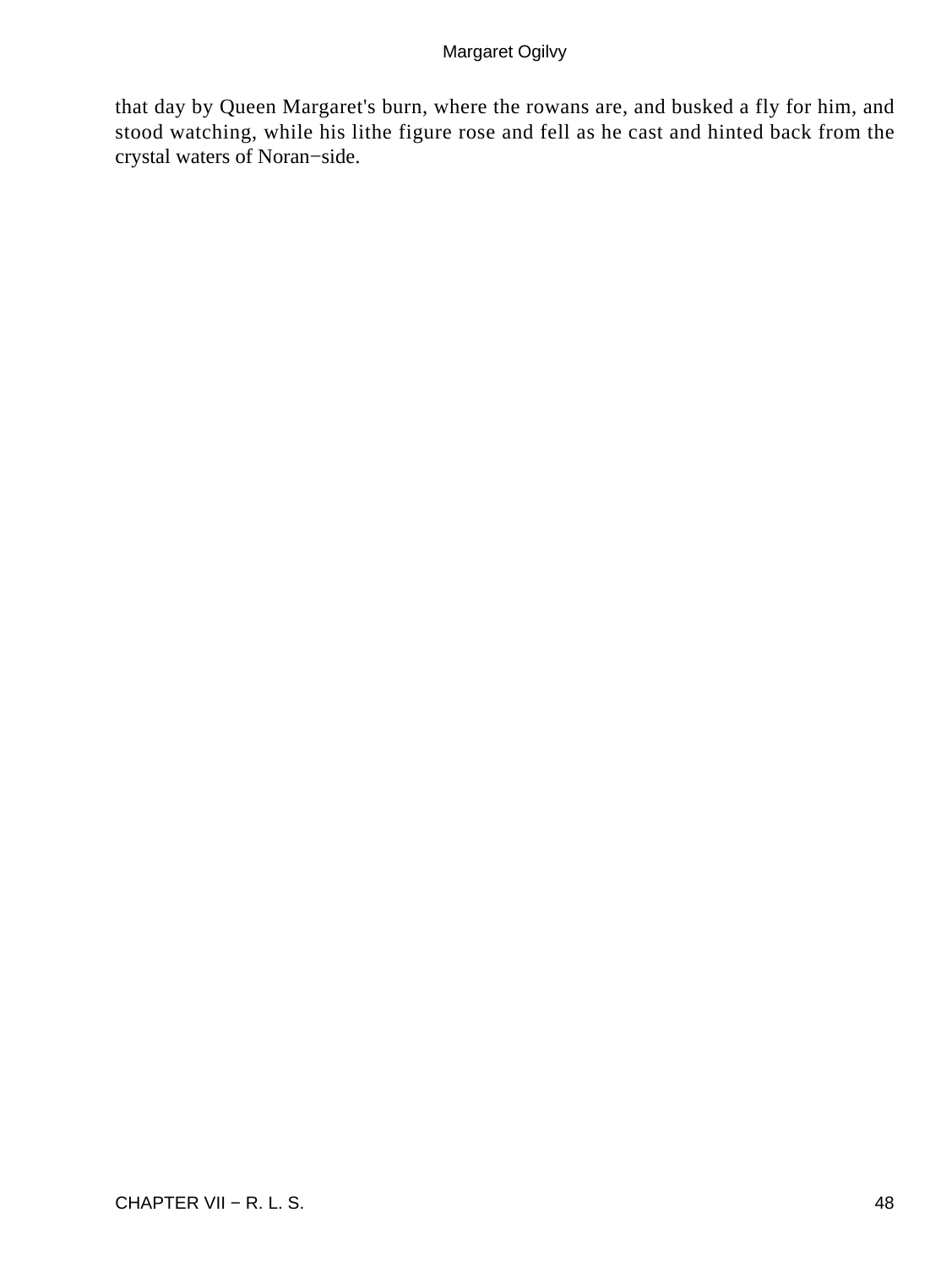that day by Queen Margaret's burn, where the rowans are, and busked a fly for him, and stood watching, while his lithe figure rose and fell as he cast and hinted back from the crystal waters of Noran−side.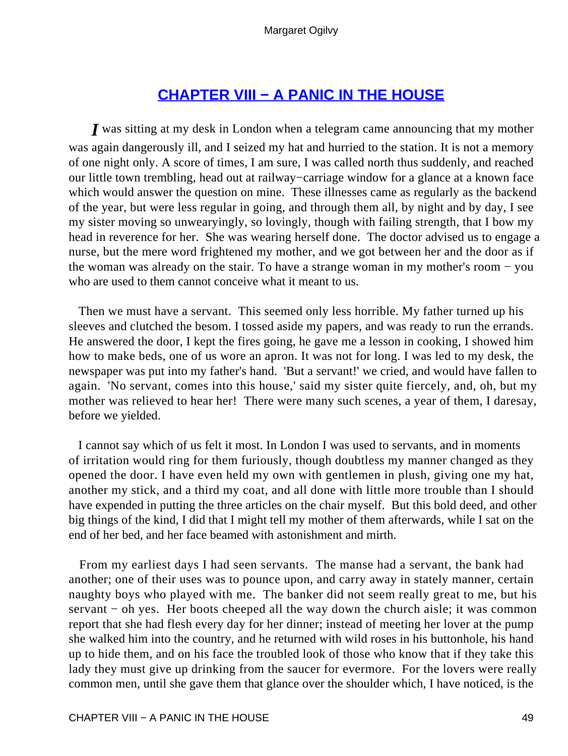## CHAPTER VIII − A PANIC IN THE HOUSE

*I* was sitting at my desk in London when a telegram came announcing that my mother was again dangerously ill, and I seized my hat and hurried to the station. It is not a memory of one night only. A score of times, I am sure, I was called north thus suddenly, and reached our little town trembling, head out at railway−carriage window for a glance at a known face which would answer the question on mine. These illnesses came as regularly as the backend of the year, but were less regular in going, and through them all, by night and by day, I see my sister moving so unwearyingly, so lovingly, though with failing strength, that I bow my head in reverence for her. She was wearing herself done. The doctor advised us to engage a nurse, but the mere word frightened my mother, and we got between her and the door as if the woman was already on the stair. To have a strange woman in my mother's room − you who are used to them cannot conceive what it meant to us.

Then we must have a servant. This seemed only less horrible. My father turned up his sleeves and clutched the besom. I tossed aside my papers, and was ready to run the errands. He answered the door, I kept the fires going, he gave me a lesson in cooking, I showed him how to make beds, one of us wore an apron. It was not for long. I was led to my desk, the newspaper was put into my father's hand. 'But a servant!' we cried, and would have fallen to again. 'No servant, comes into this house,' said my sister quite fiercely, and, oh, but my mother was relieved to hear her! There were many such scenes, a year of them, I daresay, before we yielded.

I cannot say which of us felt it most. In London I was used to servants, and in moments of irritation would ring for them furiously, though doubtless my manner changed as they opened the door. I have even held my own with gentlemen in plush, giving one my hat, another my stick, and a third my coat, and all done with little more trouble than I should have expended in putting the three articles on the chair myself. But this bold deed, and other big things of the kind, I did that I might tell my mother of them afterwards, while I sat on the end of her bed, and her face beamed with astonishment and mirth.

From my earliest days I had seen servants. The manse had a servant, the bank had another; one of their uses was to pounce upon, and carry away in stately manner, certain naughty boys who played with me. The banker did not seem really great to me, but his servant − oh yes. Her boots cheeped all the way down the church aisle; it was common report that she had flesh every day for her dinner; instead of meeting her lover at the pump she walked him into the country, and he returned with wild roses in his buttonhole, his hand up to hide them, and on his face the troubled look of those who know that if they take this lady they must give up drinking from the saucer for evermore. For the lovers were really common men, until she gave them that glance over the shoulder which, I have noticed, is the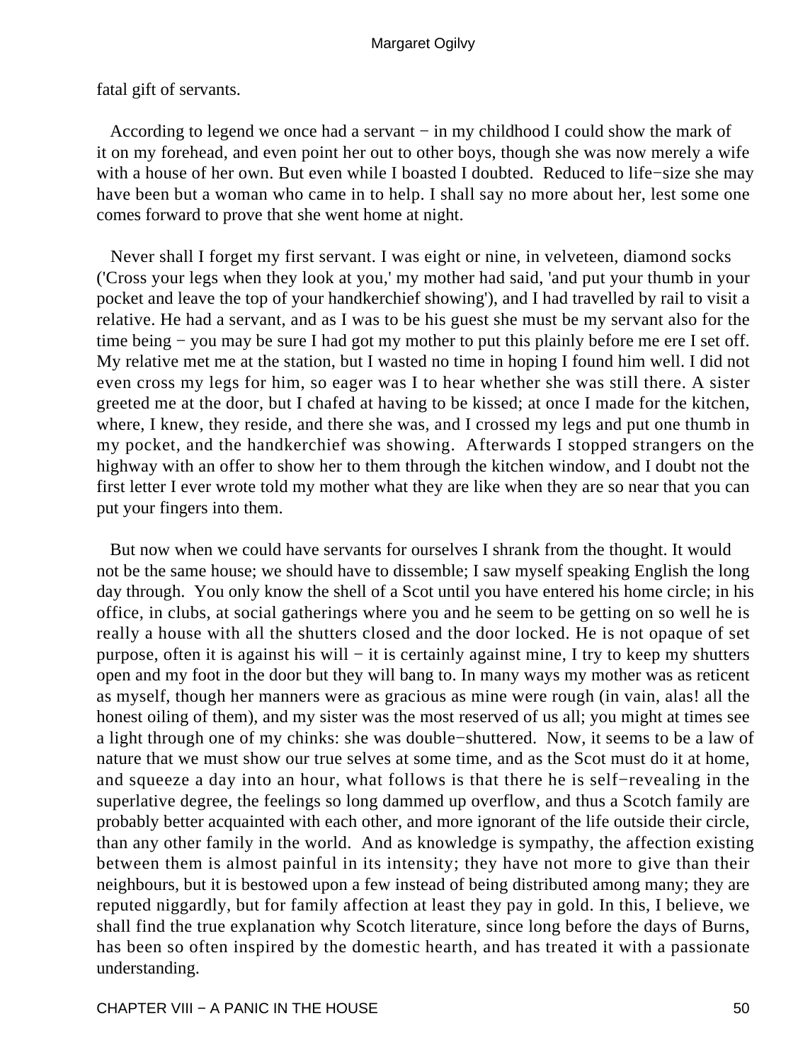fatal gift of servants.

According to legend we once had a servant − in my childhood I could show the mark of it on my forehead, and even point her out to other boys, though she was now merely a wife with a house of her own. But even while I boasted I doubted. Reduced to life−size she may have been but a woman who came in to help. I shall say no more about her, lest some one comes forward to prove that she went home at night.

Never shall I forget my first servant. I was eight or nine, in velveteen, diamond socks ('Cross your legs when they look at you,' my mother had said, 'and put your thumb in your pocket and leave the top of your handkerchief showing'), and I had travelled by rail to visit a relative. He had a servant, and as I was to be his guest she must be my servant also for the time being − you may be sure I had got my mother to put this plainly before me ere I set off. My relative met me at the station, but I wasted no time in hoping I found him well. I did not even cross my legs for him, so eager was I to hear whether she was still there. A sister greeted me at the door, but I chafed at having to be kissed; at once I made for the kitchen, where, I knew, they reside, and there she was, and I crossed my legs and put one thumb in my pocket, and the handkerchief was showing. Afterwards I stopped strangers on the highway with an offer to show her to them through the kitchen window, and I doubt not the first letter I ever wrote told my mother what they are like when they are so near that you can put your fingers into them.

But now when we could have servants for ourselves I shrank from the thought. It would not be the same house; we should have to dissemble; I saw myself speaking English the long day through. You only know the shell of a Scot until you have entered his home circle; in his office, in clubs, at social gatherings where you and he seem to be getting on so well he is really a house with all the shutters closed and the door locked. He is not opaque of set purpose, often it is against his will − it is certainly against mine, I try to keep my shutters open and my foot in the door but they will bang to. In many ways my mother was as reticent as myself, though her manners were as gracious as mine were rough (in vain, alas! all the honest oiling of them), and my sister was the most reserved of us all; you might at times see a light through one of my chinks: she was double−shuttered. Now, it seems to be a law of nature that we must show our true selves at some time, and as the Scot must do it at home, and squeeze a day into an hour, what follows is that there he is self−revealing in the superlative degree, the feelings so long dammed up overflow, and thus a Scotch family are probably better acquainted with each other, and more ignorant of the life outside their circle, than any other family in the world. And as knowledge is sympathy, the affection existing between them is almost painful in its intensity; they have not more to give than their neighbours, but it is bestowed upon a few instead of being distributed among many; they are reputed niggardly, but for family affection at least they pay in gold. In this, I believe, we shall find the true explanation why Scotch literature, since long before the days of Burns, has been so often inspired by the domestic hearth, and has treated it with a passionate understanding.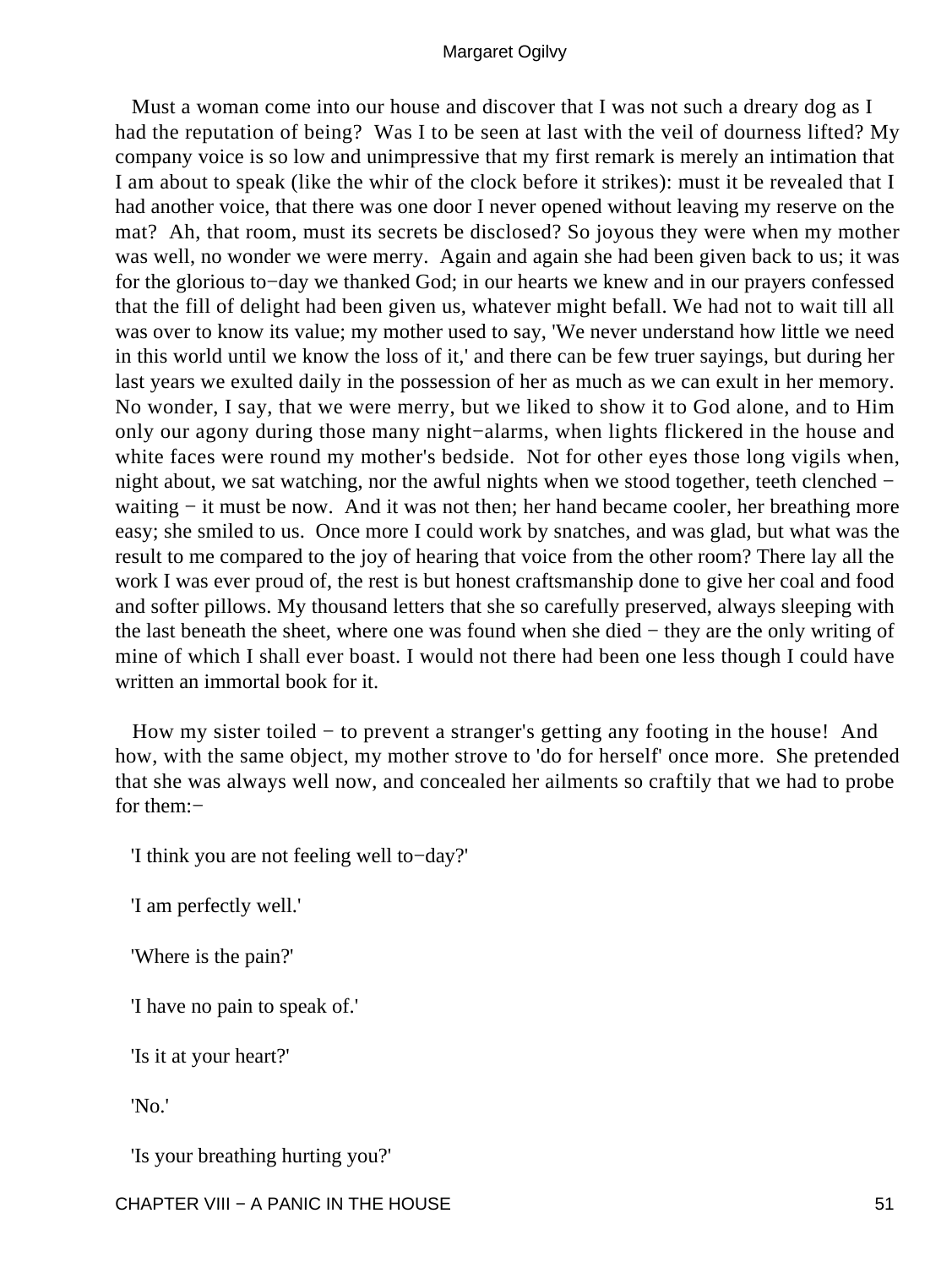Must a woman come into our house and discover that I was not such a dreary dog as I had the reputation of being? Was I to be seen at last with the veil of dourness lifted? My company voice is so low and unimpressive that my first remark is merely an intimation that I am about to speak (like the whir of the clock before it strikes): must it be revealed that I had another voice, that there was one door I never opened without leaving my reserve on the mat? Ah, that room, must its secrets be disclosed? So joyous they were when my mother was well, no wonder we were merry. Again and again she had been given back to us; it was for the glorious to−day we thanked God; in our hearts we knew and in our prayers confessed that the fill of delight had been given us, whatever might befall. We had not to wait till all was over to know its value; my mother used to say, 'We never understand how little we need in this world until we know the loss of it,' and there can be few truer sayings, but during her last years we exulted daily in the possession of her as much as we can exult in her memory. No wonder, I say, that we were merry, but we liked to show it to God alone, and to Him only our agony during those many night−alarms, when lights flickered in the house and white faces were round my mother's bedside. Not for other eyes those long vigils when, night about, we sat watching, nor the awful nights when we stood together, teeth clenched − waiting − it must be now. And it was not then; her hand became cooler, her breathing more easy; she smiled to us. Once more I could work by snatches, and was glad, but what was the result to me compared to the joy of hearing that voice from the other room? There lay all the work I was ever proud of, the rest is but honest craftsmanship done to give her coal and food and softer pillows. My thousand letters that she so carefully preserved, always sleeping with the last beneath the sheet, where one was found when she died − they are the only writing of mine of which I shall ever boast. I would not there had been one less though I could have written an immortal book for it.

How my sister toiled − to prevent a stranger's getting any footing in the house! And how, with the same object, my mother strove to 'do for herself' once more. She pretended that she was always well now, and concealed her ailments so craftily that we had to probe for them:−

'I think you are not feeling well to−day?'

'I am perfectly well.'

'Where is the pain?'

'I have no pain to speak of.'

'Is it at your heart?'

'No.'

'Is your breathing hurting you?'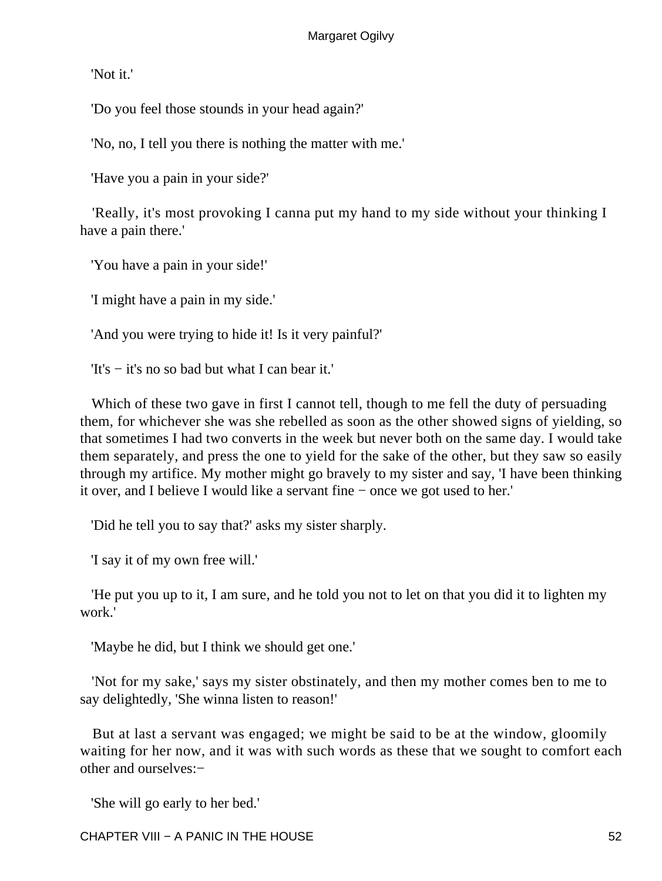'Not it.'

'Do you feel those stounds in your head again?'

'No, no, I tell you there is nothing the matter with me.'

'Have you a pain in your side?'

'Really, it's most provoking I canna put my hand to my side without your thinking I have a pain there.'

'You have a pain in your side!'

'I might have a pain in my side.'

'And you were trying to hide it! Is it very painful?'

'It's − it's no so bad but what I can bear it.'

Which of these two gave in first I cannot tell, though to me fell the duty of persuading them, for whichever she was she rebelled as soon as the other showed signs of yielding, so that sometimes I had two converts in the week but never both on the same day. I would take them separately, and press the one to yield for the sake of the other, but they saw so easily through my artifice. My mother might go bravely to my sister and say, 'I have been thinking it over, and I believe I would like a servant fine − once we got used to her.'

'Did he tell you to say that?' asks my sister sharply.

'I say it of my own free will.'

'He put you up to it, I am sure, and he told you not to let on that you did it to lighten my work.'

'Maybe he did, but I think we should get one.'

'Not for my sake,' says my sister obstinately, and then my mother comes ben to me to say delightedly, 'She winna listen to reason!'

But at last a servant was engaged; we might be said to be at the window, gloomily waiting for her now, and it was with such words as these that we sought to comfort each other and ourselves:−

'She will go early to her bed.'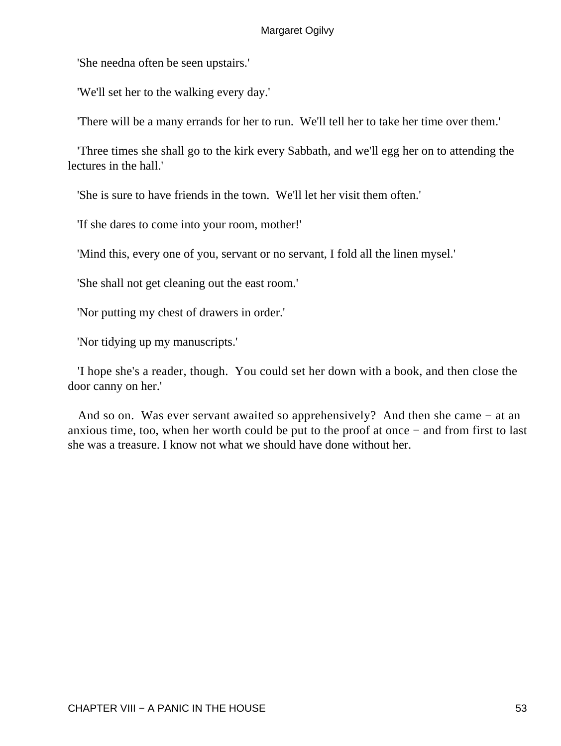'She needna often be seen upstairs.'

'We'll set her to the walking every day.'

'There will be a many errands for her to run. We'll tell her to take her time over them.'

'Three times she shall go to the kirk every Sabbath, and we'll egg her on to attending the lectures in the hall.'

'She is sure to have friends in the town. We'll let her visit them often.'

'If she dares to come into your room, mother!'

'Mind this, every one of you, servant or no servant, I fold all the linen mysel.'

'She shall not get cleaning out the east room.'

'Nor putting my chest of drawers in order.'

'Nor tidying up my manuscripts.'

'I hope she's a reader, though. You could set her down with a book, and then close the door canny on her.'

And so on. Was ever servant awaited so apprehensively? And then she came − at an anxious time, too, when her worth could be put to the proof at once − and from first to last she was a treasure. I know not what we should have done without her.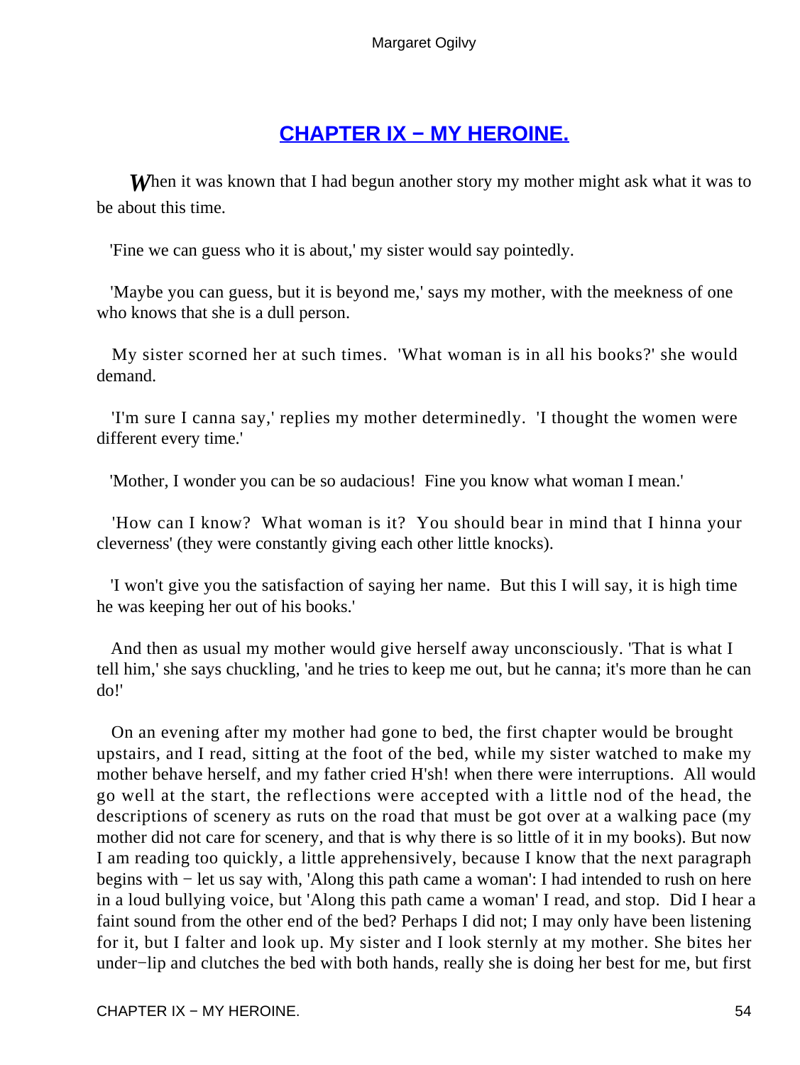## CHAPTER IX − MY HEROINE.

*W*hen it was known that I had begun another story my mother might ask what it was to be about this time.

'Fine we can guess who it is about,' my sister would say pointedly.

'Maybe you can guess, but it is beyond me,' says my mother, with the meekness of one who knows that she is a dull person.

My sister scorned her at such times. 'What woman is in all his books?' she would demand.

'I'm sure I canna say,' replies my mother determinedly. 'I thought the women were different every time.'

'Mother, I wonder you can be so audacious! Fine you know what woman I mean.'

'How can I know? What woman is it? You should bear in mind that I hinna your cleverness' (they were constantly giving each other little knocks).

'I won't give you the satisfaction of saying her name. But this I will say, it is high time he was keeping her out of his books.'

And then as usual my mother would give herself away unconsciously. 'That is what I tell him,' she says chuckling, 'and he tries to keep me out, but he canna; it's more than he can do!'

On an evening after my mother had gone to bed, the first chapter would be brought upstairs, and I read, sitting at the foot of the bed, while my sister watched to make my mother behave herself, and my father cried H'sh! when there were interruptions. All would go well at the start, the reflections were accepted with a little nod of the head, the descriptions of scenery as ruts on the road that must be got over at a walking pace (my mother did not care for scenery, and that is why there is so little of it in my books). But now I am reading too quickly, a little apprehensively, because I know that the next paragraph begins with − let us say with, 'Along this path came a woman': I had intended to rush on here in a loud bullying voice, but 'Along this path came a woman' I read, and stop. Did I hear a faint sound from the other end of the bed? Perhaps I did not; I may only have been listening for it, but I falter and look up. My sister and I look sternly at my mother. She bites her under−lip and clutches the bed with both hands, really she is doing her best for me, but first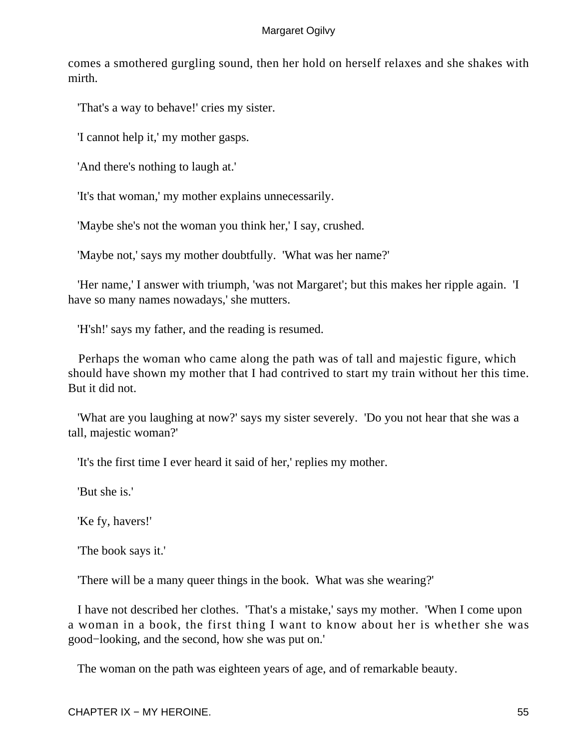comes a smothered gurgling sound, then her hold on herself relaxes and she shakes with mirth.

'That's a way to behave!' cries my sister.

'I cannot help it,' my mother gasps.

'And there's nothing to laugh at.'

'It's that woman,' my mother explains unnecessarily.

'Maybe she's not the woman you think her,' I say, crushed.

'Maybe not,' says my mother doubtfully. 'What was her name?'

'Her name,' I answer with triumph, 'was not Margaret'; but this makes her ripple again. 'I have so many names nowadays,' she mutters.

'H'sh!' says my father, and the reading is resumed.

Perhaps the woman who came along the path was of tall and majestic figure, which should have shown my mother that I had contrived to start my train without her this time. But it did not.

'What are you laughing at now?' says my sister severely. 'Do you not hear that she was a tall, majestic woman?'

'It's the first time I ever heard it said of her,' replies my mother.

'But she is.'

'Ke fy, havers!'

'The book says it.'

'There will be a many queer things in the book. What was she wearing?'

I have not described her clothes. 'That's a mistake,' says my mother. 'When I come upon a woman in a book, the first thing I want to know about her is whether she was good−looking, and the second, how she was put on.'

The woman on the path was eighteen years of age, and of remarkable beauty.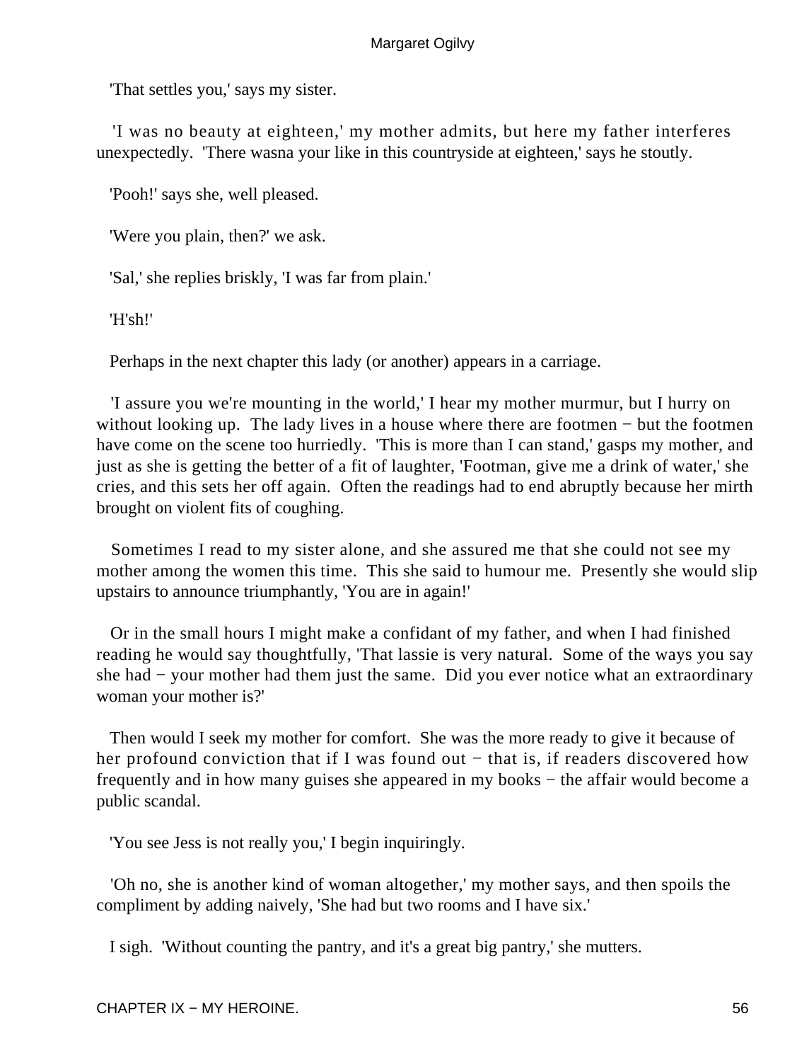'That settles you,' says my sister.

'I was no beauty at eighteen,' my mother admits, but here my father interferes unexpectedly. 'There wasna your like in this countryside at eighteen,' says he stoutly.

'Pooh!' says she, well pleased.

'Were you plain, then?' we ask.

'Sal,' she replies briskly, 'I was far from plain.'

'H'sh!'

Perhaps in the next chapter this lady (or another) appears in a carriage.

'I assure you we're mounting in the world,' I hear my mother murmur, but I hurry on without looking up. The lady lives in a house where there are footmen − but the footmen have come on the scene too hurriedly. 'This is more than I can stand,' gasps my mother, and just as she is getting the better of a fit of laughter, 'Footman, give me a drink of water,' she cries, and this sets her off again. Often the readings had to end abruptly because her mirth brought on violent fits of coughing.

Sometimes I read to my sister alone, and she assured me that she could not see my mother among the women this time. This she said to humour me. Presently she would slip upstairs to announce triumphantly, 'You are in again!'

Or in the small hours I might make a confidant of my father, and when I had finished reading he would say thoughtfully, 'That lassie is very natural. Some of the ways you say she had − your mother had them just the same. Did you ever notice what an extraordinary woman your mother is?'

Then would I seek my mother for comfort. She was the more ready to give it because of her profound conviction that if I was found out − that is, if readers discovered how frequently and in how many guises she appeared in my books − the affair would become a public scandal.

'You see Jess is not really you,' I begin inquiringly.

'Oh no, she is another kind of woman altogether,' my mother says, and then spoils the compliment by adding naively, 'She had but two rooms and I have six.'

I sigh. 'Without counting the pantry, and it's a great big pantry,' she mutters.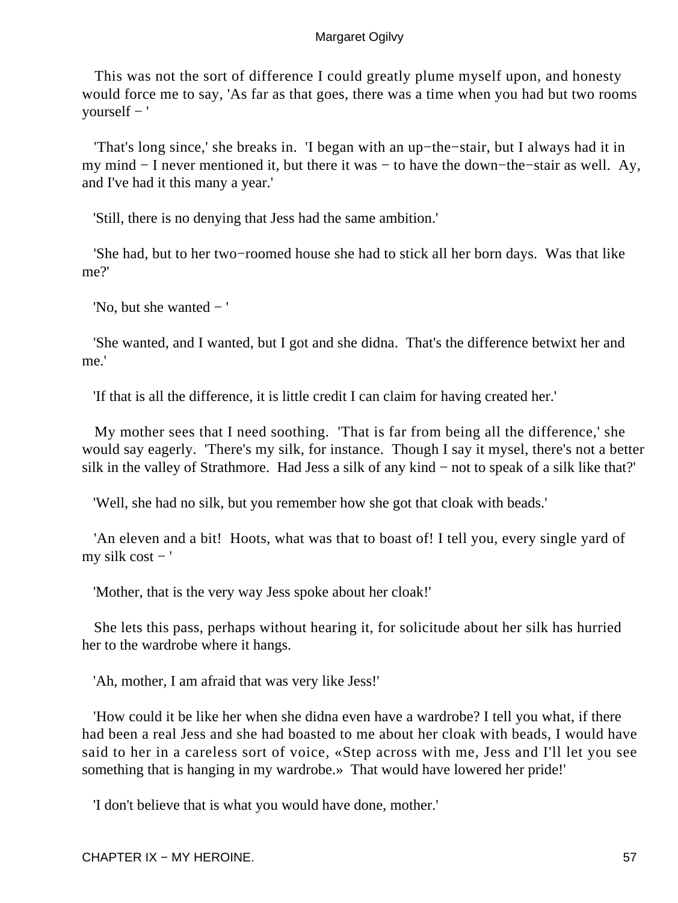This was not the sort of difference I could greatly plume myself upon, and honesty would force me to say, 'As far as that goes, there was a time when you had but two rooms yourself − '

'That's long since,' she breaks in. 'I began with an up−the−stair, but I always had it in my mind − I never mentioned it, but there it was − to have the down−the−stair as well. Ay, and I've had it this many a year.'

'Still, there is no denying that Jess had the same ambition.'

'She had, but to her two−roomed house she had to stick all her born days. Was that like me?'

'No, but she wanted − '

'She wanted, and I wanted, but I got and she didna. That's the difference betwixt her and me.'

'If that is all the difference, it is little credit I can claim for having created her.'

My mother sees that I need soothing. 'That is far from being all the difference,' she would say eagerly. 'There's my silk, for instance. Though I say it mysel, there's not a better silk in the valley of Strathmore. Had Jess a silk of any kind − not to speak of a silk like that?'

'Well, she had no silk, but you remember how she got that cloak with beads.'

'An eleven and a bit! Hoots, what was that to boast of! I tell you, every single yard of my silk cost − '

'Mother, that is the very way Jess spoke about her cloak!'

She lets this pass, perhaps without hearing it, for solicitude about her silk has hurried her to the wardrobe where it hangs.

'Ah, mother, I am afraid that was very like Jess!'

'How could it be like her when she didna even have a wardrobe? I tell you what, if there had been a real Jess and she had boasted to me about her cloak with beads, I would have said to her in a careless sort of voice, «Step across with me, Jess and I'll let you see something that is hanging in my wardrobe.» That would have lowered her pride!'

'I don't believe that is what you would have done, mother.'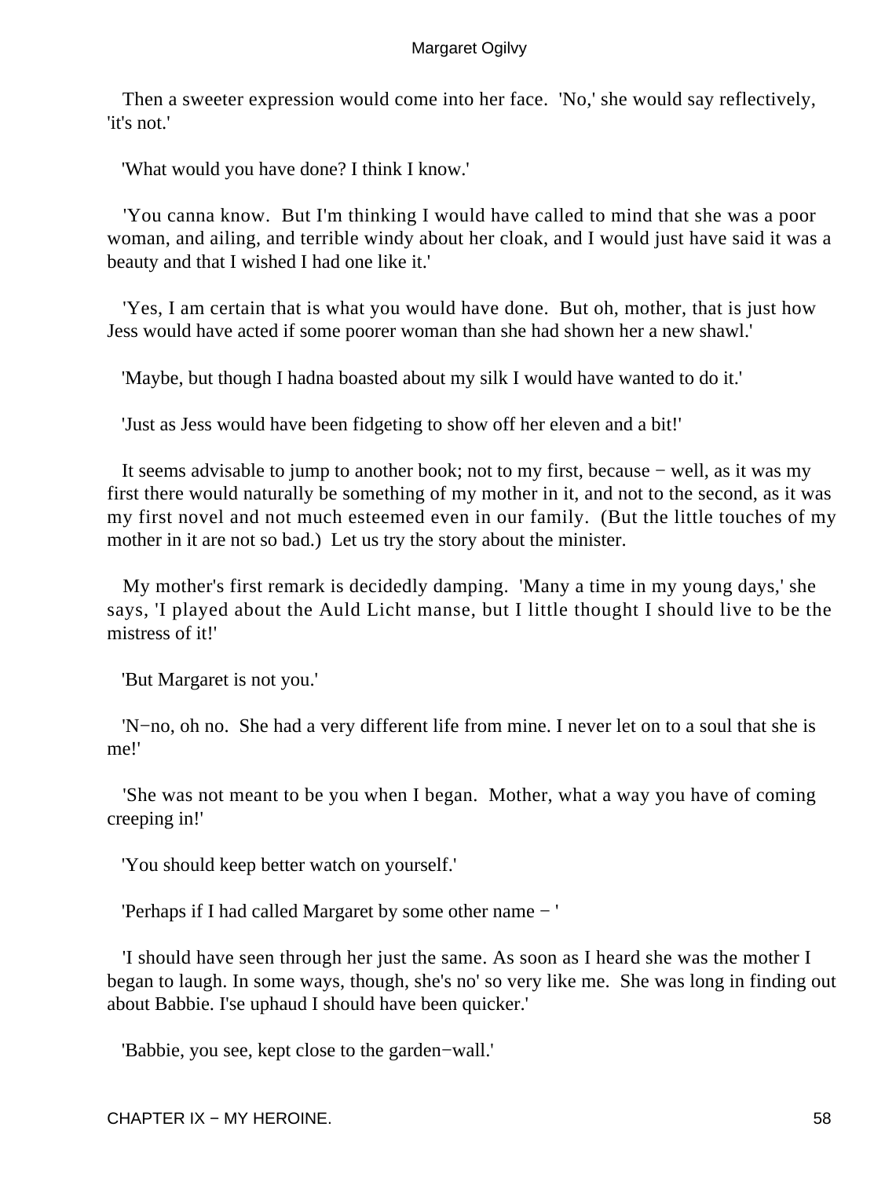Then a sweeter expression would come into her face. 'No,' she would say reflectively, 'it's not.'

'What would you have done? I think I know.'

'You canna know. But I'm thinking I would have called to mind that she was a poor woman, and ailing, and terrible windy about her cloak, and I would just have said it was a beauty and that I wished I had one like it.'

'Yes, I am certain that is what you would have done. But oh, mother, that is just how Jess would have acted if some poorer woman than she had shown her a new shawl.'

'Maybe, but though I hadna boasted about my silk I would have wanted to do it.'

'Just as Jess would have been fidgeting to show off her eleven and a bit!'

It seems advisable to jump to another book; not to my first, because − well, as it was my first there would naturally be something of my mother in it, and not to the second, as it was my first novel and not much esteemed even in our family. (But the little touches of my mother in it are not so bad.) Let us try the story about the minister.

My mother's first remark is decidedly damping. 'Many a time in my young days,' she says, 'I played about the Auld Licht manse, but I little thought I should live to be the mistress of it!'

'But Margaret is not you.'

'N−no, oh no. She had a very different life from mine. I never let on to a soul that she is me!'

'She was not meant to be you when I began. Mother, what a way you have of coming creeping in!'

'You should keep better watch on yourself.'

'Perhaps if I had called Margaret by some other name − '

'I should have seen through her just the same. As soon as I heard she was the mother I began to laugh. In some ways, though, she's no' so very like me. She was long in finding out about Babbie. I'se uphaud I should have been quicker.'

'Babbie, you see, kept close to the garden−wall.'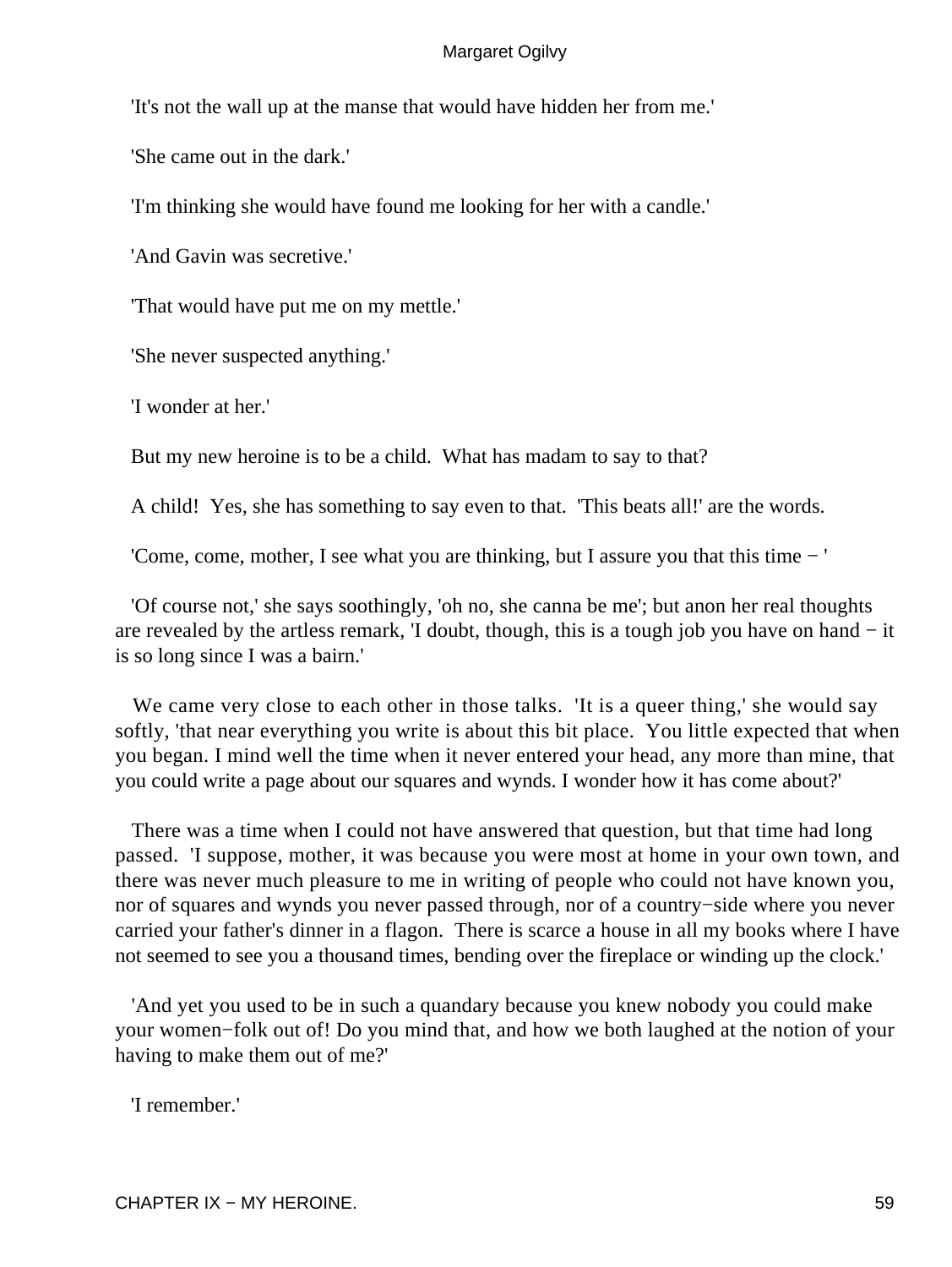'It's not the wall up at the manse that would have hidden her from me.'

'She came out in the dark.'

'I'm thinking she would have found me looking for her with a candle.'

'And Gavin was secretive.'

'That would have put me on my mettle.'

'She never suspected anything.'

'I wonder at her.'

But my new heroine is to be a child. What has madam to say to that?

A child! Yes, she has something to say even to that. 'This beats all!' are the words.

'Come, come, mother, I see what you are thinking, but I assure you that this time − '

'Of course not,' she says soothingly, 'oh no, she canna be me'; but anon her real thoughts are revealed by the artless remark, 'I doubt, though, this is a tough job you have on hand − it is so long since I was a bairn.'

We came very close to each other in those talks. 'It is a queer thing,' she would say softly, 'that near everything you write is about this bit place. You little expected that when you began. I mind well the time when it never entered your head, any more than mine, that you could write a page about our squares and wynds. I wonder how it has come about?'

There was a time when I could not have answered that question, but that time had long passed. 'I suppose, mother, it was because you were most at home in your own town, and there was never much pleasure to me in writing of people who could not have known you, nor of squares and wynds you never passed through, nor of a country−side where you never carried your father's dinner in a flagon. There is scarce a house in all my books where I have not seemed to see you a thousand times, bending over the fireplace or winding up the clock.'

'And yet you used to be in such a quandary because you knew nobody you could make your women−folk out of! Do you mind that, and how we both laughed at the notion of your having to make them out of me?'

'I remember.'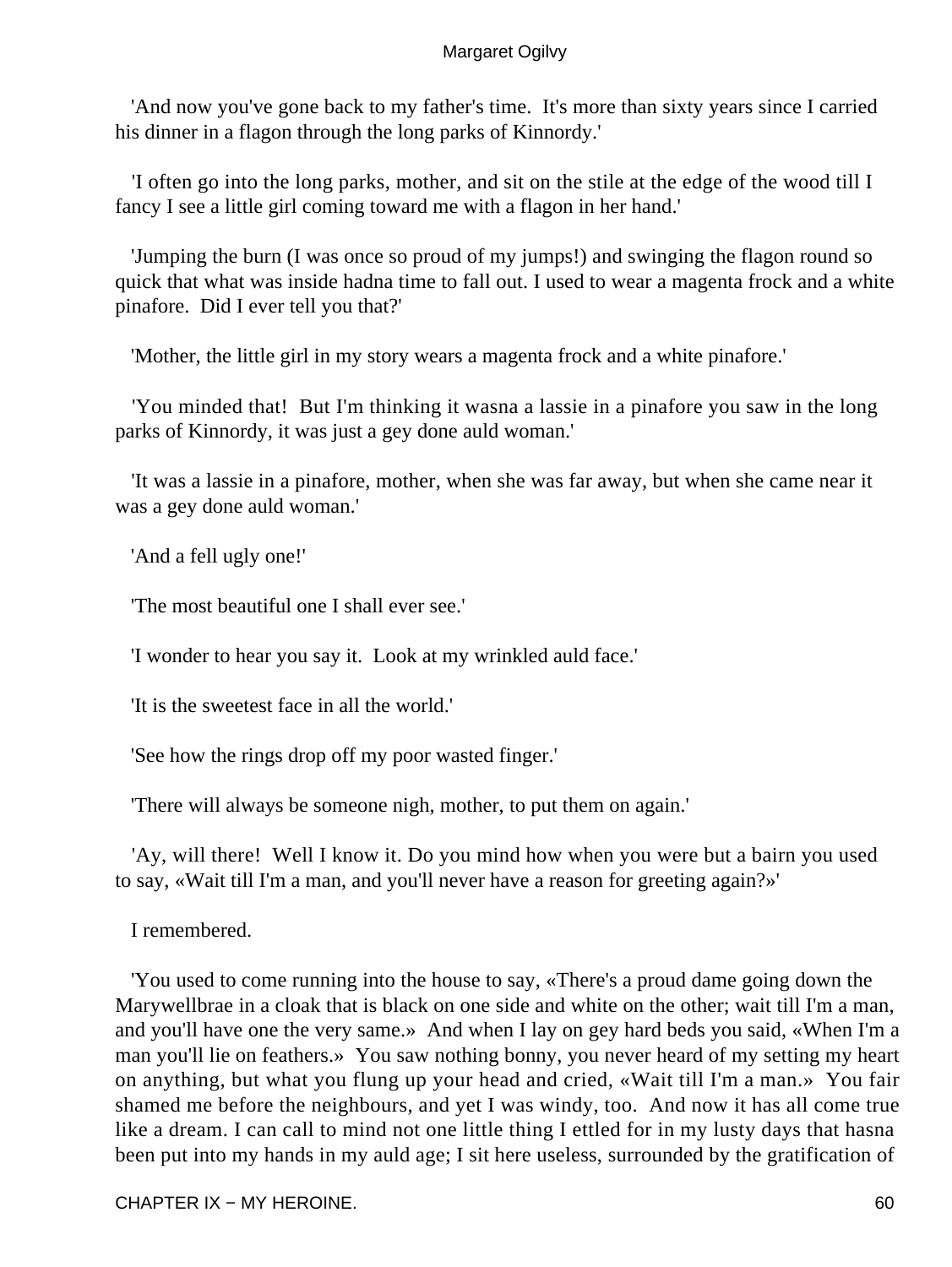'And now you've gone back to my father's time. It's more than sixty years since I carried his dinner in a flagon through the long parks of Kinnordy.'

'I often go into the long parks, mother, and sit on the stile at the edge of the wood till I fancy I see a little girl coming toward me with a flagon in her hand.'

'Jumping the burn (I was once so proud of my jumps!) and swinging the flagon round so quick that what was inside hadna time to fall out. I used to wear a magenta frock and a white pinafore. Did I ever tell you that?'

'Mother, the little girl in my story wears a magenta frock and a white pinafore.'

'You minded that! But I'm thinking it wasna a lassie in a pinafore you saw in the long parks of Kinnordy, it was just a gey done auld woman.'

'It was a lassie in a pinafore, mother, when she was far away, but when she came near it was a gey done auld woman.'

'And a fell ugly one!'

'The most beautiful one I shall ever see.'

'I wonder to hear you say it. Look at my wrinkled auld face.'

'It is the sweetest face in all the world.'

'See how the rings drop off my poor wasted finger.'

'There will always be someone nigh, mother, to put them on again.'

'Ay, will there! Well I know it. Do you mind how when you were but a bairn you used to say, «Wait till I'm a man, and you'll never have a reason for greeting again?»'

I remembered.

'You used to come running into the house to say, «There's a proud dame going down the Marywellbrae in a cloak that is black on one side and white on the other; wait till I'm a man, and you'll have one the very same.» And when I lay on gey hard beds you said, «When I'm a man you'll lie on feathers.» You saw nothing bonny, you never heard of my setting my heart on anything, but what you flung up your head and cried, «Wait till I'm a man.» You fair shamed me before the neighbours, and yet I was windy, too. And now it has all come true like a dream. I can call to mind not one little thing I ettled for in my lusty days that hasna been put into my hands in my auld age; I sit here useless, surrounded by the gratification of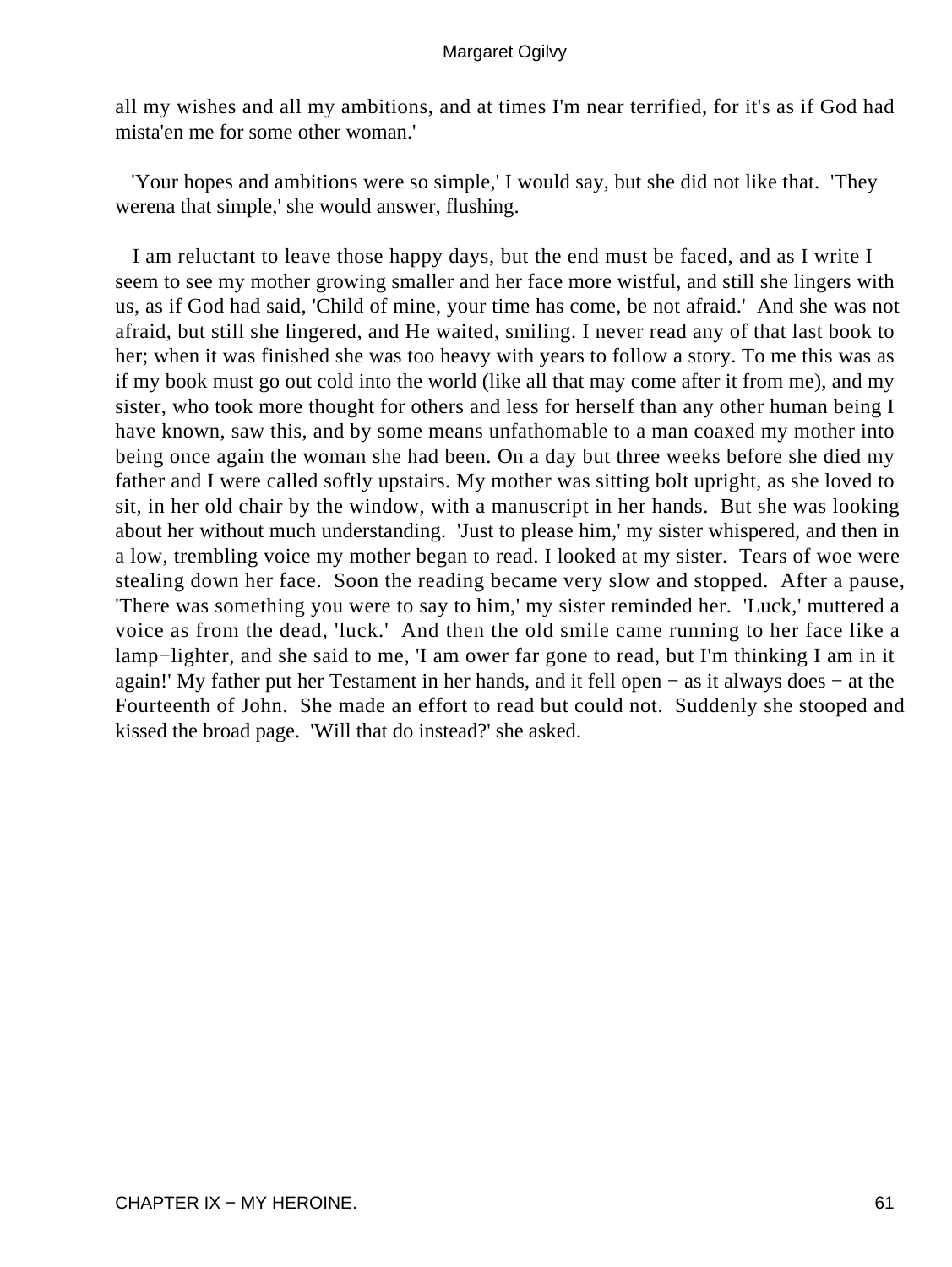all my wishes and all my ambitions, and at times I'm near terrified, for it's as if God had mista'en me for some other woman.'

'Your hopes and ambitions were so simple,' I would say, but she did not like that. 'They werena that simple,' she would answer, flushing.

I am reluctant to leave those happy days, but the end must be faced, and as I write I seem to see my mother growing smaller and her face more wistful, and still she lingers with us, as if God had said, 'Child of mine, your time has come, be not afraid.' And she was not afraid, but still she lingered, and He waited, smiling. I never read any of that last book to her; when it was finished she was too heavy with years to follow a story. To me this was as if my book must go out cold into the world (like all that may come after it from me), and my sister, who took more thought for others and less for herself than any other human being I have known, saw this, and by some means unfathomable to a man coaxed my mother into being once again the woman she had been. On a day but three weeks before she died my father and I were called softly upstairs. My mother was sitting bolt upright, as she loved to sit, in her old chair by the window, with a manuscript in her hands. But she was looking about her without much understanding. 'Just to please him,' my sister whispered, and then in a low, trembling voice my mother began to read. I looked at my sister. Tears of woe were stealing down her face. Soon the reading became very slow and stopped. After a pause, 'There was something you were to say to him,' my sister reminded her. 'Luck,' muttered a voice as from the dead, 'luck.' And then the old smile came running to her face like a lamp−lighter, and she said to me, 'I am ower far gone to read, but I'm thinking I am in it again!' My father put her Testament in her hands, and it fell open − as it always does − at the Fourteenth of John. She made an effort to read but could not. Suddenly she stooped and kissed the broad page. 'Will that do instead?' she asked.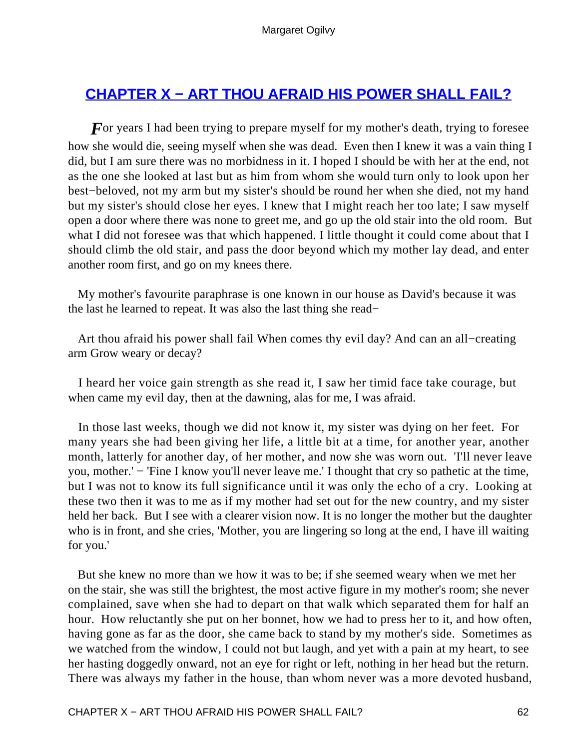## [CHAPTER X − ART THOU AFRAID HIS POWER SHALL FAIL?]()

For years I had been trying to prepare myself for my mother's death, trying to foresee how she would die, seeing myself when she was dead. Even then I knew it was a vain thing I did, but I am sure there was no morbidness in it. I hoped I should be with her at the end, not as the one she looked at last but as him from whom she would turn only to look upon her best−beloved, not my arm but my sister's should be round her when she died, not my hand but my sister's should close her eyes. I knew that I might reach her too late; I saw myself open a door where there was none to greet me, and go up the old stair into the old room. But what I did not foresee was that which happened. I little thought it could come about that I should climb the old stair, and pass the door beyond which my mother lay dead, and enter another room first, and go on my knees there.

My mother's favourite paraphrase is one known in our house as David's because it was the last he learned to repeat. It was also the last thing she read−

Art thou afraid his power shall fail When comes thy evil day? And can an all−creating arm Grow weary or decay?

I heard her voice gain strength as she read it, I saw her timid face take courage, but when came my evil day, then at the dawning, alas for me, I was afraid.

In those last weeks, though we did not know it, my sister was dying on her feet. For many years she had been giving her life, a little bit at a time, for another year, another month, latterly for another day, of her mother, and now she was worn out. 'I'll never leave you, mother.' − 'Fine I know you'll never leave me.' I thought that cry so pathetic at the time, but I was not to know its full significance until it was only the echo of a cry. Looking at these two then it was to me as if my mother had set out for the new country, and my sister held her back. But I see with a clearer vision now. It is no longer the mother but the daughter who is in front, and she cries, 'Mother, you are lingering so long at the end, I have ill waiting for you.'

But she knew no more than we how it was to be; if she seemed weary when we met her on the stair, she was still the brightest, the most active figure in my mother's room; she never complained, save when she had to depart on that walk which separated them for half an hour. How reluctantly she put on her bonnet, how we had to press her to it, and how often, having gone as far as the door, she came back to stand by my mother's side. Sometimes as we watched from the window, I could not but laugh, and yet with a pain at my heart, to see her hasting doggedly onward, not an eye for right or left, nothing in her head but the return. There was always my father in the house, than whom never was a more devoted husband,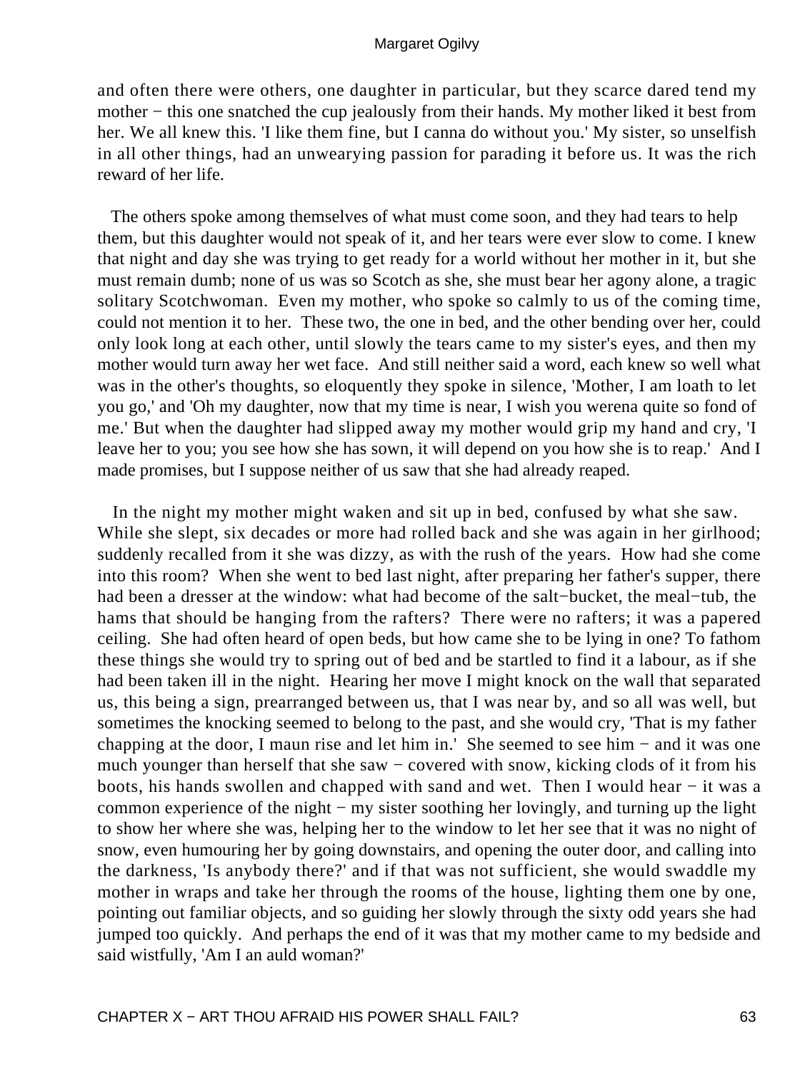and often there were others, one daughter in particular, but they scarce dared tend my mother − this one snatched the cup jealously from their hands. My mother liked it best from her. We all knew this. 'I like them fine, but I canna do without you.' My sister, so unselfish in all other things, had an unwearying passion for parading it before us. It was the rich reward of her life.

The others spoke among themselves of what must come soon, and they had tears to help them, but this daughter would not speak of it, and her tears were ever slow to come. I knew that night and day she was trying to get ready for a world without her mother in it, but she must remain dumb; none of us was so Scotch as she, she must bear her agony alone, a tragic solitary Scotchwoman. Even my mother, who spoke so calmly to us of the coming time, could not mention it to her. These two, the one in bed, and the other bending over her, could only look long at each other, until slowly the tears came to my sister's eyes, and then my mother would turn away her wet face. And still neither said a word, each knew so well what was in the other's thoughts, so eloquently they spoke in silence, 'Mother, I am loath to let you go,' and 'Oh my daughter, now that my time is near, I wish you werena quite so fond of me.' But when the daughter had slipped away my mother would grip my hand and cry, 'I leave her to you; you see how she has sown, it will depend on you how she is to reap.' And I made promises, but I suppose neither of us saw that she had already reaped.

In the night my mother might waken and sit up in bed, confused by what she saw. While she slept, six decades or more had rolled back and she was again in her girlhood; suddenly recalled from it she was dizzy, as with the rush of the years. How had she come into this room? When she went to bed last night, after preparing her father's supper, there had been a dresser at the window: what had become of the salt−bucket, the meal−tub, the hams that should be hanging from the rafters? There were no rafters; it was a papered ceiling. She had often heard of open beds, but how came she to be lying in one? To fathom these things she would try to spring out of bed and be startled to find it a labour, as if she had been taken ill in the night. Hearing her move I might knock on the wall that separated us, this being a sign, prearranged between us, that I was near by, and so all was well, but sometimes the knocking seemed to belong to the past, and she would cry, 'That is my father chapping at the door, I maun rise and let him in.' She seemed to see him − and it was one much younger than herself that she saw − covered with snow, kicking clods of it from his boots, his hands swollen and chapped with sand and wet. Then I would hear − it was a common experience of the night − my sister soothing her lovingly, and turning up the light to show her where she was, helping her to the window to let her see that it was no night of snow, even humouring her by going downstairs, and opening the outer door, and calling into the darkness, 'Is anybody there?' and if that was not sufficient, she would swaddle my mother in wraps and take her through the rooms of the house, lighting them one by one, pointing out familiar objects, and so guiding her slowly through the sixty odd years she had jumped too quickly. And perhaps the end of it was that my mother came to my bedside and said wistfully, 'Am I an auld woman?'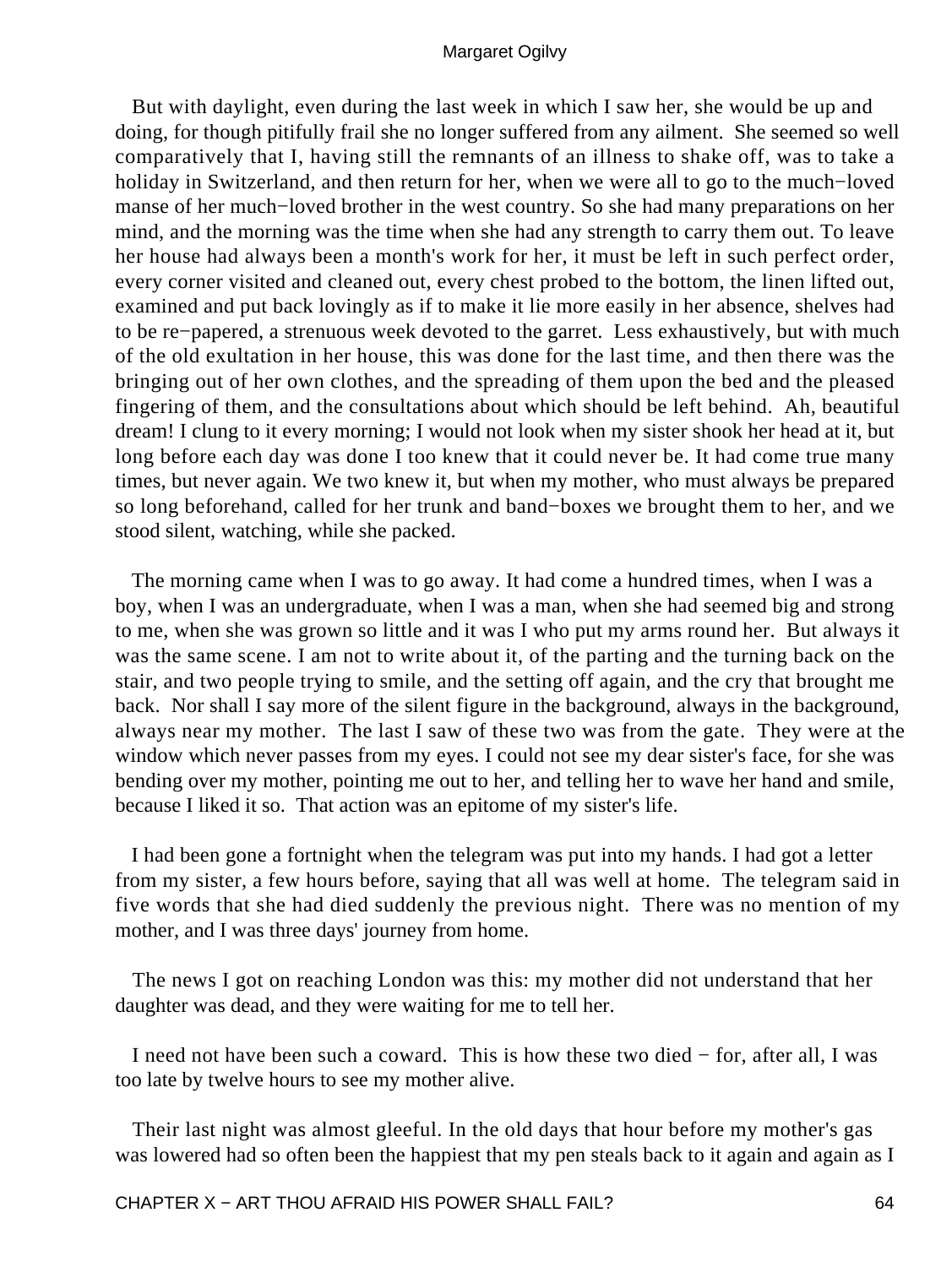But with daylight, even during the last week in which I saw her, she would be up and doing, for though pitifully frail she no longer suffered from any ailment. She seemed so well comparatively that I, having still the remnants of an illness to shake off, was to take a holiday in Switzerland, and then return for her, when we were all to go to the much−loved manse of her much−loved brother in the west country. So she had many preparations on her mind, and the morning was the time when she had any strength to carry them out. To leave her house had always been a month's work for her, it must be left in such perfect order, every corner visited and cleaned out, every chest probed to the bottom, the linen lifted out, examined and put back lovingly as if to make it lie more easily in her absence, shelves had to be re−papered, a strenuous week devoted to the garret. Less exhaustively, but with much of the old exultation in her house, this was done for the last time, and then there was the bringing out of her own clothes, and the spreading of them upon the bed and the pleased fingering of them, and the consultations about which should be left behind. Ah, beautiful dream! I clung to it every morning; I would not look when my sister shook her head at it, but long before each day was done I too knew that it could never be. It had come true many times, but never again. We two knew it, but when my mother, who must always be prepared so long beforehand, called for her trunk and band−boxes we brought them to her, and we stood silent, watching, while she packed.

The morning came when I was to go away. It had come a hundred times, when I was a boy, when I was an undergraduate, when I was a man, when she had seemed big and strong to me, when she was grown so little and it was I who put my arms round her. But always it was the same scene. I am not to write about it, of the parting and the turning back on the stair, and two people trying to smile, and the setting off again, and the cry that brought me back. Nor shall I say more of the silent figure in the background, always in the background, always near my mother. The last I saw of these two was from the gate. They were at the window which never passes from my eyes. I could not see my dear sister's face, for she was bending over my mother, pointing me out to her, and telling her to wave her hand and smile, because I liked it so. That action was an epitome of my sister's life.

I had been gone a fortnight when the telegram was put into my hands. I had got a letter from my sister, a few hours before, saying that all was well at home. The telegram said in five words that she had died suddenly the previous night. There was no mention of my mother, and I was three days' journey from home.

The news I got on reaching London was this: my mother did not understand that her daughter was dead, and they were waiting for me to tell her.

I need not have been such a coward. This is how these two died − for, after all, I was too late by twelve hours to see my mother alive.

Their last night was almost gleeful. In the old days that hour before my mother's gas was lowered had so often been the happiest that my pen steals back to it again and again as I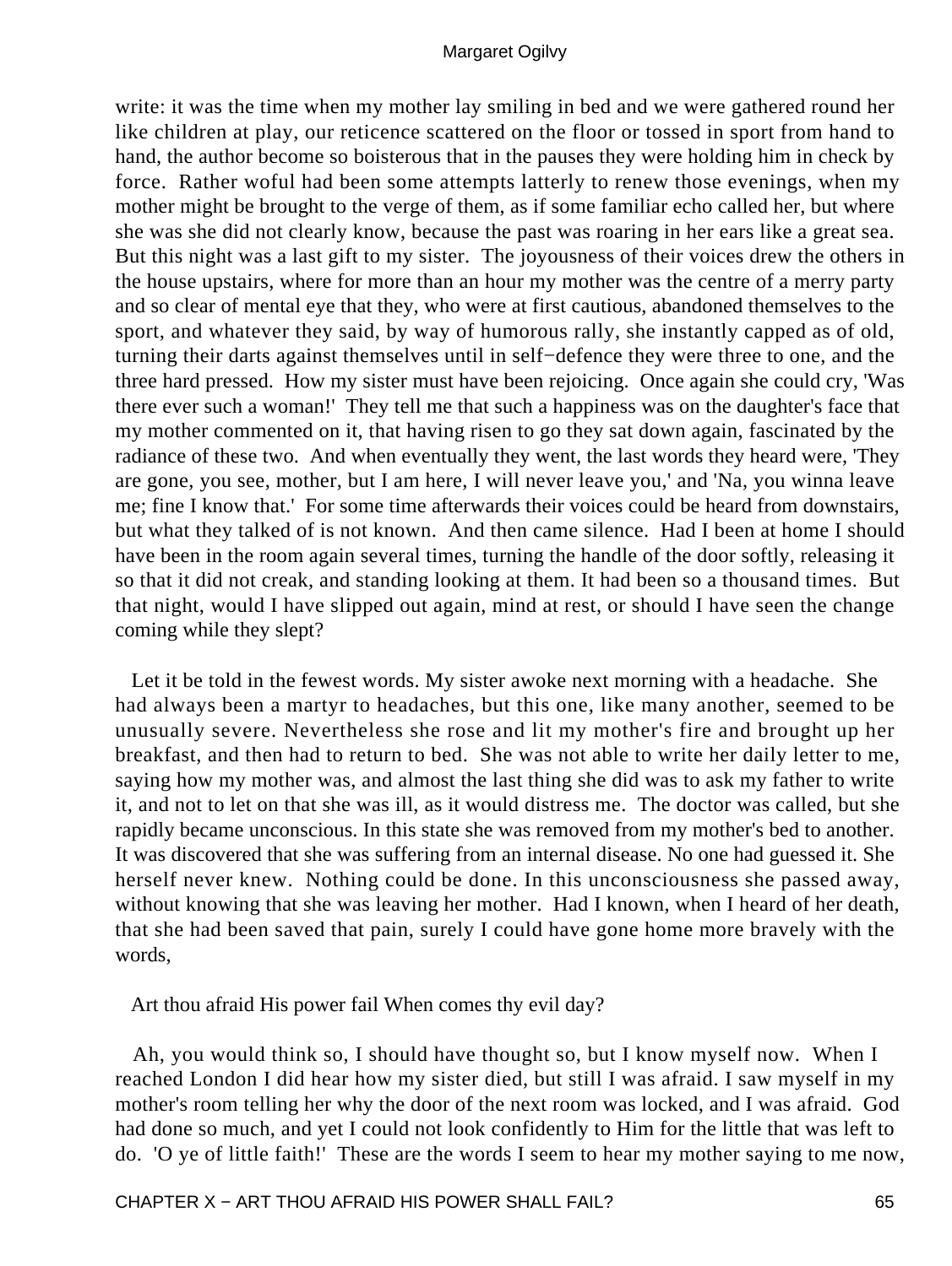write: it was the time when my mother lay smiling in bed and we were gathered round her like children at play, our reticence scattered on the floor or tossed in sport from hand to hand, the author become so boisterous that in the pauses they were holding him in check by force. Rather woful had been some attempts latterly to renew those evenings, when my mother might be brought to the verge of them, as if some familiar echo called her, but where she was she did not clearly know, because the past was roaring in her ears like a great sea. But this night was a last gift to my sister. The joyousness of their voices drew the others in the house upstairs, where for more than an hour my mother was the centre of a merry party and so clear of mental eye that they, who were at first cautious, abandoned themselves to the sport, and whatever they said, by way of humorous rally, she instantly capped as of old, turning their darts against themselves until in self−defence they were three to one, and the three hard pressed. How my sister must have been rejoicing. Once again she could cry, 'Was there ever such a woman!' They tell me that such a happiness was on the daughter's face that my mother commented on it, that having risen to go they sat down again, fascinated by the radiance of these two. And when eventually they went, the last words they heard were, 'They are gone, you see, mother, but I am here, I will never leave you,' and 'Na, you winna leave me; fine I know that.' For some time afterwards their voices could be heard from downstairs, but what they talked of is not known. And then came silence. Had I been at home I should have been in the room again several times, turning the handle of the door softly, releasing it so that it did not creak, and standing looking at them. It had been so a thousand times. But that night, would I have slipped out again, mind at rest, or should I have seen the change coming while they slept?

Let it be told in the fewest words. My sister awoke next morning with a headache. She had always been a martyr to headaches, but this one, like many another, seemed to be unusually severe. Nevertheless she rose and lit my mother's fire and brought up her breakfast, and then had to return to bed. She was not able to write her daily letter to me, saying how my mother was, and almost the last thing she did was to ask my father to write it, and not to let on that she was ill, as it would distress me. The doctor was called, but she rapidly became unconscious. In this state she was removed from my mother's bed to another. It was discovered that she was suffering from an internal disease. No one had guessed it. She herself never knew. Nothing could be done. In this unconsciousness she passed away, without knowing that she was leaving her mother. Had I known, when I heard of her death, that she had been saved that pain, surely I could have gone home more bravely with the words,

Art thou afraid His power fail When comes thy evil day?

Ah, you would think so, I should have thought so, but I know myself now. When I reached London I did hear how my sister died, but still I was afraid. I saw myself in my mother's room telling her why the door of the next room was locked, and I was afraid. God had done so much, and yet I could not look confidently to Him for the little that was left to do. 'O ye of little faith!' These are the words I seem to hear my mother saying to me now,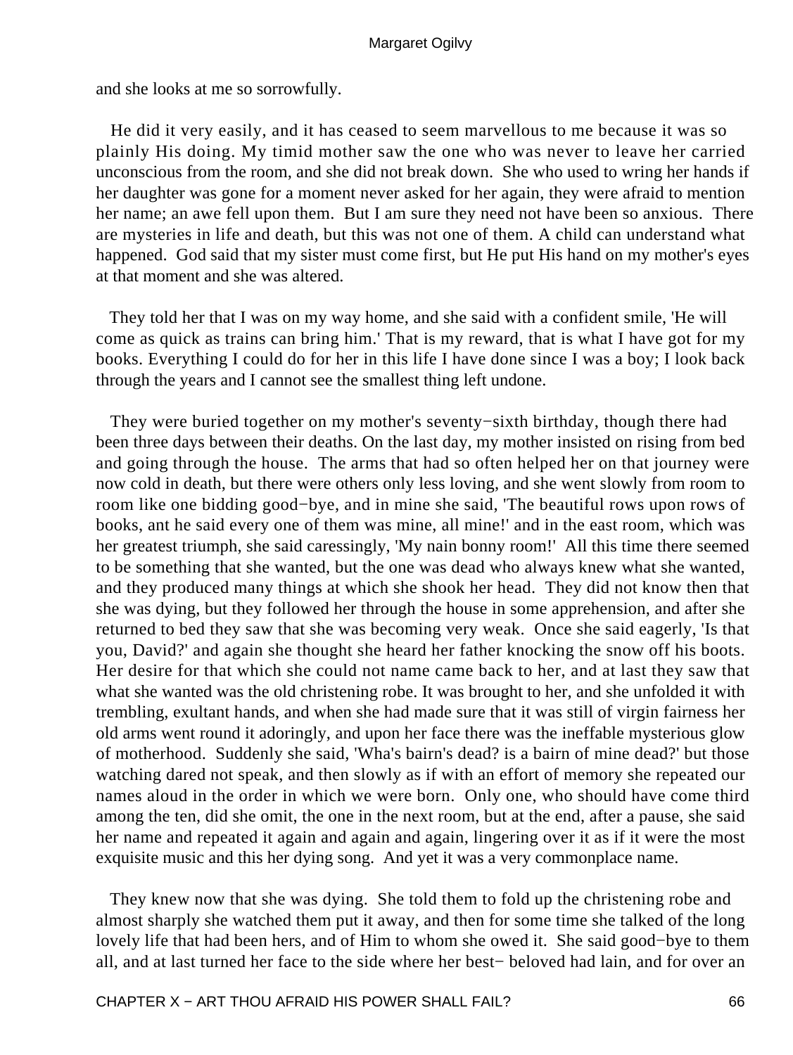and she looks at me so sorrowfully.

He did it very easily, and it has ceased to seem marvellous to me because it was so plainly His doing. My timid mother saw the one who was never to leave her carried unconscious from the room, and she did not break down. She who used to wring her hands if her daughter was gone for a moment never asked for her again, they were afraid to mention her name; an awe fell upon them. But I am sure they need not have been so anxious. There are mysteries in life and death, but this was not one of them. A child can understand what happened. God said that my sister must come first, but He put His hand on my mother's eyes at that moment and she was altered.

They told her that I was on my way home, and she said with a confident smile, 'He will come as quick as trains can bring him.' That is my reward, that is what I have got for my books. Everything I could do for her in this life I have done since I was a boy; I look back through the years and I cannot see the smallest thing left undone.

They were buried together on my mother's seventy−sixth birthday, though there had been three days between their deaths. On the last day, my mother insisted on rising from bed and going through the house. The arms that had so often helped her on that journey were now cold in death, but there were others only less loving, and she went slowly from room to room like one bidding good−bye, and in mine she said, 'The beautiful rows upon rows of books, ant he said every one of them was mine, all mine!' and in the east room, which was her greatest triumph, she said caressingly, 'My nain bonny room!' All this time there seemed to be something that she wanted, but the one was dead who always knew what she wanted, and they produced many things at which she shook her head. They did not know then that she was dying, but they followed her through the house in some apprehension, and after she returned to bed they saw that she was becoming very weak. Once she said eagerly, 'Is that you, David?' and again she thought she heard her father knocking the snow off his boots. Her desire for that which she could not name came back to her, and at last they saw that what she wanted was the old christening robe. It was brought to her, and she unfolded it with trembling, exultant hands, and when she had made sure that it was still of virgin fairness her old arms went round it adoringly, and upon her face there was the ineffable mysterious glow of motherhood. Suddenly she said, 'Wha's bairn's dead? is a bairn of mine dead?' but those watching dared not speak, and then slowly as if with an effort of memory she repeated our names aloud in the order in which we were born. Only one, who should have come third among the ten, did she omit, the one in the next room, but at the end, after a pause, she said her name and repeated it again and again and again, lingering over it as if it were the most exquisite music and this her dying song. And yet it was a very commonplace name.

They knew now that she was dying. She told them to fold up the christening robe and almost sharply she watched them put it away, and then for some time she talked of the long lovely life that had been hers, and of Him to whom she owed it. She said good−bye to them all, and at last turned her face to the side where her best− beloved had lain, and for over an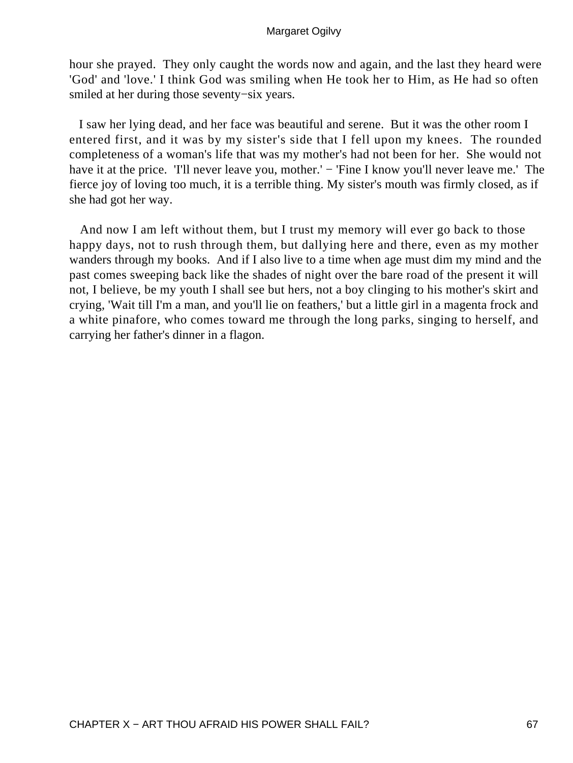hour she prayed. They only caught the words now and again, and the last they heard were 'God' and 'love.' I think God was smiling when He took her to Him, as He had so often smiled at her during those seventy−six years.

I saw her lying dead, and her face was beautiful and serene. But it was the other room I entered first, and it was by my sister's side that I fell upon my knees. The rounded completeness of a woman's life that was my mother's had not been for her. She would not have it at the price. 'I'll never leave you, mother.' − 'Fine I know you'll never leave me.' The fierce joy of loving too much, it is a terrible thing. My sister's mouth was firmly closed, as if she had got her way.

And now I am left without them, but I trust my memory will ever go back to those happy days, not to rush through them, but dallying here and there, even as my mother wanders through my books. And if I also live to a time when age must dim my mind and the past comes sweeping back like the shades of night over the bare road of the present it will not, I believe, be my youth I shall see but hers, not a boy clinging to his mother's skirt and crying, 'Wait till I'm a man, and you'll lie on feathers,' but a little girl in a magenta frock and a white pinafore, who comes toward me through the long parks, singing to herself, and carrying her father's dinner in a flagon.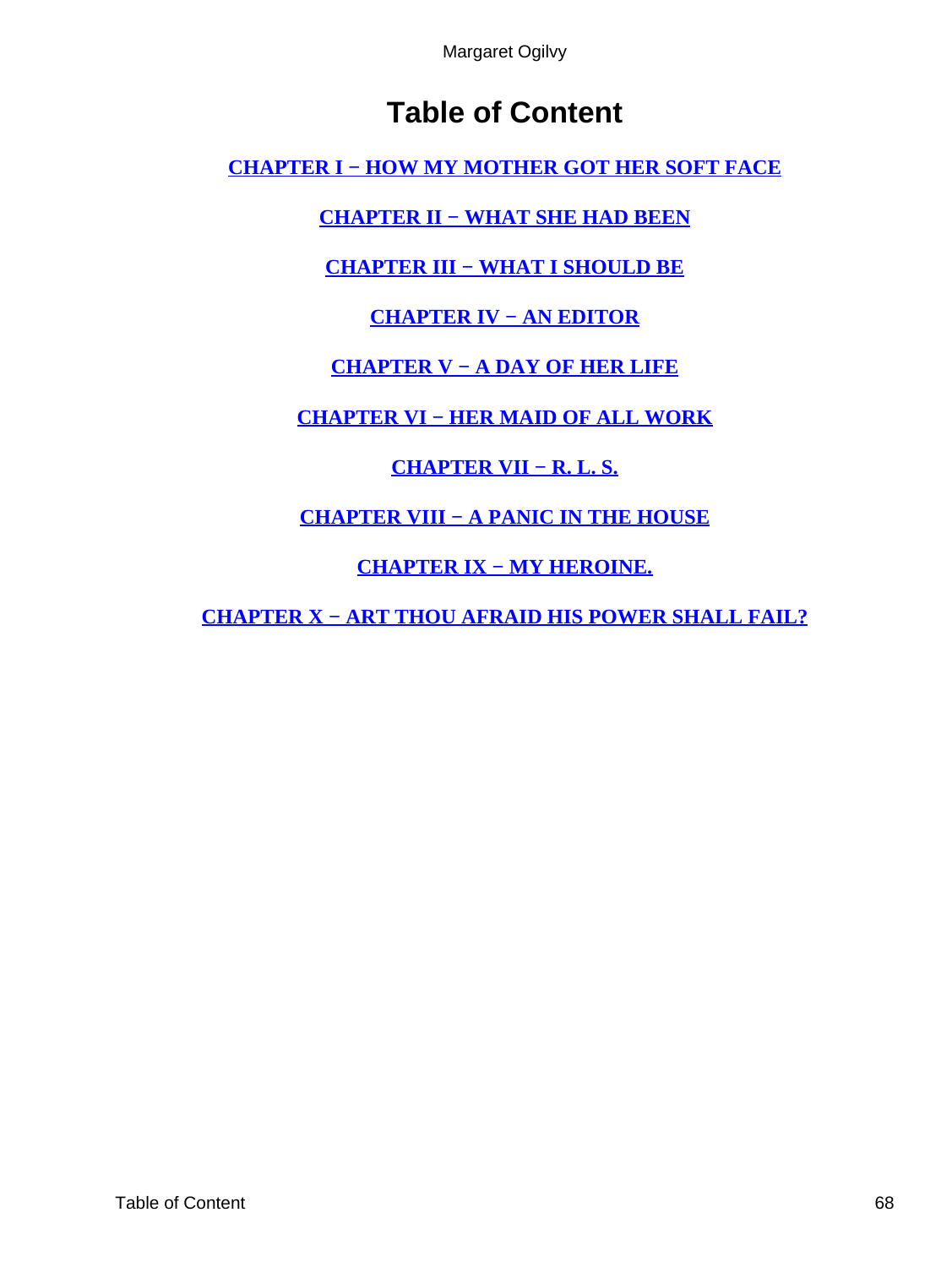# Table of Content

**CHAPTER I − HOW MY MOTHER GOT HER SOFT FACE**

**CHAPTER II − WHAT SHE HAD BEEN**

**CHAPTER III − WHAT I SHOULD BE**

**CHAPTER IV − AN EDITOR**

**CHAPTER V − A DAY OF HER LIFE**

**CHAPTER VI − HER MAID OF ALL WORK**

**CHAPTER VII − R. L. S.**

**CHAPTER VIII − A PANIC IN THE HOUSE**

**CHAPTER IX − MY HEROINE.**

**CHAPTER X − ART THOU AFRAID HIS POWER SHALL FAIL?**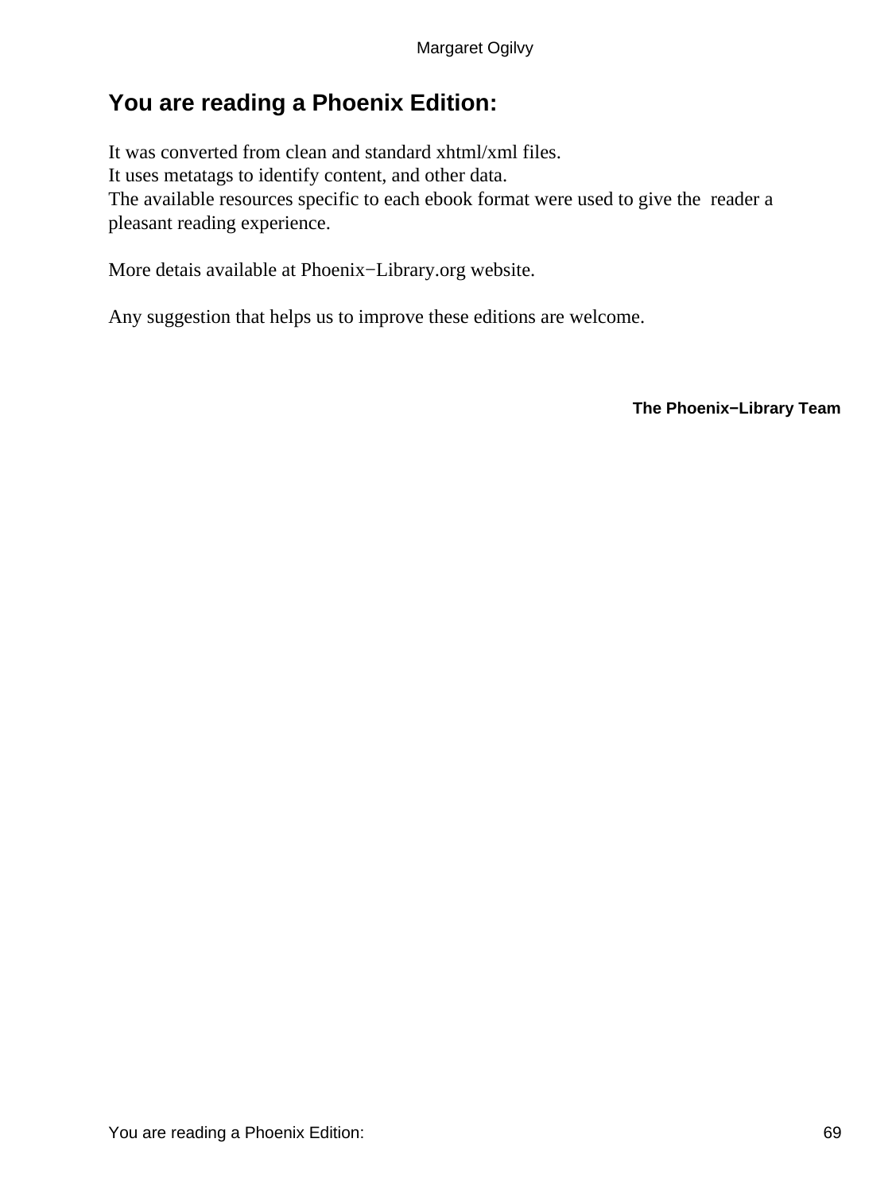## You are reading a Phoenix Edition:

It was converted from clean and standard xhtml/xml files.
It uses metatags to identify content, and other data.
The available resources specific to each ebook format were used to give the reader a pleasant reading experience.

More detais available at Phoenix−Library.org website.

Any suggestion that helps us to improve these editions are welcome.

**The Phoenix−Library Team**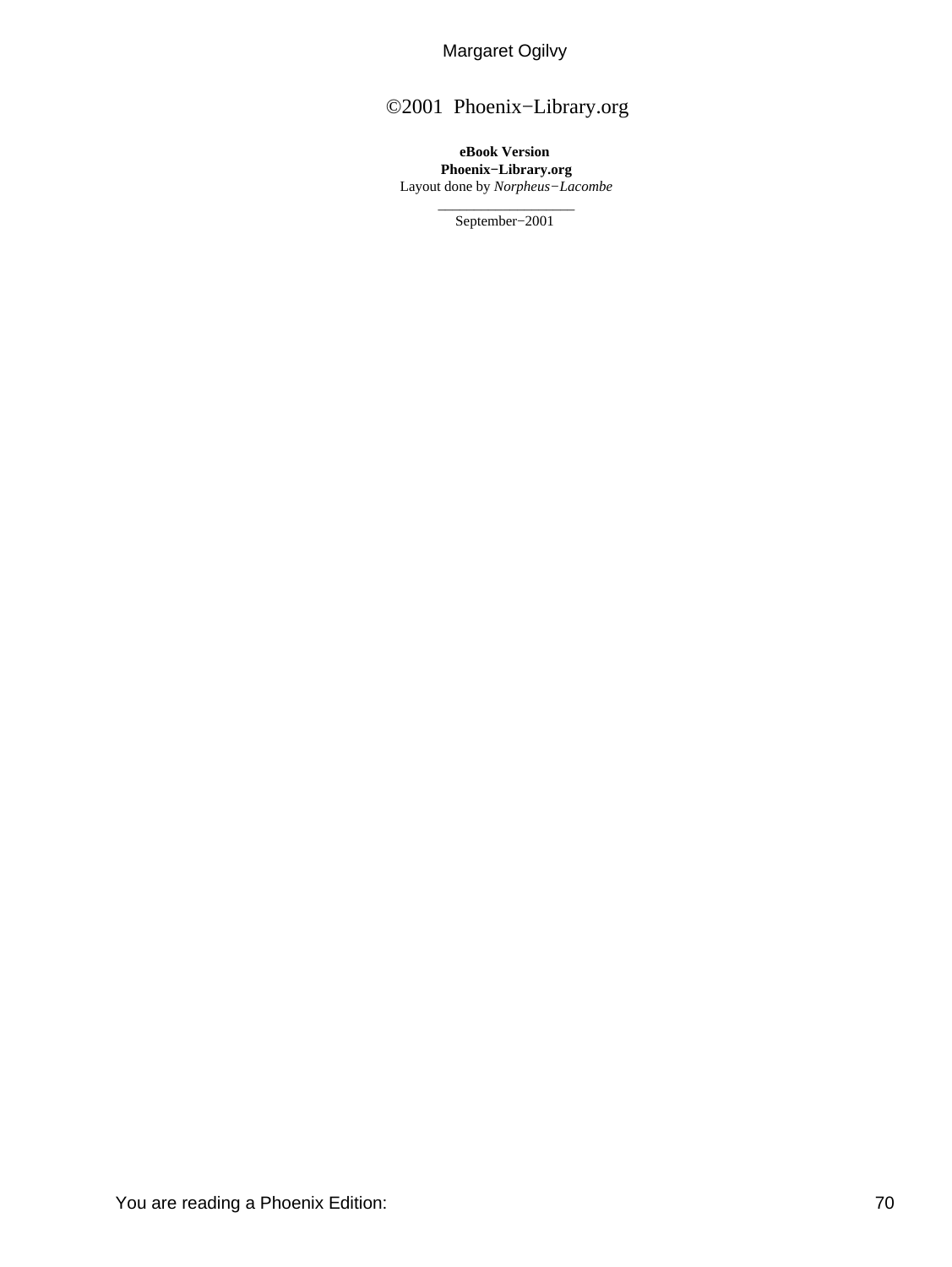©2001 Phoenix−Library.org

**eBook Version**
**Phoenix−Library.org**
Layout done by *Norpheus−Lacombe*

___________________

September−2001